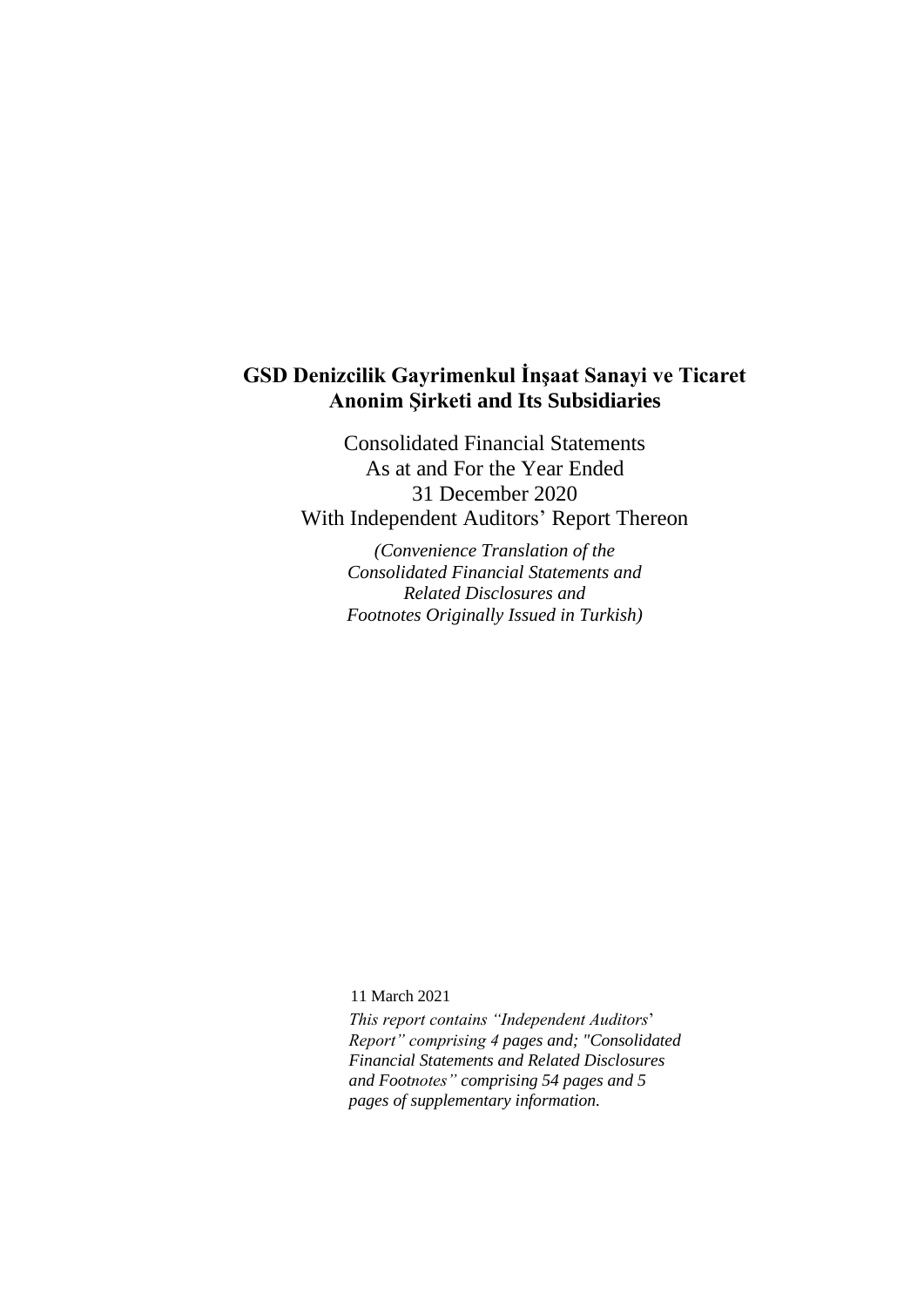# GSD Denizcilik Gayrimenkul İnşaat Sanayi ve Ticaret Anonim Şirketi and Its Subsidiaries

Consolidated Financial Statements
As at and For the Year Ended
31 December 2020
With Independent Auditors' Report Thereon

*(Convenience Translation of the Consolidated Financial Statements and Related Disclosures and Footnotes Originally Issued in Turkish)*

11 March 2021

*This report contains "Independent Auditors' Report" comprising 4 pages and; "Consolidated Financial Statements and Related Disclosures and Footnotes" comprising 54 pages and 5 pages of supplementary information.*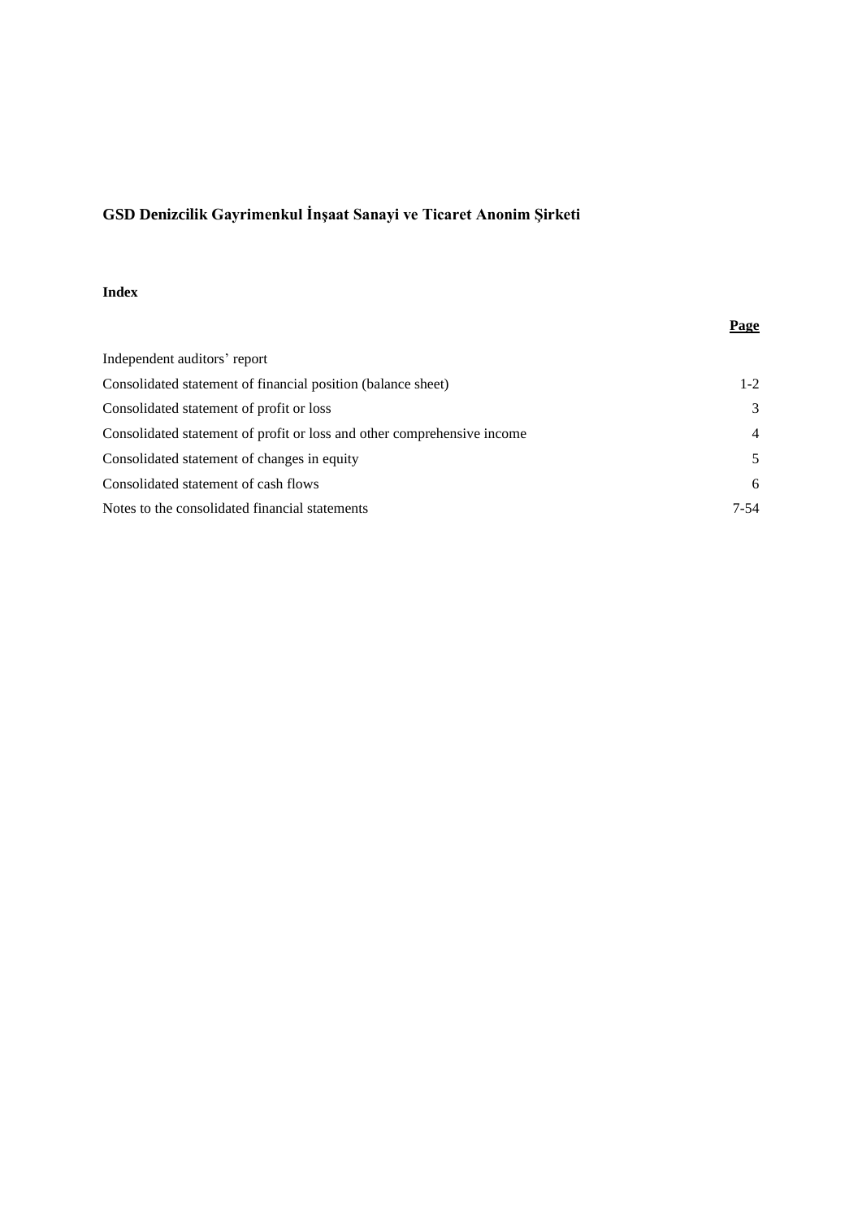**GSD Denizcilik Gayrimenkul İnşaat Sanayi ve Ticaret Anonim Şirketi**

**Index**

| | Page |
|---|---|
| Independent auditors' report | |
| Consolidated statement of financial position (balance sheet) | 1-2 |
| Consolidated statement of profit or loss | 3 |
| Consolidated statement of profit or loss and other comprehensive income | 4 |
| Consolidated statement of changes in equity | 5 |
| Consolidated statement of cash flows | 6 |
| Notes to the consolidated financial statements | 7-54 |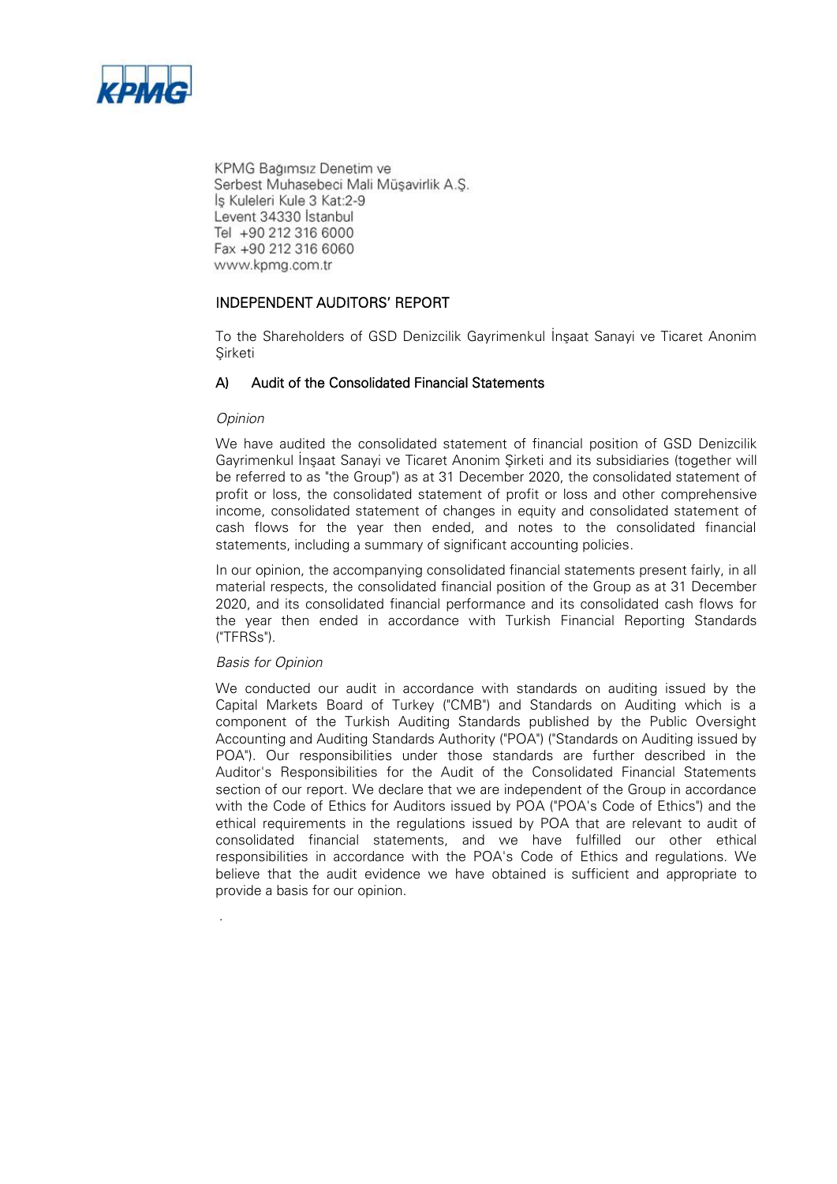KPMG Bağımsız Denetim ve
Serbest Muhasebeci Mali Müşavirlik A.Ş.
İş Kuleleri Kule 3 Kat:2-9
Levent 34330 İstanbul
Tel +90 212 316 6000
Fax +90 212 316 6060
www.kpmg.com.tr

# INDEPENDENT AUDITORS' REPORT

To the Shareholders of GSD Denizcilik Gayrimenkul İnşaat Sanayi ve Ticaret Anonim Şirketi

## A) Audit of the Consolidated Financial Statements

*Opinion*

We have audited the consolidated statement of financial position of GSD Denizcilik Gayrimenkul İnşaat Sanayi ve Ticaret Anonim Şirketi and its subsidiaries (together will be referred to as "the Group") as at 31 December 2020, the consolidated statement of profit or loss, the consolidated statement of profit or loss and other comprehensive income, consolidated statement of changes in equity and consolidated statement of cash flows for the year then ended, and notes to the consolidated financial statements, including a summary of significant accounting policies.

In our opinion, the accompanying consolidated financial statements present fairly, in all material respects, the consolidated financial position of the Group as at 31 December 2020, and its consolidated financial performance and its consolidated cash flows for the year then ended in accordance with Turkish Financial Reporting Standards ("TFRSs").

*Basis for Opinion*

We conducted our audit in accordance with standards on auditing issued by the Capital Markets Board of Turkey ("CMB") and Standards on Auditing which is a component of the Turkish Auditing Standards published by the Public Oversight Accounting and Auditing Standards Authority ("POA") ("Standards on Auditing issued by POA"). Our responsibilities under those standards are further described in the Auditor's Responsibilities for the Audit of the Consolidated Financial Statements section of our report. We declare that we are independent of the Group in accordance with the Code of Ethics for Auditors issued by POA ("POA's Code of Ethics") and the ethical requirements in the regulations issued by POA that are relevant to audit of consolidated financial statements, and we have fulfilled our other ethical responsibilities in accordance with the POA's Code of Ethics and regulations. We believe that the audit evidence we have obtained is sufficient and appropriate to provide a basis for our opinion.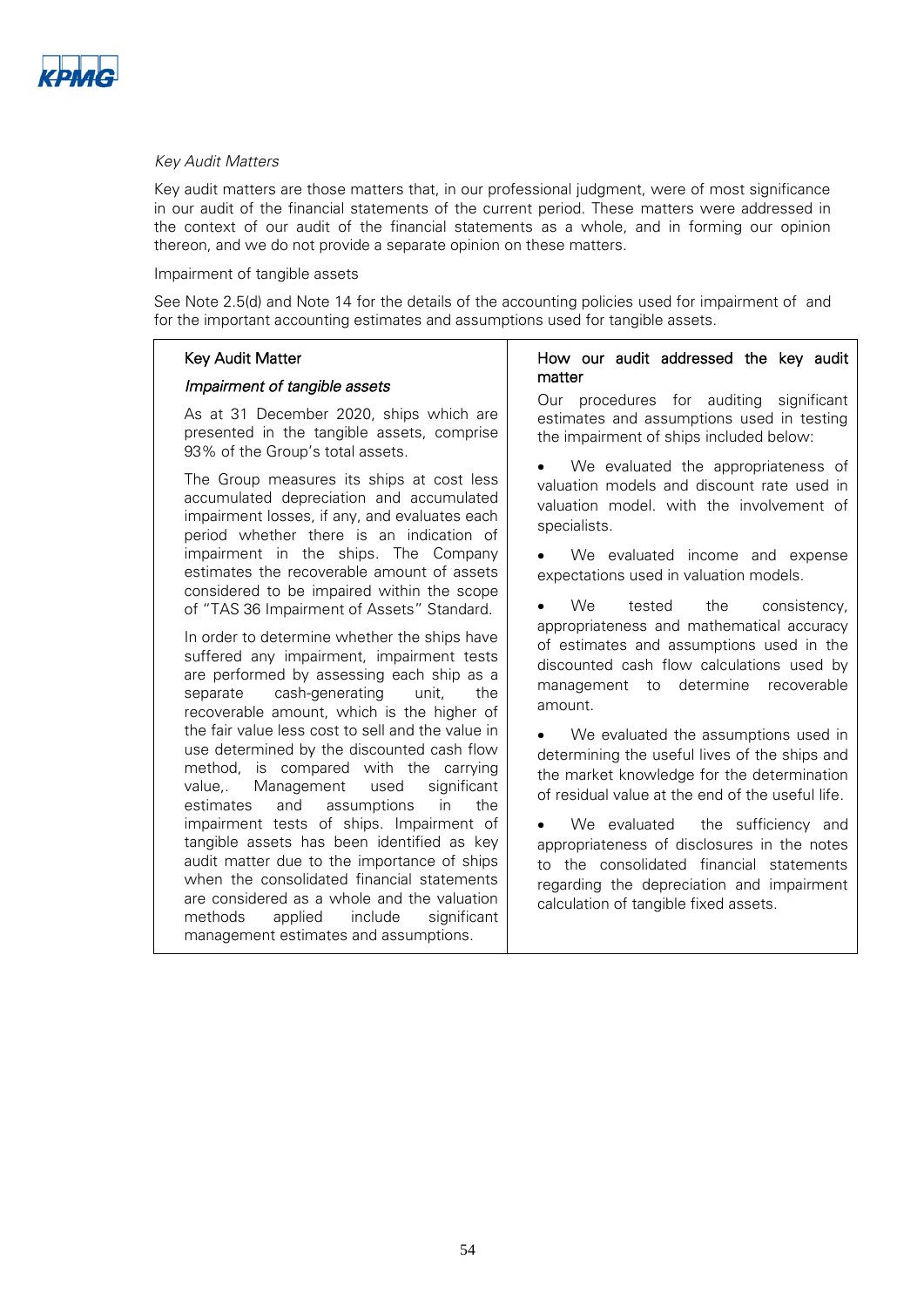*Key Audit Matters*

Key audit matters are those matters that, in our professional judgment, were of most significance in our audit of the financial statements of the current period. These matters were addressed in the context of our audit of the financial statements as a whole, and in forming our opinion thereon, and we do not provide a separate opinion on these matters.

Impairment of tangible assets

See Note 2.5(d) and Note 14 for the details of the accounting policies used for impairment of  and for the important accounting estimates and assumptions used for tangible assets.

| Key Audit Matter | How our audit addressed the key audit matter |
|---|---|
| *Impairment of tangible assets*<br><br>As at 31 December 2020, ships which are presented in the tangible assets, comprise 93% of the Group's total assets.<br><br>The Group measures its ships at cost less accumulated depreciation and accumulated impairment losses, if any, and evaluates each period whether there is an indication of impairment in the ships. The Company estimates the recoverable amount of assets considered to be impaired within the scope of "TAS 36 Impairment of Assets" Standard.<br><br>In order to determine whether the ships have suffered any impairment, impairment tests are performed by assessing each ship as a separate cash-generating unit, the recoverable amount, which is the higher of the fair value less cost to sell and the value in use determined by the discounted cash flow method, is compared with the carrying value,. Management used significant estimates and assumptions in the impairment tests of ships. Impairment of tangible assets has been identified as key audit matter due to the importance of ships when the consolidated financial statements are considered as a whole and the valuation methods applied include significant management estimates and assumptions. | Our procedures for auditing significant estimates and assumptions used in testing the impairment of ships included below:<br><br>• We evaluated the appropriateness of valuation models and discount rate used in valuation model. with the involvement of specialists.<br><br>• We evaluated income and expense expectations used in valuation models.<br><br>• We tested the consistency, appropriateness and mathematical accuracy of estimates and assumptions used in the discounted cash flow calculations used by management to determine recoverable amount.<br><br>• We evaluated the assumptions used in determining the useful lives of the ships and the market knowledge for the determination of residual value at the end of the useful life.<br><br>• We evaluated the sufficiency and appropriateness of disclosures in the notes to the consolidated financial statements regarding the depreciation and impairment calculation of tangible fixed assets. |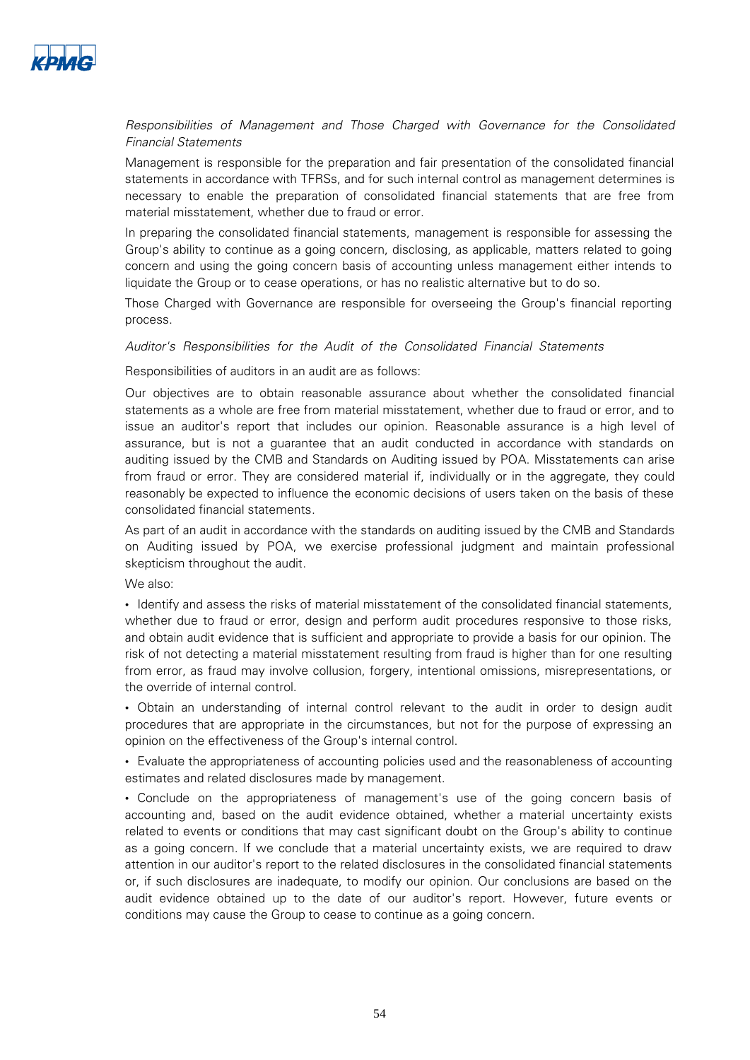*Responsibilities of Management and Those Charged with Governance for the Consolidated Financial Statements*

Management is responsible for the preparation and fair presentation of the consolidated financial statements in accordance with TFRSs, and for such internal control as management determines is necessary to enable the preparation of consolidated financial statements that are free from material misstatement, whether due to fraud or error.

In preparing the consolidated financial statements, management is responsible for assessing the Group's ability to continue as a going concern, disclosing, as applicable, matters related to going concern and using the going concern basis of accounting unless management either intends to liquidate the Group or to cease operations, or has no realistic alternative but to do so.

Those Charged with Governance are responsible for overseeing the Group's financial reporting process.

*Auditor's Responsibilities for the Audit of the Consolidated Financial Statements*

Responsibilities of auditors in an audit are as follows:

Our objectives are to obtain reasonable assurance about whether the consolidated financial statements as a whole are free from material misstatement, whether due to fraud or error, and to issue an auditor's report that includes our opinion. Reasonable assurance is a high level of assurance, but is not a guarantee that an audit conducted in accordance with standards on auditing issued by the CMB and Standards on Auditing issued by POA. Misstatements can arise from fraud or error. They are considered material if, individually or in the aggregate, they could reasonably be expected to influence the economic decisions of users taken on the basis of these consolidated financial statements.

As part of an audit in accordance with the standards on auditing issued by the CMB and Standards on Auditing issued by POA, we exercise professional judgment and maintain professional skepticism throughout the audit.

We also:

- Identify and assess the risks of material misstatement of the consolidated financial statements, whether due to fraud or error, design and perform audit procedures responsive to those risks, and obtain audit evidence that is sufficient and appropriate to provide a basis for our opinion. The risk of not detecting a material misstatement resulting from fraud is higher than for one resulting from error, as fraud may involve collusion, forgery, intentional omissions, misrepresentations, or the override of internal control.
- Obtain an understanding of internal control relevant to the audit in order to design audit procedures that are appropriate in the circumstances, but not for the purpose of expressing an opinion on the effectiveness of the Group's internal control.
- Evaluate the appropriateness of accounting policies used and the reasonableness of accounting estimates and related disclosures made by management.
- Conclude on the appropriateness of management's use of the going concern basis of accounting and, based on the audit evidence obtained, whether a material uncertainty exists related to events or conditions that may cast significant doubt on the Group's ability to continue as a going concern. If we conclude that a material uncertainty exists, we are required to draw attention in our auditor's report to the related disclosures in the consolidated financial statements or, if such disclosures are inadequate, to modify our opinion. Our conclusions are based on the audit evidence obtained up to the date of our auditor's report. However, future events or conditions may cause the Group to cease to continue as a going concern.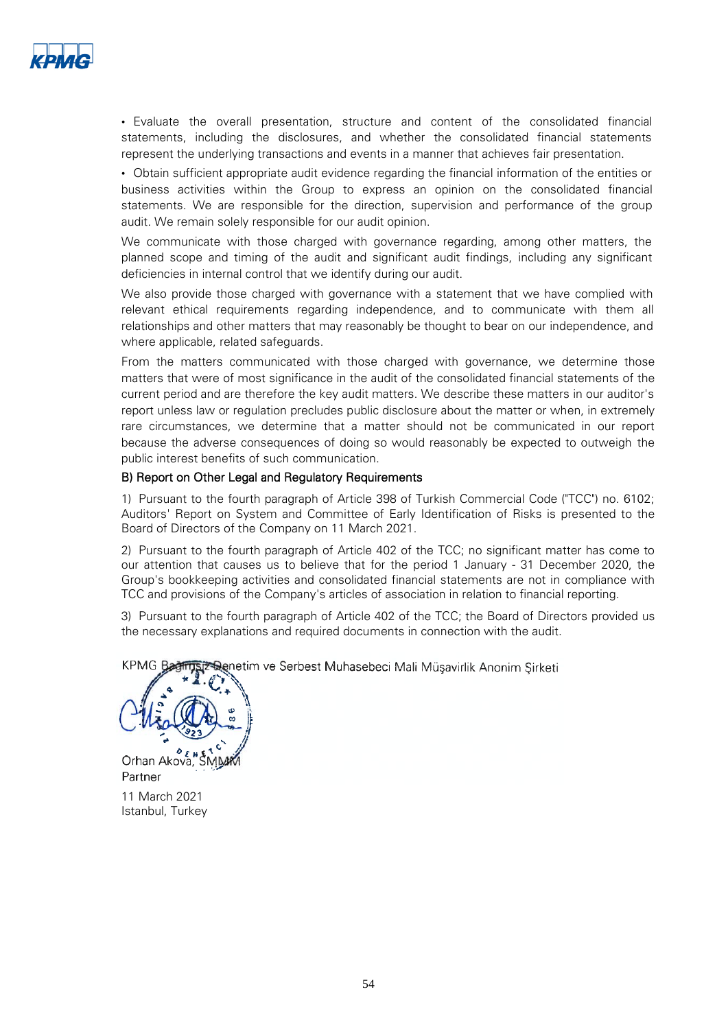- Evaluate the overall presentation, structure and content of the consolidated financial statements, including the disclosures, and whether the consolidated financial statements represent the underlying transactions and events in a manner that achieves fair presentation.
- Obtain sufficient appropriate audit evidence regarding the financial information of the entities or business activities within the Group to express an opinion on the consolidated financial statements. We are responsible for the direction, supervision and performance of the group audit. We remain solely responsible for our audit opinion.

We communicate with those charged with governance regarding, among other matters, the planned scope and timing of the audit and significant audit findings, including any significant deficiencies in internal control that we identify during our audit.

We also provide those charged with governance with a statement that we have complied with relevant ethical requirements regarding independence, and to communicate with them all relationships and other matters that may reasonably be thought to bear on our independence, and where applicable, related safeguards.

From the matters communicated with those charged with governance, we determine those matters that were of most significance in the audit of the consolidated financial statements of the current period and are therefore the key audit matters. We describe these matters in our auditor's report unless law or regulation precludes public disclosure about the matter or when, in extremely rare circumstances, we determine that a matter should not be communicated in our report because the adverse consequences of doing so would reasonably be expected to outweigh the public interest benefits of such communication.

### B) Report on Other Legal and Regulatory Requirements

1) Pursuant to the fourth paragraph of Article 398 of Turkish Commercial Code ("TCC") no. 6102; Auditors' Report on System and Committee of Early Identification of Risks is presented to the Board of Directors of the Company on 11 March 2021.

2) Pursuant to the fourth paragraph of Article 402 of the TCC; no significant matter has come to our attention that causes us to believe that for the period 1 January - 31 December 2020, the Group's bookkeeping activities and consolidated financial statements are not in compliance with TCC and provisions of the Company's articles of association in relation to financial reporting.

3) Pursuant to the fourth paragraph of Article 402 of the TCC; the Board of Directors provided us the necessary explanations and required documents in connection with the audit.

KPMG Bağımsız Denetim ve Serbest Muhasebeci Mali Müşavirlik Anonim Şirketi

Orhan Akova, SMMM
Partner

11 March 2021
Istanbul, Turkey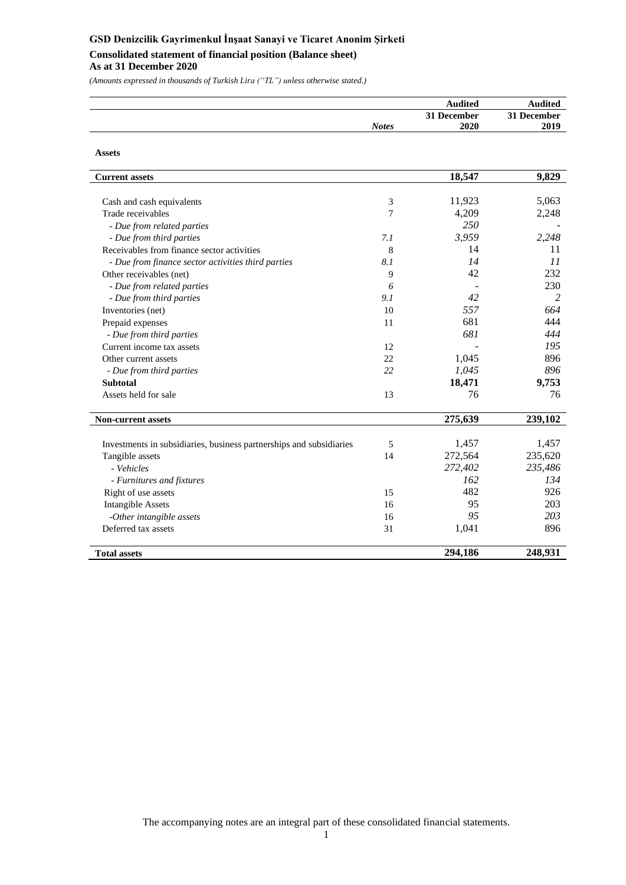**GSD Denizcilik Gayrimenkul İnşaat Sanayi ve Ticaret Anonim Şirketi**

**Consolidated statement of financial position (Balance sheet)**

**As at 31 December 2020**

*(Amounts expressed in thousands of Turkish Lira ("TL") unless otherwise stated.)*

| | *Notes* | **Audited 31 December 2020** | **Audited 31 December 2019** |
|---|---|---|---|
| **Assets** | | | |
| **Current assets** | | **18,547** | **9,829** |
| Cash and cash equivalents | 3 | 11,923 | 5,063 |
| Trade receivables | 7 | 4,209 | 2,248 |
| *- Due from related parties* | | *250* | - |
| *- Due from third parties* | *7.1* | *3,959* | *2,248* |
| Receivables from finance sector activities | 8 | 14 | 11 |
| *- Due from finance sector activities third parties* | *8.1* | *14* | *11* |
| Other receivables (net) | 9 | 42 | 232 |
| *- Due from related parties* | *6* | - | 230 |
| *- Due from third parties* | *9.1* | *42* | *2* |
| Inventories (net) | 10 | *557* | *664* |
| Prepaid expenses | 11 | 681 | 444 |
| *- Due from third parties* | | *681* | *444* |
| Current income tax assets | 12 | - | *195* |
| Other current assets | 22 | 1,045 | 896 |
| *- Due from third parties* | *22* | *1,045* | *896* |
| **Subtotal** | | **18,471** | **9,753** |
| Assets held for sale | 13 | 76 | 76 |
| **Non-current assets** | | **275,639** | **239,102** |
| Investments in subsidiaries, business partnerships and subsidiaries | 5 | 1,457 | 1,457 |
| Tangible assets | 14 | 272,564 | 235,620 |
| *- Vehicles* | | *272,402* | *235,486* |
| *- Furnitures and fixtures* | | *162* | *134* |
| Right of use assets | 15 | 482 | 926 |
| Intangible Assets | 16 | 95 | 203 |
| *-Other intangible assets* | 16 | *95* | *203* |
| Deferred tax assets | 31 | 1,041 | 896 |
| **Total assets** | | **294,186** | **248,931** |

The accompanying notes are an integral part of these consolidated financial statements.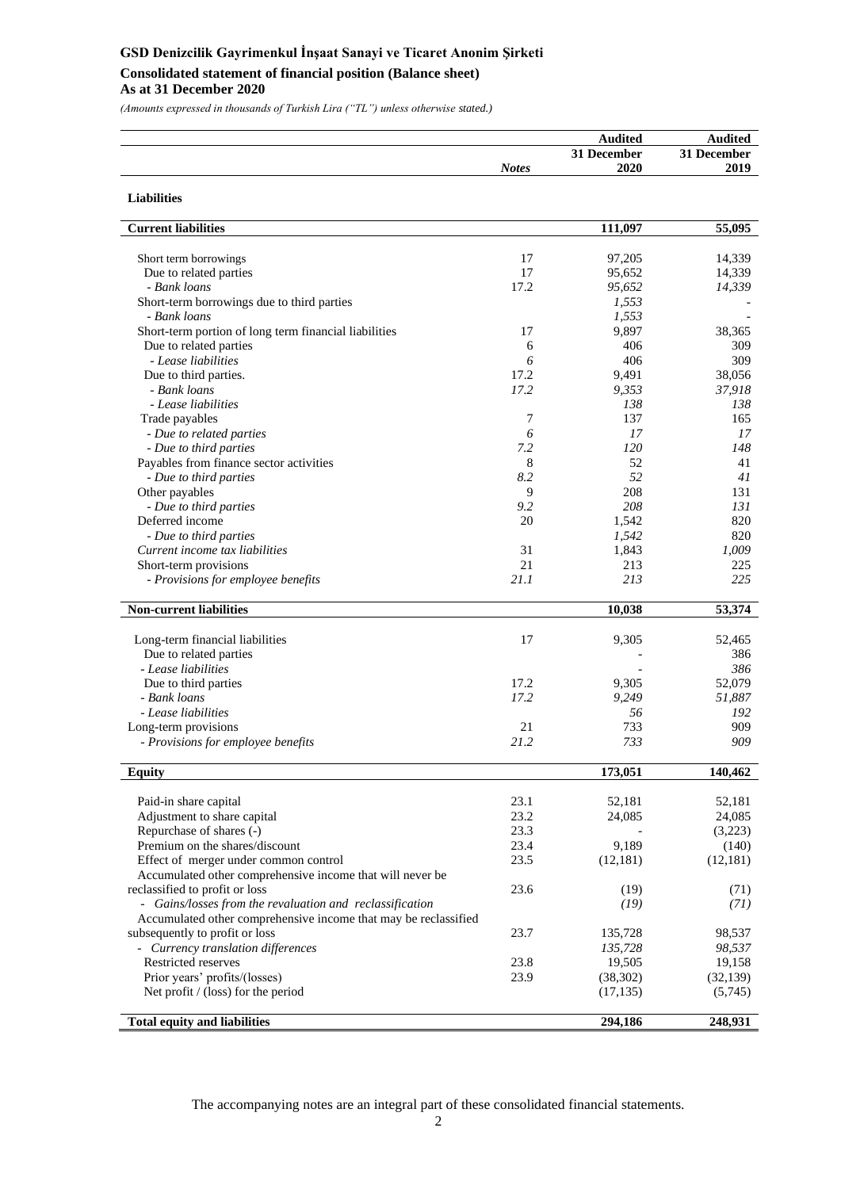**GSD Denizcilik Gayrimenkul İnşaat Sanayi ve Ticaret Anonim Şirketi**

**Consolidated statement of financial position (Balance sheet)**
**As at 31 December 2020**

*(Amounts expressed in thousands of Turkish Lira ("TL") unless otherwise stated.)*

| | *Notes* | **Audited 31 December 2020** | **Audited 31 December 2019** |
|---|---|---|---|
| **Liabilities** | | | |
| **Current liabilities** | | **111,097** | **55,095** |
| Short term borrowings | 17 | 97,205 | 14,339 |
| Due to related parties | 17 | 95,652 | 14,339 |
| *- Bank loans* | 17.2 | *95,652* | *14,339* |
| Short-term borrowings due to third parties | | *1,553* | - |
| *- Bank loans* | | *1,553* | - |
| Short-term portion of long term financial liabilities | 17 | 9,897 | 38,365 |
| Due to related parties | 6 | 406 | 309 |
| *- Lease liabilities* | *6* | 406 | 309 |
| Due to third parties. | 17.2 | 9,491 | 38,056 |
| *- Bank loans* | *17.2* | *9,353* | *37,918* |
| *- Lease liabilities* | | *138* | *138* |
| Trade payables | 7 | 137 | 165 |
| *- Due to related parties* | *6* | *17* | *17* |
| *- Due to third parties* | *7.2* | *120* | *148* |
| Payables from finance sector activities | 8 | 52 | 41 |
| *- Due to third parties* | *8.2* | *52* | *41* |
| Other payables | 9 | 208 | 131 |
| *- Due to third parties* | *9.2* | *208* | *131* |
| Deferred income | 20 | 1,542 | 820 |
| *- Due to third parties* | | *1,542* | 820 |
| *Current income tax liabilities* | 31 | 1,843 | *1,009* |
| Short-term provisions | 21 | 213 | 225 |
| *- Provisions for employee benefits* | *21.1* | *213* | *225* |
| **Non-current liabilities** | | **10,038** | **53,374** |
| Long-term financial liabilities | 17 | 9,305 | 52,465 |
| Due to related parties | | - | 386 |
| *- Lease liabilities* | | - | *386* |
| Due to third parties | 17.2 | 9,305 | 52,079 |
| *- Bank loans* | *17.2* | *9,249* | *51,887* |
| *- Lease liabilities* | | *56* | *192* |
| Long-term provisions | 21 | 733 | 909 |
| *- Provisions for employee benefits* | *21.2* | *733* | *909* |
| **Equity** | | **173,051** | **140,462** |
| Paid-in share capital | 23.1 | 52,181 | 52,181 |
| Adjustment to share capital | 23.2 | 24,085 | 24,085 |
| Repurchase of shares (-) | 23.3 | - | (3,223) |
| Premium on the shares/discount | 23.4 | 9,189 | (140) |
| Effect of merger under common control | 23.5 | (12,181) | (12,181) |
| Accumulated other comprehensive income that will never be reclassified to profit or loss | 23.6 | (19) | (71) |
| *- Gains/losses from the revaluation and reclassification* | | *(19)* | *(71)* |
| Accumulated other comprehensive income that may be reclassified subsequently to profit or loss | 23.7 | 135,728 | 98,537 |
| *- Currency translation differences* | | *135,728* | *98,537* |
| Restricted reserves | 23.8 | 19,505 | 19,158 |
| Prior years' profits/(losses) | 23.9 | (38,302) | (32,139) |
| Net profit / (loss) for the period | | (17,135) | (5,745) |
| **Total equity and liabilities** | | **294,186** | **248,931** |

The accompanying notes are an integral part of these consolidated financial statements.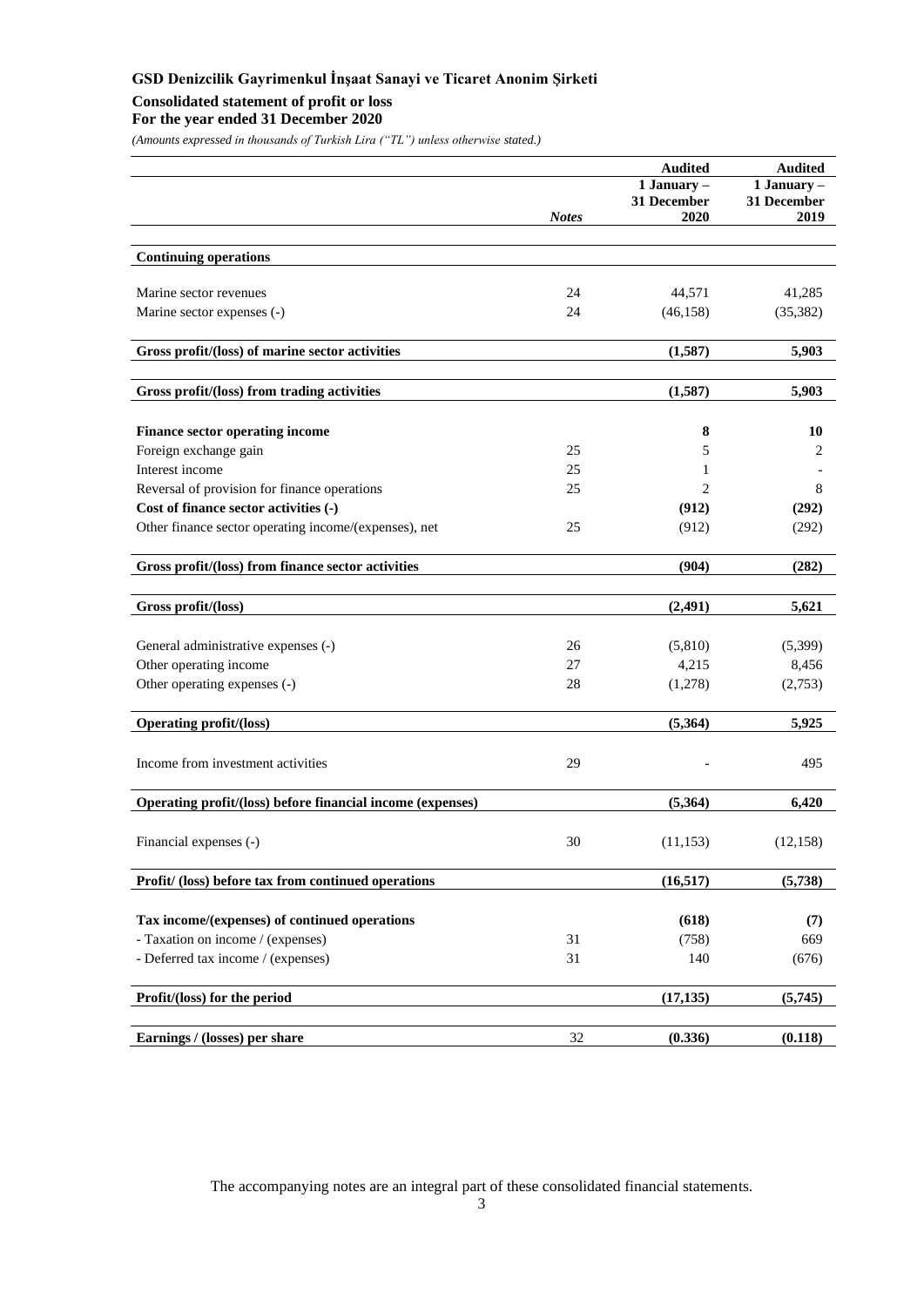**GSD Denizcilik Gayrimenkul İnşaat Sanayi ve Ticaret Anonim Şirketi**

**Consolidated statement of profit or loss**
**For the year ended 31 December 2020**

*(Amounts expressed in thousands of Turkish Lira ("TL") unless otherwise stated.)*

| | *Notes* | **Audited 1 January – 31 December 2020** | **Audited 1 January – 31 December 2019** |
|---|---|---|---|
| **Continuing operations** | | | |
| Marine sector revenues | 24 | 44,571 | 41,285 |
| Marine sector expenses (-) | 24 | (46,158) | (35,382) |
| **Gross profit/(loss) of marine sector activities** | | **(1,587)** | **5,903** |
| **Gross profit/(loss) from trading activities** | | **(1,587)** | **5,903** |
| **Finance sector operating income** | | **8** | **10** |
| Foreign exchange gain | 25 | 5 | 2 |
| Interest income | 25 | 1 | - |
| Reversal of provision for finance operations | 25 | 2 | 8 |
| **Cost of finance sector activities (-)** | | **(912)** | **(292)** |
| Other finance sector operating income/(expenses), net | 25 | (912) | (292) |
| **Gross profit/(loss) from finance sector activities** | | **(904)** | **(282)** |
| **Gross profit/(loss)** | | **(2,491)** | **5,621** |
| General administrative expenses (-) | 26 | (5,810) | (5,399) |
| Other operating income | 27 | 4,215 | 8,456 |
| Other operating expenses (-) | 28 | (1,278) | (2,753) |
| **Operating profit/(loss)** | | **(5,364)** | **5,925** |
| Income from investment activities | 29 | - | 495 |
| **Operating profit/(loss) before financial income (expenses)** | | **(5,364)** | **6,420** |
| Financial expenses (-) | 30 | (11,153) | (12,158) |
| **Profit/ (loss) before tax from continued operations** | | **(16,517)** | **(5,738)** |
| **Tax income/(expenses) of continued operations** | | **(618)** | **(7)** |
| - Taxation on income / (expenses) | 31 | (758) | 669 |
| - Deferred tax income / (expenses) | 31 | 140 | (676) |
| **Profit/(loss) for the period** | | **(17,135)** | **(5,745)** |
| **Earnings / (losses) per share** | 32 | **(0.336)** | **(0.118)** |

The accompanying notes are an integral part of these consolidated financial statements.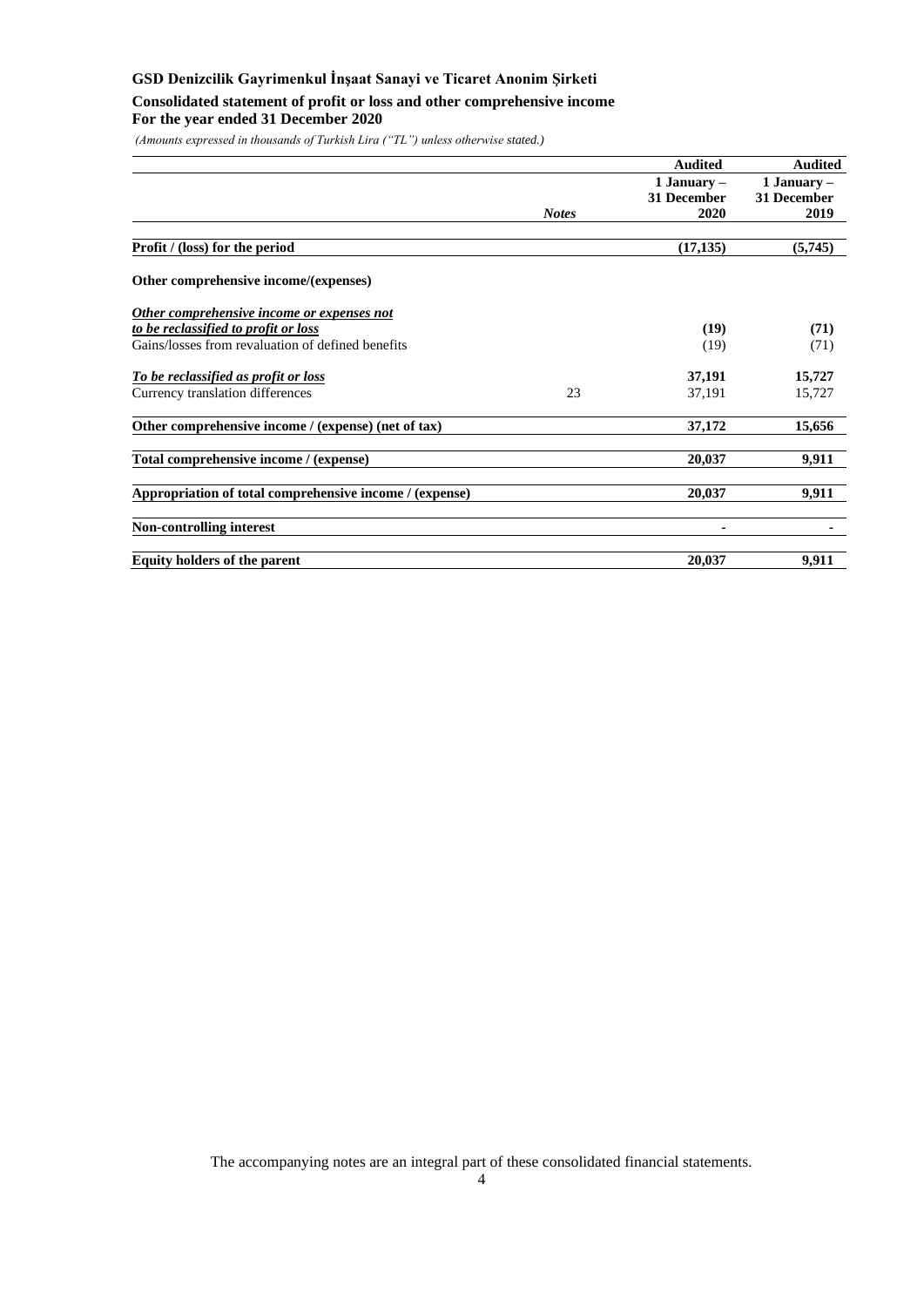**GSD Denizcilik Gayrimenkul İnşaat Sanayi ve Ticaret Anonim Şirketi**

**Consolidated statement of profit or loss and other comprehensive income**
**For the year ended 31 December 2020**

*(Amounts expressed in thousands of Turkish Lira ("TL") unless otherwise stated.)*

| | *Notes* | **Audited**<br>**1 January – 31 December 2020** | **Audited**<br>**1 January – 31 December 2019** |
|---|---|---|---|
| **Profit / (loss) for the period** | | **(17,135)** | **(5,745)** |
| **Other comprehensive income/(expenses)** | | | |
| ***Other comprehensive income or expenses not to be reclassified to profit or loss*** | | **(19)** | **(71)** |
| Gains/losses from revaluation of defined benefits | | (19) | (71) |
| ***To be reclassified as profit or loss*** | | **37,191** | **15,727** |
| Currency translation differences | 23 | 37,191 | 15,727 |
| **Other comprehensive income / (expense) (net of tax)** | | **37,172** | **15,656** |
| **Total comprehensive income / (expense)** | | **20,037** | **9,911** |
| **Appropriation of total comprehensive income / (expense)** | | **20,037** | **9,911** |
| **Non-controlling interest** | | **-** | **-** |
| **Equity holders of the parent** | | **20,037** | **9,911** |

The accompanying notes are an integral part of these consolidated financial statements.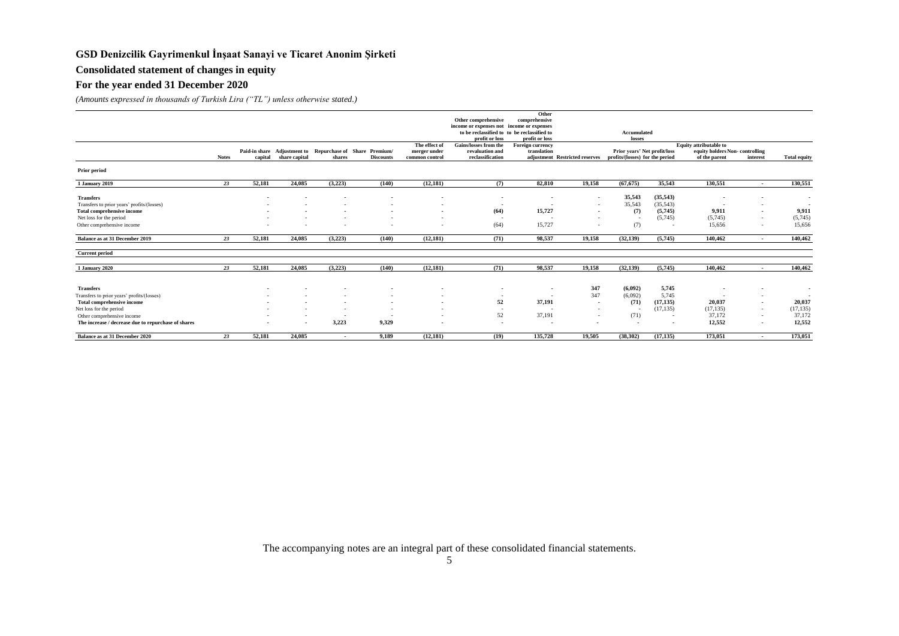# GSD Denizcilik Gayrimenkul İnşaat Sanayi ve Ticaret Anonim Şirketi

## Consolidated statement of changes in equity

## For the year ended 31 December 2020

*(Amounts expressed in thousands of Turkish Lira ("TL") unless otherwise stated.)*

| | | | | | | | Other comprehensive income or expenses not to be reclassified to profit or loss | Other comprehensive income or expenses to be reclassified to profit or loss | | Accumulated losses | | | | |
|---|---|---|---|---|---|---|---|---|---|---|---|---|---|---|
| | Notes | Paid-in share capital | Adjustment to share capital | Repurchase of shares | Share Premium/ Discounts | The effect of merger under common control | Gains/losses from the revaluation and reclassification | Foreign currency translation adjustment | Restricted reserves | Prior years' profits/(losses) | Net profit/loss for the period | Equity attributable to equity holders of the parent | Non- controlling interest | Total equity |
| **Prior period** | | | | | | | | | | | | | | |
| **1 January 2019** | 23 | 52,181 | 24,085 | (3,223) | (140) | (12,181) | (7) | 82,810 | 19,158 | (67,675) | 35,543 | 130,551 | - | 130,551 |
| **Transfers** | | - | - | - | - | - | - | - | - | 35,543 | (35,543) | - | - | - |
| Transfers to prior years' profits/(losses) | | - | - | - | - | - | - | - | - | 35,543 | (35,543) | - | - | - |
| **Total comprehensive income** | | - | - | - | - | - | (64) | 15,727 | - | (7) | (5,745) | 9,911 | - | 9,911 |
| Net loss for the period | | - | - | - | - | - | - | - | - | - | (5,745) | (5,745) | - | (5,745) |
| Other comprehensive income | | - | - | - | - | - | (64) | 15,727 | - | (7) | - | 15,656 | - | 15,656 |
| **Balance as at 31 December 2019** | 23 | 52,181 | 24,085 | (3,223) | (140) | (12,181) | (71) | 98,537 | 19,158 | (32,139) | (5,745) | 140,462 | - | 140,462 |
| **Current period** | | | | | | | | | | | | | | |
| **1 January 2020** | 23 | 52,181 | 24,085 | (3,223) | (140) | (12,181) | (71) | 98,537 | 19,158 | (32,139) | (5,745) | 140,462 | - | 140,462 |
| **Transfers** | | - | - | - | - | - | - | - | 347 | (6,092) | 5,745 | - | - | - |
| Transfers to prior years' profits/(losses) | | - | - | - | - | - | - | - | 347 | (6,092) | 5,745 | - | - | - |
| **Total comprehensive income** | | - | - | - | - | - | 52 | 37,191 | - | (71) | (17,135) | 20,037 | - | 20,037 |
| Net loss for the period | | - | - | - | - | - | - | - | - | - | (17,135) | (17,135) | - | (17,135) |
| Other comprehensive income | | - | - | - | - | - | 52 | 37,191 | - | (71) | - | 37,172 | - | 37,172 |
| **The increase / decrease due to repurchase of shares** | | - | - | 3,223 | 9,329 | - | - | - | - | - | - | 12,552 | - | 12,552 |
| **Balance as at 31 December 2020** | 23 | 52,181 | 24,085 | - | 9,189 | (12,181) | (19) | 135,728 | 19,505 | (38,302) | (17,135) | 173,051 | - | 173,051 |

The accompanying notes are an integral part of these consolidated financial statements.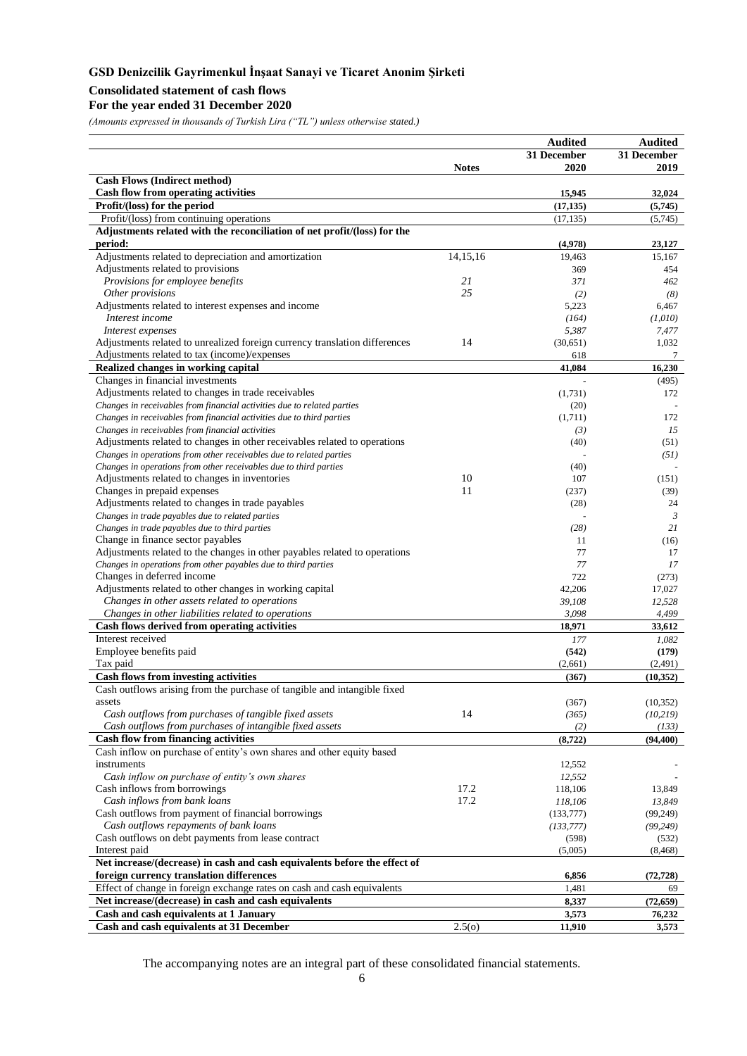**GSD Denizcilik Gayrimenkul İnşaat Sanayi ve Ticaret Anonim Şirketi**

**Consolidated statement of cash flows**

**For the year ended 31 December 2020**

*(Amounts expressed in thousands of Turkish Lira ("TL") unless otherwise stated.)*

| | Notes | Audited 31 December 2020 | Audited 31 December 2019 |
|---|---|---|---|
| **Cash Flows (Indirect method)** | | | |
| **Cash flow from operating activities** | | **15,945** | **32,024** |
| **Profit/(loss) for the period** | | **(17,135)** | **(5,745)** |
| Profit/(loss) from continuing operations | | (17,135) | (5,745) |
| **Adjustments related with the reconciliation of net profit/(loss) for the period:** | | **(4,978)** | **23,127** |
| Adjustments related to depreciation and amortization | 14,15,16 | 19,463 | 15,167 |
| Adjustments related to provisions | | 369 | 454 |
| *Provisions for employee benefits* | *21* | *371* | *462* |
| *Other provisions* | *25* | *(2)* | *(8)* |
| Adjustments related to interest expenses and income | | 5,223 | 6,467 |
| *Interest income* | | *(164)* | *(1,010)* |
| *Interest expenses* | | *5,387* | *7,477* |
| Adjustments related to unrealized foreign currency translation differences | 14 | (30,651) | 1,032 |
| Adjustments related to tax (income)/expenses | | 618 | 7 |
| **Realized changes in working capital** | | **41,084** | **16,230** |
| Changes in financial investments | | - | (495) |
| Adjustments related to changes in trade receivables | | (1,731) | 172 |
| *Changes in receivables from financial activities due to related parties* | | (20) | - |
| *Changes in receivables from financial activities due to third parties* | | (1,711) | 172 |
| *Changes in receivables from financial activities* | | *(3)* | *15* |
| Adjustments related to changes in other receivables related to operations | | (40) | (51) |
| *Changes in operations from other receivables due to related parties* | | - | *(51)* |
| *Changes in operations from other receivables due to third parties* | | (40) | - |
| Adjustments related to changes in inventories | 10 | 107 | (151) |
| Changes in prepaid expenses | 11 | (237) | (39) |
| Adjustments related to changes in trade payables | | (28) | 24 |
| *Changes in trade payables due to related parties* | | - | *3* |
| *Changes in trade payables due to third parties* | | *(28)* | *21* |
| Change in finance sector payables | | 11 | (16) |
| Adjustments related to the changes in other payables related to operations | | 77 | 17 |
| *Changes in operations from other payables due to third parties* | | *77* | *17* |
| Changes in deferred income | | 722 | (273) |
| Adjustments related to other changes in working capital | | 42,206 | 17,027 |
| *Changes in other assets related to operations* | | *39,108* | *12,528* |
| *Changes in other liabilities related to operations* | | *3,098* | *4,499* |
| **Cash flows derived from operating activities** | | **18,971** | **33,612** |
| Interest received | | *177* | *1,082* |
| Employee benefits paid | | **(542)** | **(179)** |
| Tax paid | | (2,661) | (2,491) |
| **Cash flows from investing activities** | | **(367)** | **(10,352)** |
| Cash outflows arising from the purchase of tangible and intangible fixed assets | | (367) | (10,352) |
| *Cash outflows from purchases of tangible fixed assets* | 14 | *(365)* | *(10,219)* |
| *Cash outflows from purchases of intangible fixed assets* | | *(2)* | *(133)* |
| **Cash flow from financing activities** | | **(8,722)** | **(94,400)** |
| Cash inflow on purchase of entity's own shares and other equity based instruments | | 12,552 | - |
| *Cash inflow on purchase of entity's own shares* | | *12,552* | - |
| Cash inflows from borrowings | 17.2 | 118,106 | 13,849 |
| *Cash inflows from bank loans* | 17.2 | *118,106* | *13,849* |
| Cash outflows from payment of financial borrowings | | (133,777) | (99,249) |
| *Cash outflows repayments of bank loans* | | *(133,777)* | *(99,249)* |
| Cash outflows on debt payments from lease contract | | (598) | (532) |
| Interest paid | | (5,005) | (8,468) |
| **Net increase/(decrease) in cash and cash equivalents before the effect of foreign currency translation differences** | | **6,856** | **(72,728)** |
| Effect of change in foreign exchange rates on cash and cash equivalents | | 1,481 | 69 |
| **Net increase/(decrease) in cash and cash equivalents** | | **8,337** | **(72,659)** |
| **Cash and cash equivalents at 1 January** | | **3,573** | **76,232** |
| **Cash and cash equivalents at 31 December** | 2.5(o) | **11,910** | **3,573** |

The accompanying notes are an integral part of these consolidated financial statements.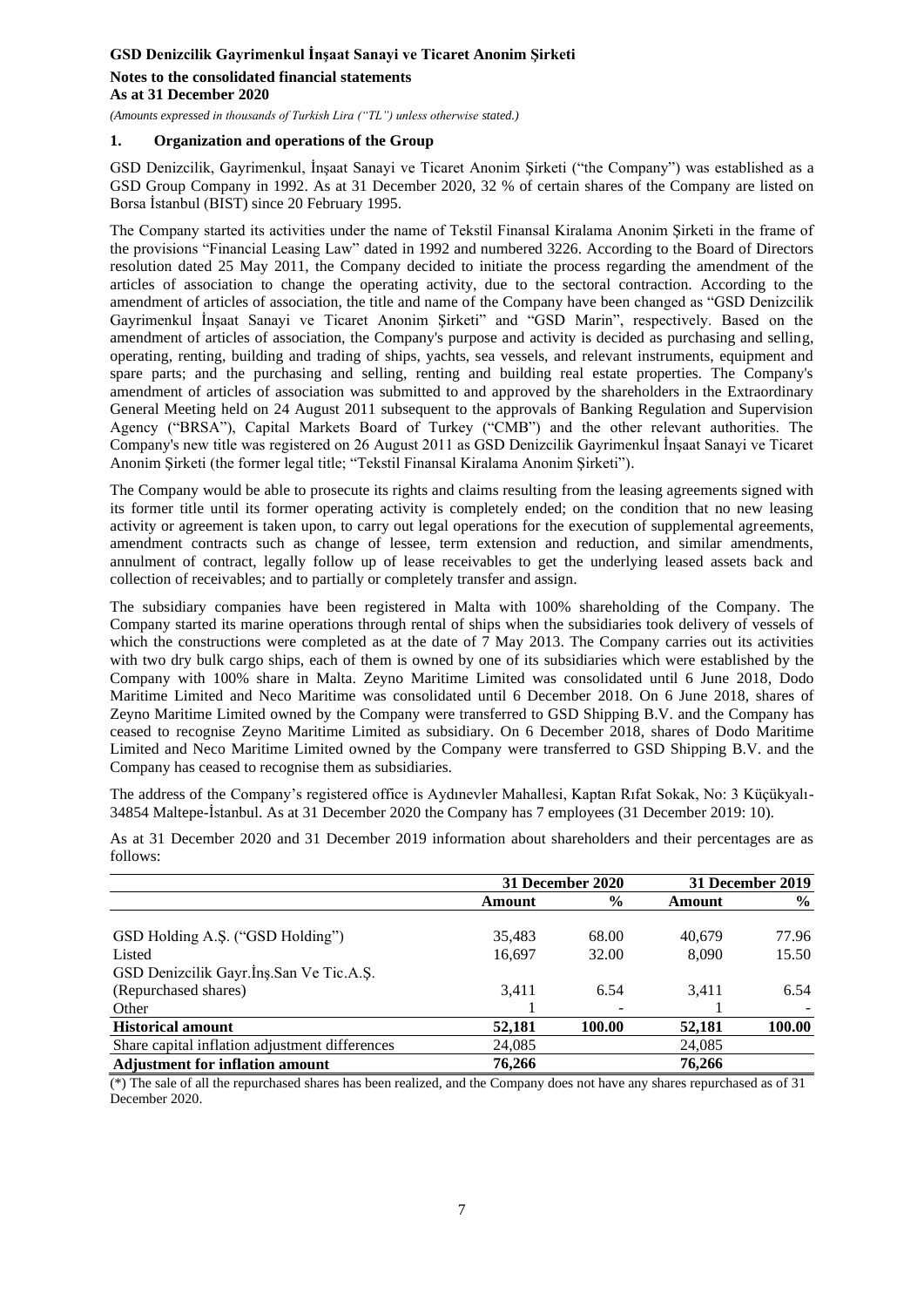GSD Denizcilik Gayrimenkul İnşaat Sanayi ve Ticaret Anonim Şirketi

**Notes to the consolidated financial statements**
**As at 31 December 2020**

*(Amounts expressed in thousands of Turkish Lira ("TL") unless otherwise stated.)*

## 1. Organization and operations of the Group

GSD Denizcilik, Gayrimenkul, İnşaat Sanayi ve Ticaret Anonim Şirketi ("the Company") was established as a GSD Group Company in 1992. As at 31 December 2020, 32 % of certain shares of the Company are listed on Borsa İstanbul (BIST) since 20 February 1995.

The Company started its activities under the name of Tekstil Finansal Kiralama Anonim Şirketi in the frame of the provisions "Financial Leasing Law" dated in 1992 and numbered 3226. According to the Board of Directors resolution dated 25 May 2011, the Company decided to initiate the process regarding the amendment of the articles of association to change the operating activity, due to the sectoral contraction. According to the amendment of articles of association, the title and name of the Company have been changed as "GSD Denizcilik Gayrimenkul İnşaat Sanayi ve Ticaret Anonim Şirketi" and "GSD Marin", respectively. Based on the amendment of articles of association, the Company's purpose and activity is decided as purchasing and selling, operating, renting, building and trading of ships, yachts, sea vessels, and relevant instruments, equipment and spare parts; and the purchasing and selling, renting and building real estate properties. The Company's amendment of articles of association was submitted to and approved by the shareholders in the Extraordinary General Meeting held on 24 August 2011 subsequent to the approvals of Banking Regulation and Supervision Agency ("BRSA"), Capital Markets Board of Turkey ("CMB") and the other relevant authorities. The Company's new title was registered on 26 August 2011 as GSD Denizcilik Gayrimenkul İnşaat Sanayi ve Ticaret Anonim Şirketi (the former legal title; "Tekstil Finansal Kiralama Anonim Şirketi").

The Company would be able to prosecute its rights and claims resulting from the leasing agreements signed with its former title until its former operating activity is completely ended; on the condition that no new leasing activity or agreement is taken upon, to carry out legal operations for the execution of supplemental agreements, amendment contracts such as change of lessee, term extension and reduction, and similar amendments, annulment of contract, legally follow up of lease receivables to get the underlying leased assets back and collection of receivables; and to partially or completely transfer and assign.

The subsidiary companies have been registered in Malta with 100% shareholding of the Company. The Company started its marine operations through rental of ships when the subsidiaries took delivery of vessels of which the constructions were completed as at the date of 7 May 2013. The Company carries out its activities with two dry bulk cargo ships, each of them is owned by one of its subsidiaries which were established by the Company with 100% share in Malta. Zeyno Maritime Limited was consolidated until 6 June 2018, Dodo Maritime Limited and Neco Maritime was consolidated until 6 December 2018. On 6 June 2018, shares of Zeyno Maritime Limited owned by the Company were transferred to GSD Shipping B.V. and the Company has ceased to recognise Zeyno Maritime Limited as subsidiary. On 6 December 2018, shares of Dodo Maritime Limited and Neco Maritime Limited owned by the Company were transferred to GSD Shipping B.V. and the Company has ceased to recognise them as subsidiaries.

The address of the Company's registered office is Aydınevler Mahallesi, Kaptan Rıfat Sokak, No: 3 Küçükyalı-34854 Maltepe-İstanbul. As at 31 December 2020 the Company has 7 employees (31 December 2019: 10).

As at 31 December 2020 and 31 December 2019 information about shareholders and their percentages are as follows:

| | 31 December 2020 | | 31 December 2019 | |
|---|---|---|---|---|
| | **Amount** | **%** | **Amount** | **%** |
| GSD Holding A.Ş. ("GSD Holding") | 35,483 | 68.00 | 40,679 | 77.96 |
| Listed | 16,697 | 32.00 | 8,090 | 15.50 |
| GSD Denizcilik Gayr.İnş.San Ve Tic.A.Ş. (Repurchased shares) | 3,411 | 6.54 | 3,411 | 6.54 |
| Other | 1 | - | 1 | - |
| **Historical amount** | **52,181** | **100.00** | **52,181** | **100.00** |
| Share capital inflation adjustment differences | 24,085 | | 24,085 | |
| **Adjustment for inflation amount** | **76,266** | | **76,266** | |

(*) The sale of all the repurchased shares has been realized, and the Company does not have any shares repurchased as of 31 December 2020.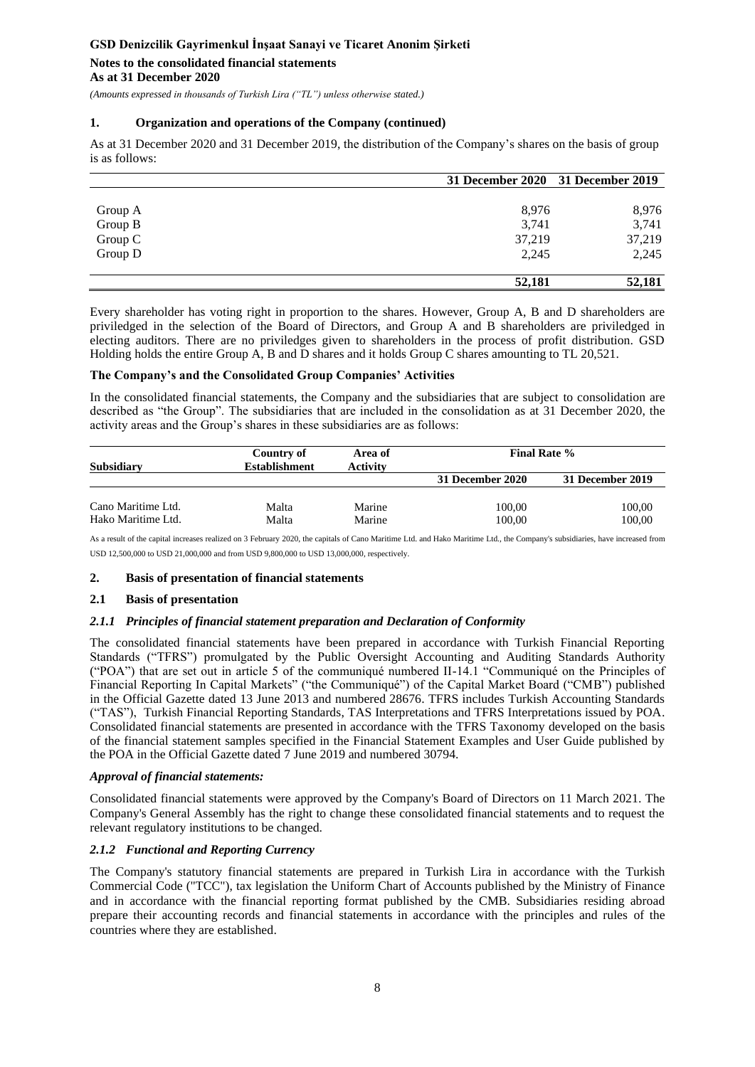## 1. Organization and operations of the Company (continued)

As at 31 December 2020 and 31 December 2019, the distribution of the Company's shares on the basis of group is as follows:

| | 31 December 2020 | 31 December 2019 |
|---|---|---|
| Group A | 8,976 | 8,976 |
| Group B | 3,741 | 3,741 |
| Group C | 37,219 | 37,219 |
| Group D | 2,245 | 2,245 |
| | **52,181** | **52,181** |

Every shareholder has voting right in proportion to the shares. However, Group A, B and D shareholders are priviledged in the selection of the Board of Directors, and Group A and B shareholders are priviledged in electing auditors. There are no priviledges given to shareholders in the process of profit distribution. GSD Holding holds the entire Group A, B and D shares and it holds Group C shares amounting to TL 20,521.

**The Company's and the Consolidated Group Companies' Activities**

In the consolidated financial statements, the Company and the subsidiaries that are subject to consolidation are described as "the Group". The subsidiaries that are included in the consolidation as at 31 December 2020, the activity areas and the Group's shares in these subsidiaries are as follows:

| Subsidiary | Country of Establishment | Area of Activity | Final Rate % | |
|---|---|---|---|---|
| | | | 31 December 2020 | 31 December 2019 |
| Cano Maritime Ltd. | Malta | Marine | 100,00 | 100,00 |
| Hako Maritime Ltd. | Malta | Marine | 100,00 | 100,00 |

As a result of the capital increases realized on 3 February 2020, the capitals of Cano Maritime Ltd. and Hako Maritime Ltd., the Company's subsidiaries, have increased from USD 12,500,000 to USD 21,000,000 and from USD 9,800,000 to USD 13,000,000, respectively.

## 2. Basis of presentation of financial statements

### 2.1 Basis of presentation

#### *2.1.1 Principles of financial statement preparation and Declaration of Conformity*

The consolidated financial statements have been prepared in accordance with Turkish Financial Reporting Standards ("TFRS") promulgated by the Public Oversight Accounting and Auditing Standards Authority ("POA") that are set out in article 5 of the communiqué numbered II-14.1 "Communiqué on the Principles of Financial Reporting In Capital Markets" ("the Communiqué") of the Capital Market Board ("CMB") published in the Official Gazette dated 13 June 2013 and numbered 28676. TFRS includes Turkish Accounting Standards ("TAS"), Turkish Financial Reporting Standards, TAS Interpretations and TFRS Interpretations issued by POA. Consolidated financial statements are presented in accordance with the TFRS Taxonomy developed on the basis of the financial statement samples specified in the Financial Statement Examples and User Guide published by the POA in the Official Gazette dated 7 June 2019 and numbered 30794.

***Approval of financial statements:***

Consolidated financial statements were approved by the Company's Board of Directors on 11 March 2021. The Company's General Assembly has the right to change these consolidated financial statements and to request the relevant regulatory institutions to be changed.

#### *2.1.2 Functional and Reporting Currency*

The Company's statutory financial statements are prepared in Turkish Lira in accordance with the Turkish Commercial Code ("TCC"), tax legislation the Uniform Chart of Accounts published by the Ministry of Finance and in accordance with the financial reporting format published by the CMB. Subsidiaries residing abroad prepare their accounting records and financial statements in accordance with the principles and rules of the countries where they are established.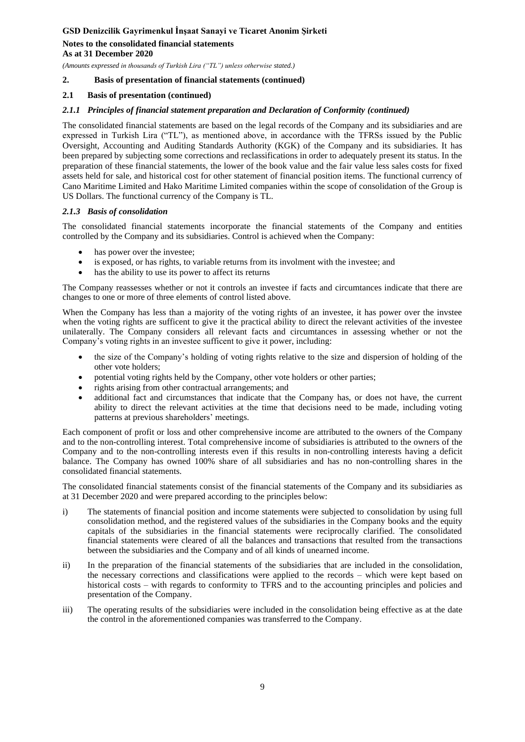## 2. Basis of presentation of financial statements (continued)

### 2.1 Basis of presentation (continued)

#### *2.1.1 Principles of financial statement preparation and Declaration of Conformity (continued)*

The consolidated financial statements are based on the legal records of the Company and its subsidiaries and are expressed in Turkish Lira ("TL"), as mentioned above, in accordance with the TFRSs issued by the Public Oversight, Accounting and Auditing Standards Authority (KGK) of the Company and its subsidiaries. It has been prepared by subjecting some corrections and reclassifications in order to adequately present its status. In the preparation of these financial statements, the lower of the book value and the fair value less sales costs for fixed assets held for sale, and historical cost for other statement of financial position items. The functional currency of Cano Maritime Limited and Hako Maritime Limited companies within the scope of consolidation of the Group is US Dollars. The functional currency of the Company is TL.

#### *2.1.3 Basis of consolidation*

The consolidated financial statements incorporate the financial statements of the Company and entities controlled by the Company and its subsidiaries. Control is achieved when the Company:

- has power over the investee;
- is exposed, or has rights, to variable returns from its involment with the investee; and
- has the ability to use its power to affect its returns

The Company reassesses whether or not it controls an investee if facts and circumtances indicate that there are changes to one or more of three elements of control listed above.

When the Company has less than a majority of the voting rights of an investee, it has power over the invstee when the voting rights are sufficent to give it the practical ability to direct the relevant activities of the investee unilaterally. The Company considers all relevant facts and circumtances in assessing whether or not the Company's voting rights in an investee sufficent to give it power, including:

- the size of the Company's holding of voting rights relative to the size and dispersion of holding of the other vote holders;
- potential voting rights held by the Company, other vote holders or other parties;
- rights arising from other contractual arrangements; and
- additional fact and circumstances that indicate that the Company has, or does not have, the current ability to direct the relevant activities at the time that decisions need to be made, including voting patterns at previous shareholders' meetings.

Each component of profit or loss and other comprehensive income are attributed to the owners of the Company and to the non-controlling interest. Total comprehensive income of subsidiaries is attributed to the owners of the Company and to the non-controlling interests even if this results in non-controlling interests having a deficit balance. The Company has owned 100% share of all subsidiaries and has no non-controlling shares in the consolidated financial statements.

The consolidated financial statements consist of the financial statements of the Company and its subsidiaries as at 31 December 2020 and were prepared according to the principles below:

i) The statements of financial position and income statements were subjected to consolidation by using full consolidation method, and the registered values of the subsidiaries in the Company books and the equity capitals of the subsidiaries in the financial statements were reciprocally clarified. The consolidated financial statements were cleared of all the balances and transactions that resulted from the transactions between the subsidiaries and the Company and of all kinds of unearned income.

ii) In the preparation of the financial statements of the subsidiaries that are included in the consolidation, the necessary corrections and classifications were applied to the records – which were kept based on historical costs – with regards to conformity to TFRS and to the accounting principles and policies and presentation of the Company.

iii) The operating results of the subsidiaries were included in the consolidation being effective as at the date the control in the aforementioned companies was transferred to the Company.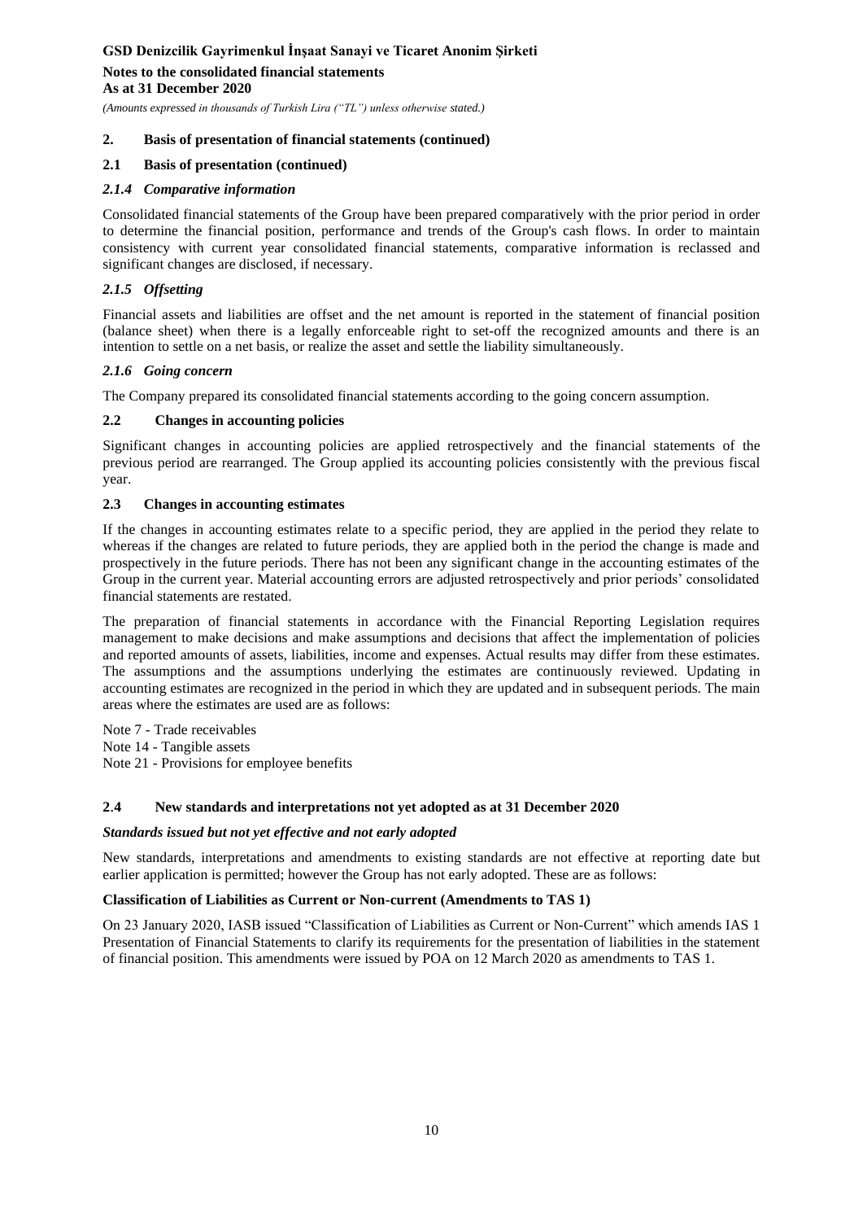## 2. Basis of presentation of financial statements (continued)

### 2.1 Basis of presentation (continued)

#### *2.1.4 Comparative information*

Consolidated financial statements of the Group have been prepared comparatively with the prior period in order to determine the financial position, performance and trends of the Group's cash flows. In order to maintain consistency with current year consolidated financial statements, comparative information is reclassed and significant changes are disclosed, if necessary.

#### *2.1.5 Offsetting*

Financial assets and liabilities are offset and the net amount is reported in the statement of financial position (balance sheet) when there is a legally enforceable right to set-off the recognized amounts and there is an intention to settle on a net basis, or realize the asset and settle the liability simultaneously.

#### *2.1.6 Going concern*

The Company prepared its consolidated financial statements according to the going concern assumption.

### 2.2 Changes in accounting policies

Significant changes in accounting policies are applied retrospectively and the financial statements of the previous period are rearranged. The Group applied its accounting policies consistently with the previous fiscal year.

### 2.3 Changes in accounting estimates

If the changes in accounting estimates relate to a specific period, they are applied in the period they relate to whereas if the changes are related to future periods, they are applied both in the period the change is made and prospectively in the future periods. There has not been any significant change in the accounting estimates of the Group in the current year. Material accounting errors are adjusted retrospectively and prior periods' consolidated financial statements are restated.

The preparation of financial statements in accordance with the Financial Reporting Legislation requires management to make decisions and make assumptions and decisions that affect the implementation of policies and reported amounts of assets, liabilities, income and expenses. Actual results may differ from these estimates. The assumptions and the assumptions underlying the estimates are continuously reviewed. Updating in accounting estimates are recognized in the period in which they are updated and in subsequent periods. The main areas where the estimates are used are as follows:

Note 7 - Trade receivables
Note 14 - Tangible assets
Note 21 - Provisions for employee benefits

### 2.4 New standards and interpretations not yet adopted as at 31 December 2020

***Standards issued but not yet effective and not early adopted***

New standards, interpretations and amendments to existing standards are not effective at reporting date but earlier application is permitted; however the Group has not early adopted. These are as follows:

**Classification of Liabilities as Current or Non-current (Amendments to TAS 1)**

On 23 January 2020, IASB issued "Classification of Liabilities as Current or Non-Current" which amends IAS 1 Presentation of Financial Statements to clarify its requirements for the presentation of liabilities in the statement of financial position. This amendments were issued by POA on 12 March 2020 as amendments to TAS 1.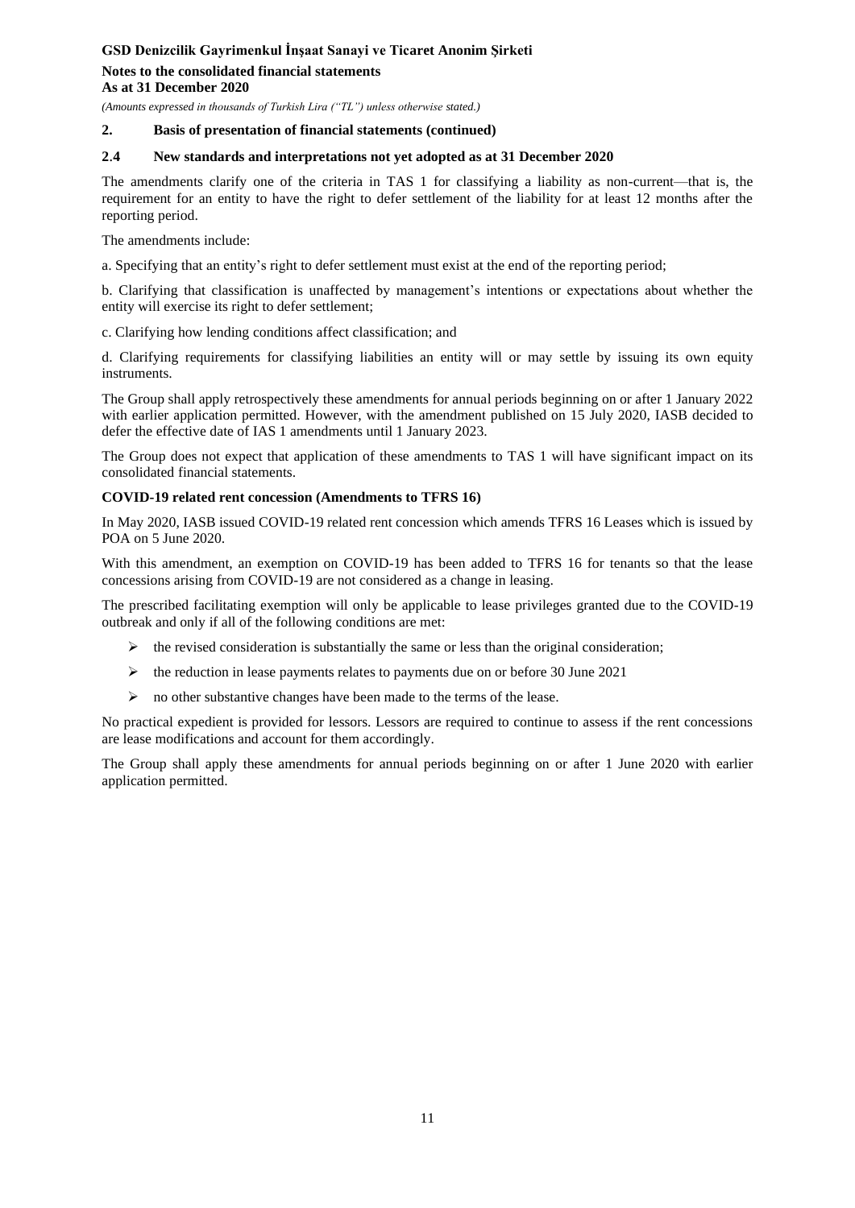## 2. Basis of presentation of financial statements (continued)

### 2.4 New standards and interpretations not yet adopted as at 31 December 2020

The amendments clarify one of the criteria in TAS 1 for classifying a liability as non-current—that is, the requirement for an entity to have the right to defer settlement of the liability for at least 12 months after the reporting period.

The amendments include:

a. Specifying that an entity's right to defer settlement must exist at the end of the reporting period;

b. Clarifying that classification is unaffected by management's intentions or expectations about whether the entity will exercise its right to defer settlement;

c. Clarifying how lending conditions affect classification; and

d. Clarifying requirements for classifying liabilities an entity will or may settle by issuing its own equity instruments.

The Group shall apply retrospectively these amendments for annual periods beginning on or after 1 January 2022 with earlier application permitted. However, with the amendment published on 15 July 2020, IASB decided to defer the effective date of IAS 1 amendments until 1 January 2023.

The Group does not expect that application of these amendments to TAS 1 will have significant impact on its consolidated financial statements.

**COVID-19 related rent concession (Amendments to TFRS 16)**

In May 2020, IASB issued COVID-19 related rent concession which amends TFRS 16 Leases which is issued by POA on 5 June 2020.

With this amendment, an exemption on COVID-19 has been added to TFRS 16 for tenants so that the lease concessions arising from COVID-19 are not considered as a change in leasing.

The prescribed facilitating exemption will only be applicable to lease privileges granted due to the COVID-19 outbreak and only if all of the following conditions are met:

- the revised consideration is substantially the same or less than the original consideration;
- the reduction in lease payments relates to payments due on or before 30 June 2021
- no other substantive changes have been made to the terms of the lease.

No practical expedient is provided for lessors. Lessors are required to continue to assess if the rent concessions are lease modifications and account for them accordingly.

The Group shall apply these amendments for annual periods beginning on or after 1 June 2020 with earlier application permitted.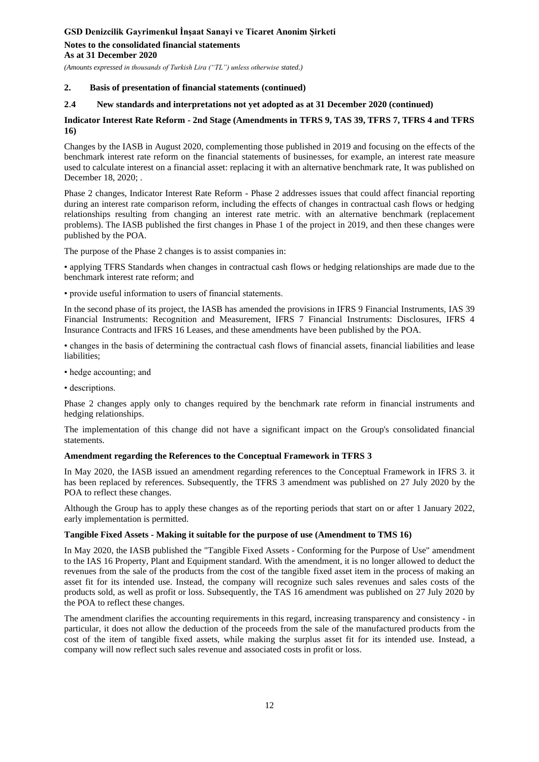## 2. Basis of presentation of financial statements (continued)

### 2.4 New standards and interpretations not yet adopted as at 31 December 2020 (continued)

**Indicator Interest Rate Reform - 2nd Stage (Amendments in TFRS 9, TAS 39, TFRS 7, TFRS 4 and TFRS 16)**

Changes by the IASB in August 2020, complementing those published in 2019 and focusing on the effects of the benchmark interest rate reform on the financial statements of businesses, for example, an interest rate measure used to calculate interest on a financial asset: replacing it with an alternative benchmark rate, It was published on December 18, 2020; .

Phase 2 changes, Indicator Interest Rate Reform - Phase 2 addresses issues that could affect financial reporting during an interest rate comparison reform, including the effects of changes in contractual cash flows or hedging relationships resulting from changing an interest rate metric. with an alternative benchmark (replacement problems). The IASB published the first changes in Phase 1 of the project in 2019, and then these changes were published by the POA.

The purpose of the Phase 2 changes is to assist companies in:

• applying TFRS Standards when changes in contractual cash flows or hedging relationships are made due to the benchmark interest rate reform; and

• provide useful information to users of financial statements.

In the second phase of its project, the IASB has amended the provisions in IFRS 9 Financial Instruments, IAS 39 Financial Instruments: Recognition and Measurement, IFRS 7 Financial Instruments: Disclosures, IFRS 4 Insurance Contracts and IFRS 16 Leases, and these amendments have been published by the POA.

• changes in the basis of determining the contractual cash flows of financial assets, financial liabilities and lease liabilities;

• hedge accounting; and

• descriptions.

Phase 2 changes apply only to changes required by the benchmark rate reform in financial instruments and hedging relationships.

The implementation of this change did not have a significant impact on the Group's consolidated financial statements.

**Amendment regarding the References to the Conceptual Framework in TFRS 3**

In May 2020, the IASB issued an amendment regarding references to the Conceptual Framework in IFRS 3. it has been replaced by references. Subsequently, the TFRS 3 amendment was published on 27 July 2020 by the POA to reflect these changes.

Although the Group has to apply these changes as of the reporting periods that start on or after 1 January 2022, early implementation is permitted.

**Tangible Fixed Assets - Making it suitable for the purpose of use (Amendment to TMS 16)**

In May 2020, the IASB published the "Tangible Fixed Assets - Conforming for the Purpose of Use" amendment to the IAS 16 Property, Plant and Equipment standard. With the amendment, it is no longer allowed to deduct the revenues from the sale of the products from the cost of the tangible fixed asset item in the process of making an asset fit for its intended use. Instead, the company will recognize such sales revenues and sales costs of the products sold, as well as profit or loss. Subsequently, the TAS 16 amendment was published on 27 July 2020 by the POA to reflect these changes.

The amendment clarifies the accounting requirements in this regard, increasing transparency and consistency - in particular, it does not allow the deduction of the proceeds from the sale of the manufactured products from the cost of the item of tangible fixed assets, while making the surplus asset fit for its intended use. Instead, a company will now reflect such sales revenue and associated costs in profit or loss.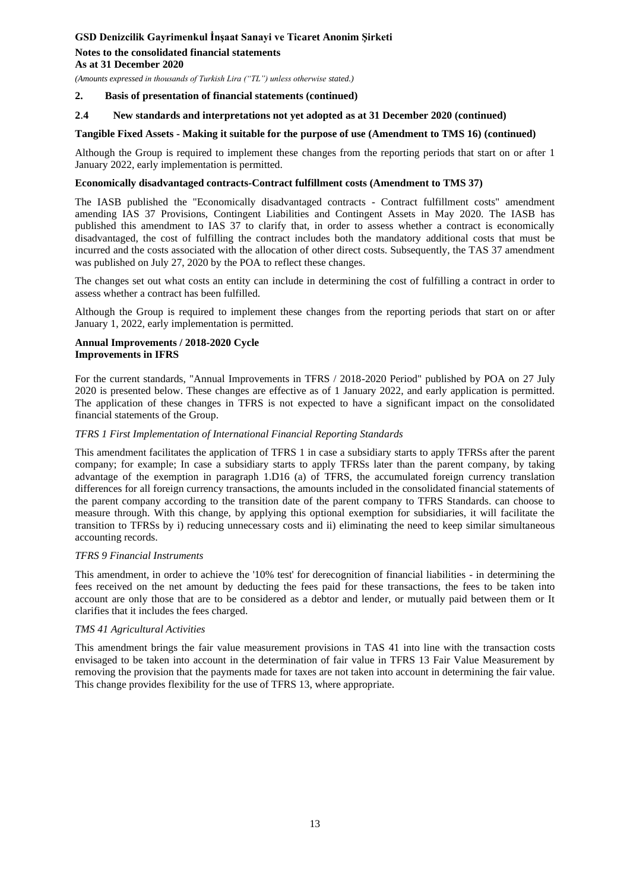## 2. Basis of presentation of financial statements (continued)

### 2.4 New standards and interpretations not yet adopted as at 31 December 2020 (continued)

**Tangible Fixed Assets - Making it suitable for the purpose of use (Amendment to TMS 16) (continued)**

Although the Group is required to implement these changes from the reporting periods that start on or after 1 January 2022, early implementation is permitted.

**Economically disadvantaged contracts-Contract fulfillment costs (Amendment to TMS 37)**

The IASB published the "Economically disadvantaged contracts - Contract fulfillment costs" amendment amending IAS 37 Provisions, Contingent Liabilities and Contingent Assets in May 2020. The IASB has published this amendment to IAS 37 to clarify that, in order to assess whether a contract is economically disadvantaged, the cost of fulfilling the contract includes both the mandatory additional costs that must be incurred and the costs associated with the allocation of other direct costs. Subsequently, the TAS 37 amendment was published on July 27, 2020 by the POA to reflect these changes.

The changes set out what costs an entity can include in determining the cost of fulfilling a contract in order to assess whether a contract has been fulfilled.

Although the Group is required to implement these changes from the reporting periods that start on or after January 1, 2022, early implementation is permitted.

**Annual Improvements / 2018-2020 Cycle**
**Improvements in IFRS**

For the current standards, "Annual Improvements in TFRS / 2018-2020 Period" published by POA on 27 July 2020 is presented below. These changes are effective as of 1 January 2022, and early application is permitted. The application of these changes in TFRS is not expected to have a significant impact on the consolidated financial statements of the Group.

*TFRS 1 First Implementation of International Financial Reporting Standards*

This amendment facilitates the application of TFRS 1 in case a subsidiary starts to apply TFRSs after the parent company; for example; In case a subsidiary starts to apply TFRSs later than the parent company, by taking advantage of the exemption in paragraph 1.D16 (a) of TFRS, the accumulated foreign currency translation differences for all foreign currency transactions, the amounts included in the consolidated financial statements of the parent company according to the transition date of the parent company to TFRS Standards. can choose to measure through. With this change, by applying this optional exemption for subsidiaries, it will facilitate the transition to TFRSs by i) reducing unnecessary costs and ii) eliminating the need to keep similar simultaneous accounting records.

*TFRS 9 Financial Instruments*

This amendment, in order to achieve the '10% test' for derecognition of financial liabilities - in determining the fees received on the net amount by deducting the fees paid for these transactions, the fees to be taken into account are only those that are to be considered as a debtor and lender, or mutually paid between them or It clarifies that it includes the fees charged.

*TMS 41 Agricultural Activities*

This amendment brings the fair value measurement provisions in TAS 41 into line with the transaction costs envisaged to be taken into account in the determination of fair value in TFRS 13 Fair Value Measurement by removing the provision that the payments made for taxes are not taken into account in determining the fair value. This change provides flexibility for the use of TFRS 13, where appropriate.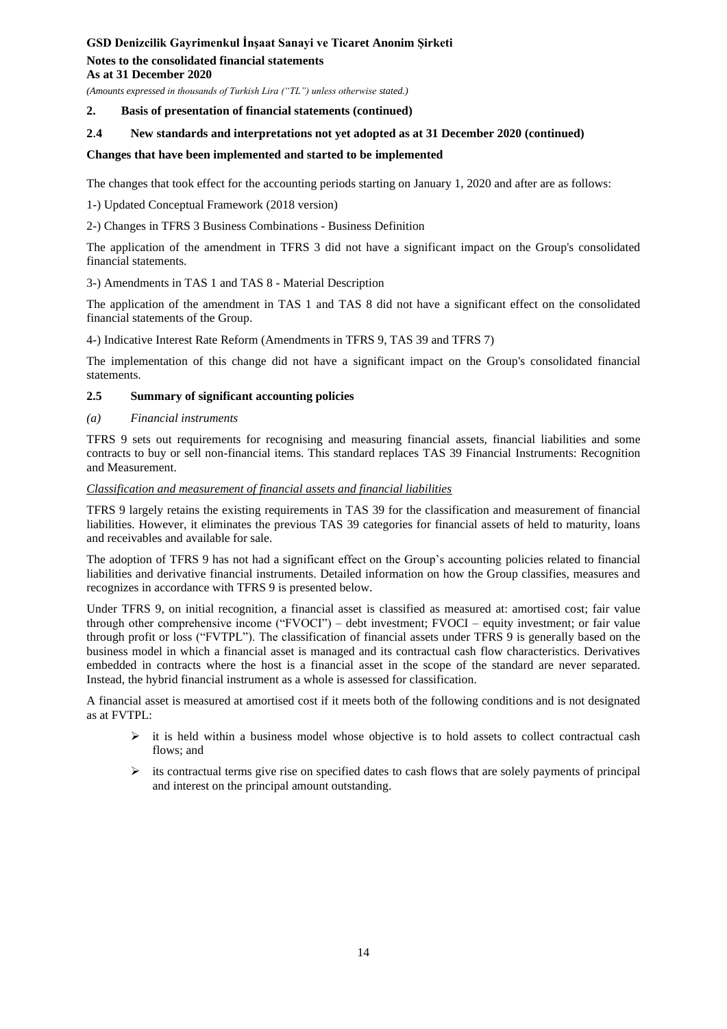## 2. Basis of presentation of financial statements (continued)

### 2.4 New standards and interpretations not yet adopted as at 31 December 2020 (continued)

**Changes that have been implemented and started to be implemented**

The changes that took effect for the accounting periods starting on January 1, 2020 and after are as follows:

1-) Updated Conceptual Framework (2018 version)

2-) Changes in TFRS 3 Business Combinations - Business Definition

The application of the amendment in TFRS 3 did not have a significant impact on the Group's consolidated financial statements.

3-) Amendments in TAS 1 and TAS 8 - Material Description

The application of the amendment in TAS 1 and TAS 8 did not have a significant effect on the consolidated financial statements of the Group.

4-) Indicative Interest Rate Reform (Amendments in TFRS 9, TAS 39 and TFRS 7)

The implementation of this change did not have a significant impact on the Group's consolidated financial statements.

### 2.5 Summary of significant accounting policies

*(a) Financial instruments*

TFRS 9 sets out requirements for recognising and measuring financial assets, financial liabilities and some contracts to buy or sell non-financial items. This standard replaces TAS 39 Financial Instruments: Recognition and Measurement.

*Classification and measurement of financial assets and financial liabilities*

TFRS 9 largely retains the existing requirements in TAS 39 for the classification and measurement of financial liabilities. However, it eliminates the previous TAS 39 categories for financial assets of held to maturity, loans and receivables and available for sale.

The adoption of TFRS 9 has not had a significant effect on the Group's accounting policies related to financial liabilities and derivative financial instruments. Detailed information on how the Group classifies, measures and recognizes in accordance with TFRS 9 is presented below.

Under TFRS 9, on initial recognition, a financial asset is classified as measured at: amortised cost; fair value through other comprehensive income ("FVOCI") – debt investment; FVOCI – equity investment; or fair value through profit or loss ("FVTPL"). The classification of financial assets under TFRS 9 is generally based on the business model in which a financial asset is managed and its contractual cash flow characteristics. Derivatives embedded in contracts where the host is a financial asset in the scope of the standard are never separated. Instead, the hybrid financial instrument as a whole is assessed for classification.

A financial asset is measured at amortised cost if it meets both of the following conditions and is not designated as at FVTPL:

- it is held within a business model whose objective is to hold assets to collect contractual cash flows; and
- its contractual terms give rise on specified dates to cash flows that are solely payments of principal and interest on the principal amount outstanding.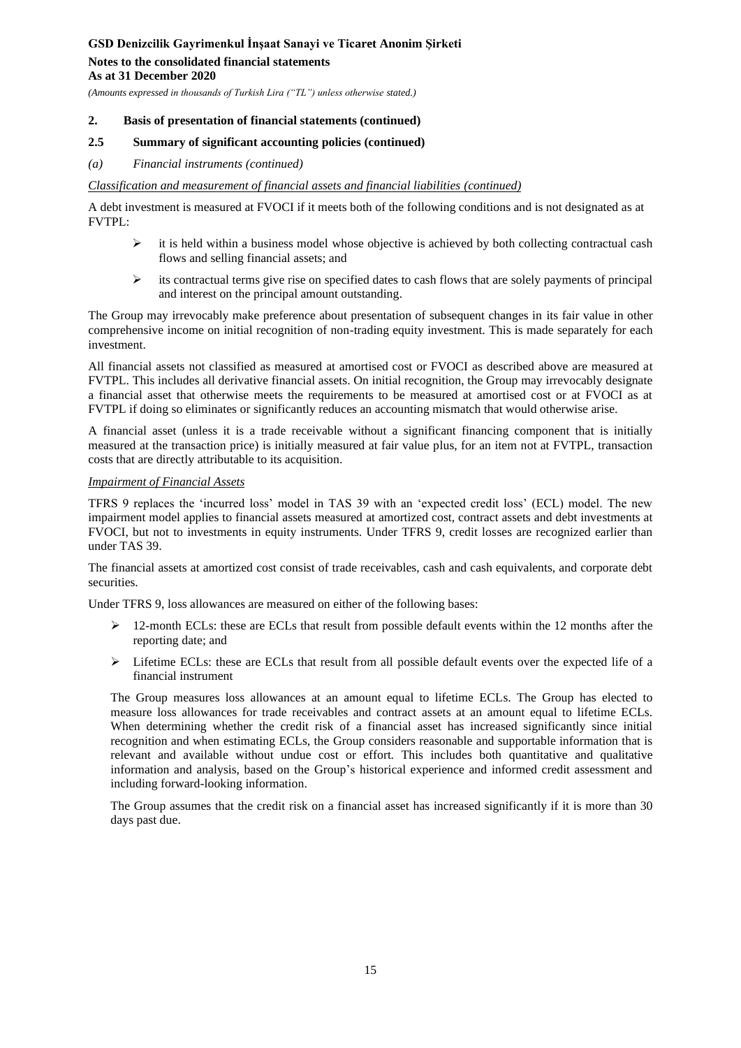## 2. Basis of presentation of financial statements (continued)

### 2.5 Summary of significant accounting policies (continued)

*(a) Financial instruments (continued)*

*Classification and measurement of financial assets and financial liabilities (continued)*

A debt investment is measured at FVOCI if it meets both of the following conditions and is not designated as at FVTPL:

- it is held within a business model whose objective is achieved by both collecting contractual cash flows and selling financial assets; and
- its contractual terms give rise on specified dates to cash flows that are solely payments of principal and interest on the principal amount outstanding.

The Group may irrevocably make preference about presentation of subsequent changes in its fair value in other comprehensive income on initial recognition of non-trading equity investment. This is made separately for each investment.

All financial assets not classified as measured at amortised cost or FVOCI as described above are measured at FVTPL. This includes all derivative financial assets. On initial recognition, the Group may irrevocably designate a financial asset that otherwise meets the requirements to be measured at amortised cost or at FVOCI as at FVTPL if doing so eliminates or significantly reduces an accounting mismatch that would otherwise arise.

A financial asset (unless it is a trade receivable without a significant financing component that is initially measured at the transaction price) is initially measured at fair value plus, for an item not at FVTPL, transaction costs that are directly attributable to its acquisition.

*Impairment of Financial Assets*

TFRS 9 replaces the 'incurred loss' model in TAS 39 with an 'expected credit loss' (ECL) model. The new impairment model applies to financial assets measured at amortized cost, contract assets and debt investments at FVOCI, but not to investments in equity instruments. Under TFRS 9, credit losses are recognized earlier than under TAS 39.

The financial assets at amortized cost consist of trade receivables, cash and cash equivalents, and corporate debt securities.

Under TFRS 9, loss allowances are measured on either of the following bases:

- 12-month ECLs: these are ECLs that result from possible default events within the 12 months after the reporting date; and
- Lifetime ECLs: these are ECLs that result from all possible default events over the expected life of a financial instrument

The Group measures loss allowances at an amount equal to lifetime ECLs. The Group has elected to measure loss allowances for trade receivables and contract assets at an amount equal to lifetime ECLs. When determining whether the credit risk of a financial asset has increased significantly since initial recognition and when estimating ECLs, the Group considers reasonable and supportable information that is relevant and available without undue cost or effort. This includes both quantitative and qualitative information and analysis, based on the Group's historical experience and informed credit assessment and including forward-looking information.

The Group assumes that the credit risk on a financial asset has increased significantly if it is more than 30 days past due.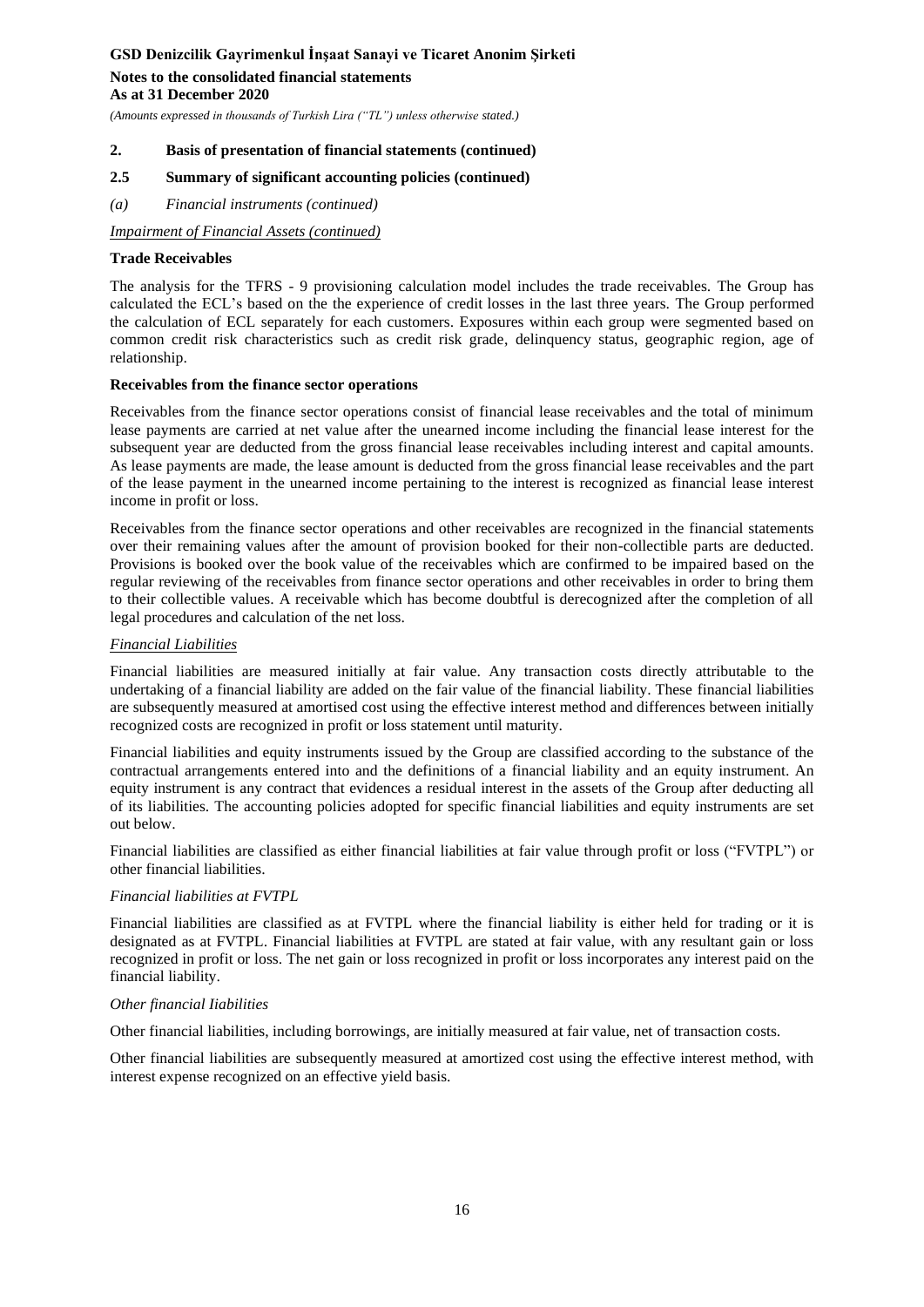## 2. Basis of presentation of financial statements (continued)

### 2.5 Summary of significant accounting policies (continued)

*(a) Financial instruments (continued)*

*Impairment of Financial Assets (continued)*

**Trade Receivables**

The analysis for the TFRS - 9 provisioning calculation model includes the trade receivables. The Group has calculated the ECL's based on the the experience of credit losses in the last three years. The Group performed the calculation of ECL separately for each customers. Exposures within each group were segmented based on common credit risk characteristics such as credit risk grade, delinquency status, geographic region, age of relationship.

**Receivables from the finance sector operations**

Receivables from the finance sector operations consist of financial lease receivables and the total of minimum lease payments are carried at net value after the unearned income including the financial lease interest for the subsequent year are deducted from the gross financial lease receivables including interest and capital amounts. As lease payments are made, the lease amount is deducted from the gross financial lease receivables and the part of the lease payment in the unearned income pertaining to the interest is recognized as financial lease interest income in profit or loss.

Receivables from the finance sector operations and other receivables are recognized in the financial statements over their remaining values after the amount of provision booked for their non-collectible parts are deducted. Provisions is booked over the book value of the receivables which are confirmed to be impaired based on the regular reviewing of the receivables from finance sector operations and other receivables in order to bring them to their collectible values. A receivable which has become doubtful is derecognized after the completion of all legal procedures and calculation of the net loss.

*Financial Liabilities*

Financial liabilities are measured initially at fair value. Any transaction costs directly attributable to the undertaking of a financial liability are added on the fair value of the financial liability. These financial liabilities are subsequently measured at amortised cost using the effective interest method and differences between initially recognized costs are recognized in profit or loss statement until maturity.

Financial liabilities and equity instruments issued by the Group are classified according to the substance of the contractual arrangements entered into and the definitions of a financial liability and an equity instrument. An equity instrument is any contract that evidences a residual interest in the assets of the Group after deducting all of its liabilities. The accounting policies adopted for specific financial liabilities and equity instruments are set out below.

Financial liabilities are classified as either financial liabilities at fair value through profit or loss ("FVTPL") or other financial liabilities.

*Financial liabilities at FVTPL*

Financial liabilities are classified as at FVTPL where the financial liability is either held for trading or it is designated as at FVTPL. Financial liabilities at FVTPL are stated at fair value, with any resultant gain or loss recognized in profit or loss. The net gain or loss recognized in profit or loss incorporates any interest paid on the financial liability.

*Other financial Iiabilities*

Other financial liabilities, including borrowings, are initially measured at fair value, net of transaction costs.

Other financial liabilities are subsequently measured at amortized cost using the effective interest method, with interest expense recognized on an effective yield basis.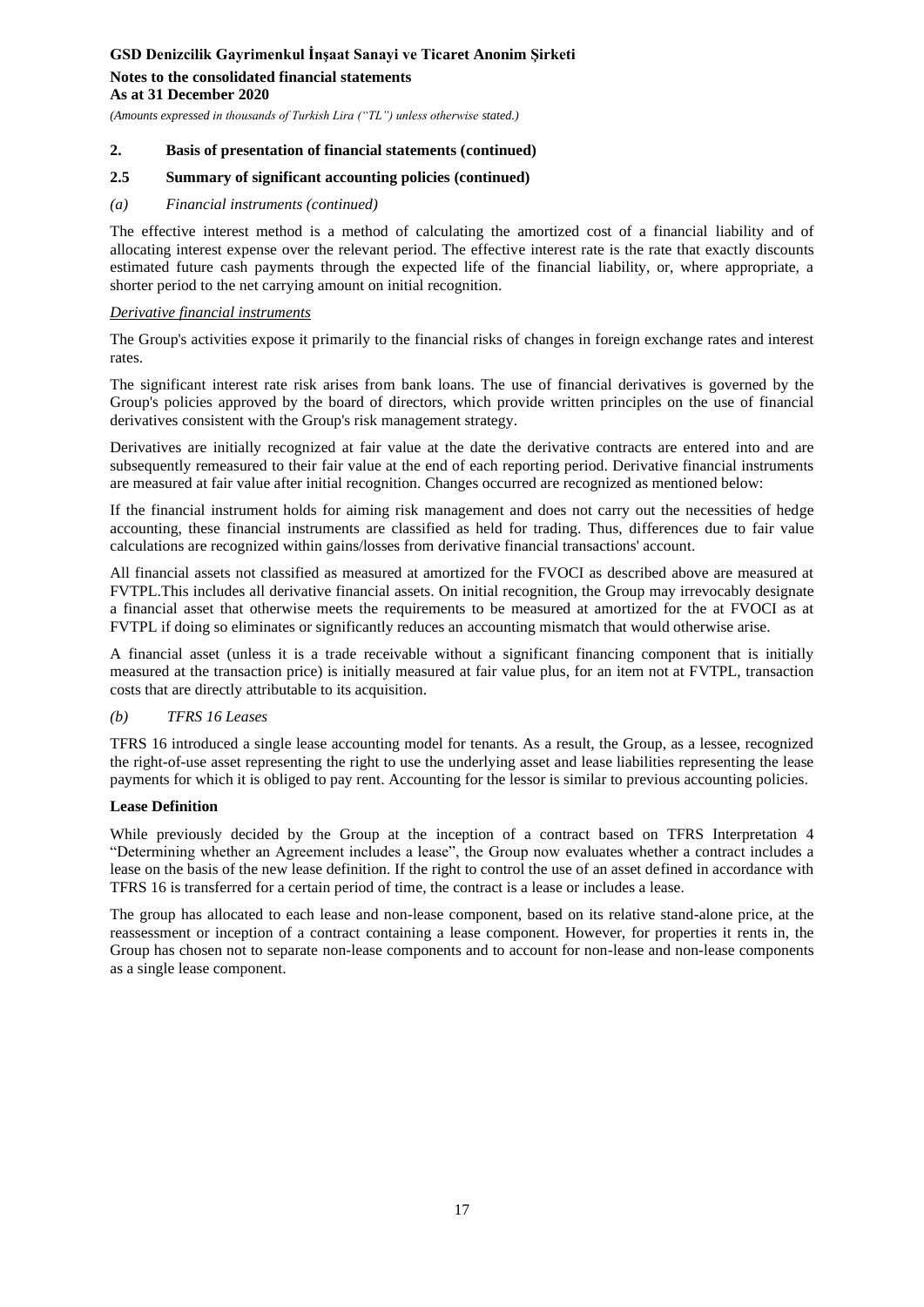## 2. Basis of presentation of financial statements (continued)

### 2.5 Summary of significant accounting policies (continued)

*(a) Financial instruments (continued)*

The effective interest method is a method of calculating the amortized cost of a financial liability and of allocating interest expense over the relevant period. The effective interest rate is the rate that exactly discounts estimated future cash payments through the expected life of the financial liability, or, where appropriate, a shorter period to the net carrying amount on initial recognition.

*Derivative financial instruments*

The Group's activities expose it primarily to the financial risks of changes in foreign exchange rates and interest rates.

The significant interest rate risk arises from bank loans. The use of financial derivatives is governed by the Group's policies approved by the board of directors, which provide written principles on the use of financial derivatives consistent with the Group's risk management strategy.

Derivatives are initially recognized at fair value at the date the derivative contracts are entered into and are subsequently remeasured to their fair value at the end of each reporting period. Derivative financial instruments are measured at fair value after initial recognition. Changes occurred are recognized as mentioned below:

If the financial instrument holds for aiming risk management and does not carry out the necessities of hedge accounting, these financial instruments are classified as held for trading. Thus, differences due to fair value calculations are recognized within gains/losses from derivative financial transactions' account.

All financial assets not classified as measured at amortized for the FVOCI as described above are measured at FVTPL.This includes all derivative financial assets. On initial recognition, the Group may irrevocably designate a financial asset that otherwise meets the requirements to be measured at amortized for the at FVOCI as at FVTPL if doing so eliminates or significantly reduces an accounting mismatch that would otherwise arise.

A financial asset (unless it is a trade receivable without a significant financing component that is initially measured at the transaction price) is initially measured at fair value plus, for an item not at FVTPL, transaction costs that are directly attributable to its acquisition.

*(b) TFRS 16 Leases*

TFRS 16 introduced a single lease accounting model for tenants. As a result, the Group, as a lessee, recognized the right-of-use asset representing the right to use the underlying asset and lease liabilities representing the lease payments for which it is obliged to pay rent. Accounting for the lessor is similar to previous accounting policies.

**Lease Definition**

While previously decided by the Group at the inception of a contract based on TFRS Interpretation 4 "Determining whether an Agreement includes a lease", the Group now evaluates whether a contract includes a lease on the basis of the new lease definition. If the right to control the use of an asset defined in accordance with TFRS 16 is transferred for a certain period of time, the contract is a lease or includes a lease.

The group has allocated to each lease and non-lease component, based on its relative stand-alone price, at the reassessment or inception of a contract containing a lease component. However, for properties it rents in, the Group has chosen not to separate non-lease components and to account for non-lease and non-lease components as a single lease component.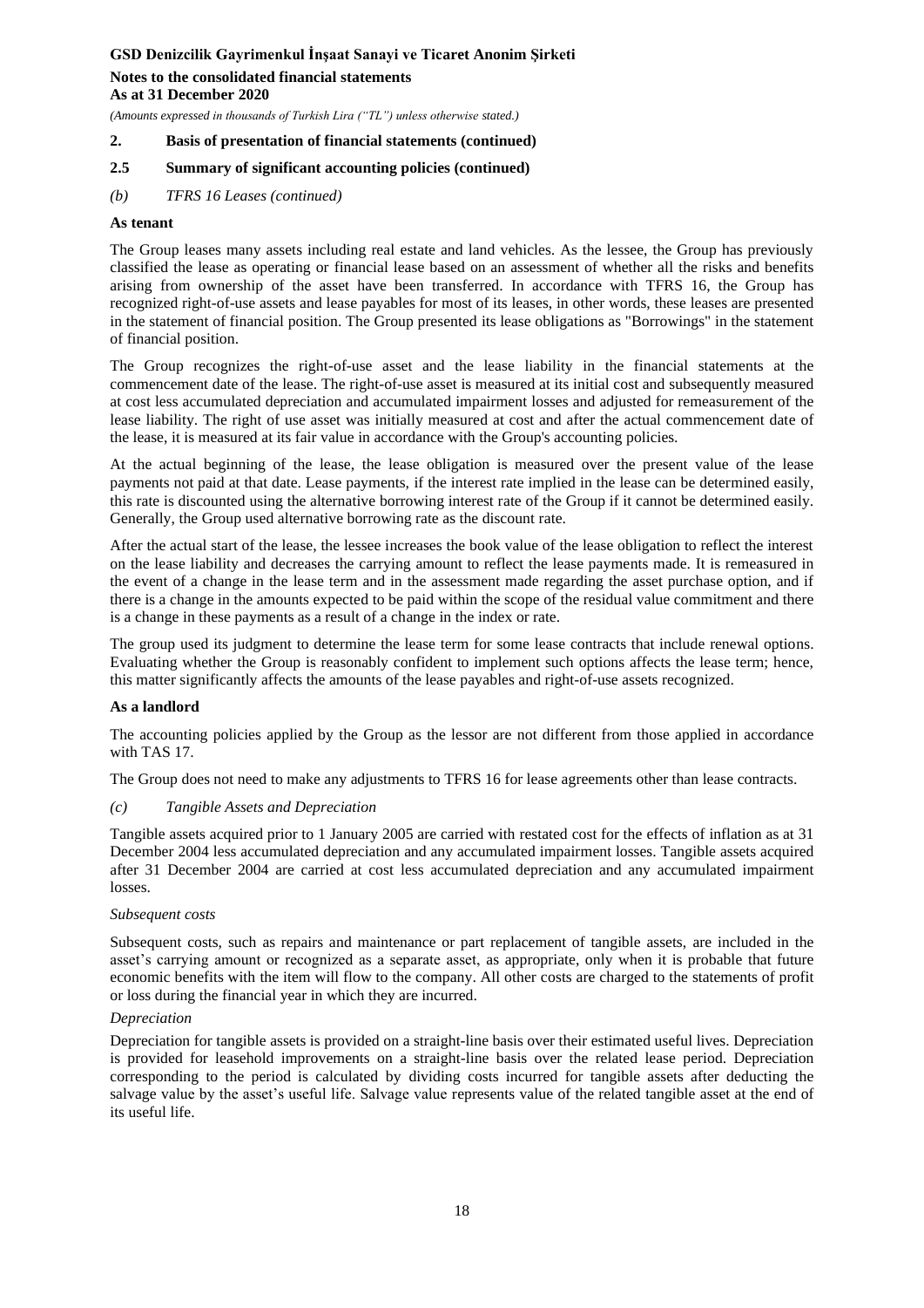## 2. Basis of presentation of financial statements (continued)

### 2.5 Summary of significant accounting policies (continued)

*(b) TFRS 16 Leases (continued)*

**As tenant**

The Group leases many assets including real estate and land vehicles. As the lessee, the Group has previously classified the lease as operating or financial lease based on an assessment of whether all the risks and benefits arising from ownership of the asset have been transferred. In accordance with TFRS 16, the Group has recognized right-of-use assets and lease payables for most of its leases, in other words, these leases are presented in the statement of financial position. The Group presented its lease obligations as "Borrowings" in the statement of financial position.

The Group recognizes the right-of-use asset and the lease liability in the financial statements at the commencement date of the lease. The right-of-use asset is measured at its initial cost and subsequently measured at cost less accumulated depreciation and accumulated impairment losses and adjusted for remeasurement of the lease liability. The right of use asset was initially measured at cost and after the actual commencement date of the lease, it is measured at its fair value in accordance with the Group's accounting policies.

At the actual beginning of the lease, the lease obligation is measured over the present value of the lease payments not paid at that date. Lease payments, if the interest rate implied in the lease can be determined easily, this rate is discounted using the alternative borrowing interest rate of the Group if it cannot be determined easily. Generally, the Group used alternative borrowing rate as the discount rate.

After the actual start of the lease, the lessee increases the book value of the lease obligation to reflect the interest on the lease liability and decreases the carrying amount to reflect the lease payments made. It is remeasured in the event of a change in the lease term and in the assessment made regarding the asset purchase option, and if there is a change in the amounts expected to be paid within the scope of the residual value commitment and there is a change in these payments as a result of a change in the index or rate.

The group used its judgment to determine the lease term for some lease contracts that include renewal options. Evaluating whether the Group is reasonably confident to implement such options affects the lease term; hence, this matter significantly affects the amounts of the lease payables and right-of-use assets recognized.

**As a landlord**

The accounting policies applied by the Group as the lessor are not different from those applied in accordance with TAS 17.

The Group does not need to make any adjustments to TFRS 16 for lease agreements other than lease contracts.

*(c) Tangible Assets and Depreciation*

Tangible assets acquired prior to 1 January 2005 are carried with restated cost for the effects of inflation as at 31 December 2004 less accumulated depreciation and any accumulated impairment losses. Tangible assets acquired after 31 December 2004 are carried at cost less accumulated depreciation and any accumulated impairment losses.

*Subsequent costs*

Subsequent costs, such as repairs and maintenance or part replacement of tangible assets, are included in the asset's carrying amount or recognized as a separate asset, as appropriate, only when it is probable that future economic benefits with the item will flow to the company. All other costs are charged to the statements of profit or loss during the financial year in which they are incurred.

*Depreciation*

Depreciation for tangible assets is provided on a straight-line basis over their estimated useful lives. Depreciation is provided for leasehold improvements on a straight-line basis over the related lease period. Depreciation corresponding to the period is calculated by dividing costs incurred for tangible assets after deducting the salvage value by the asset's useful life. Salvage value represents value of the related tangible asset at the end of its useful life.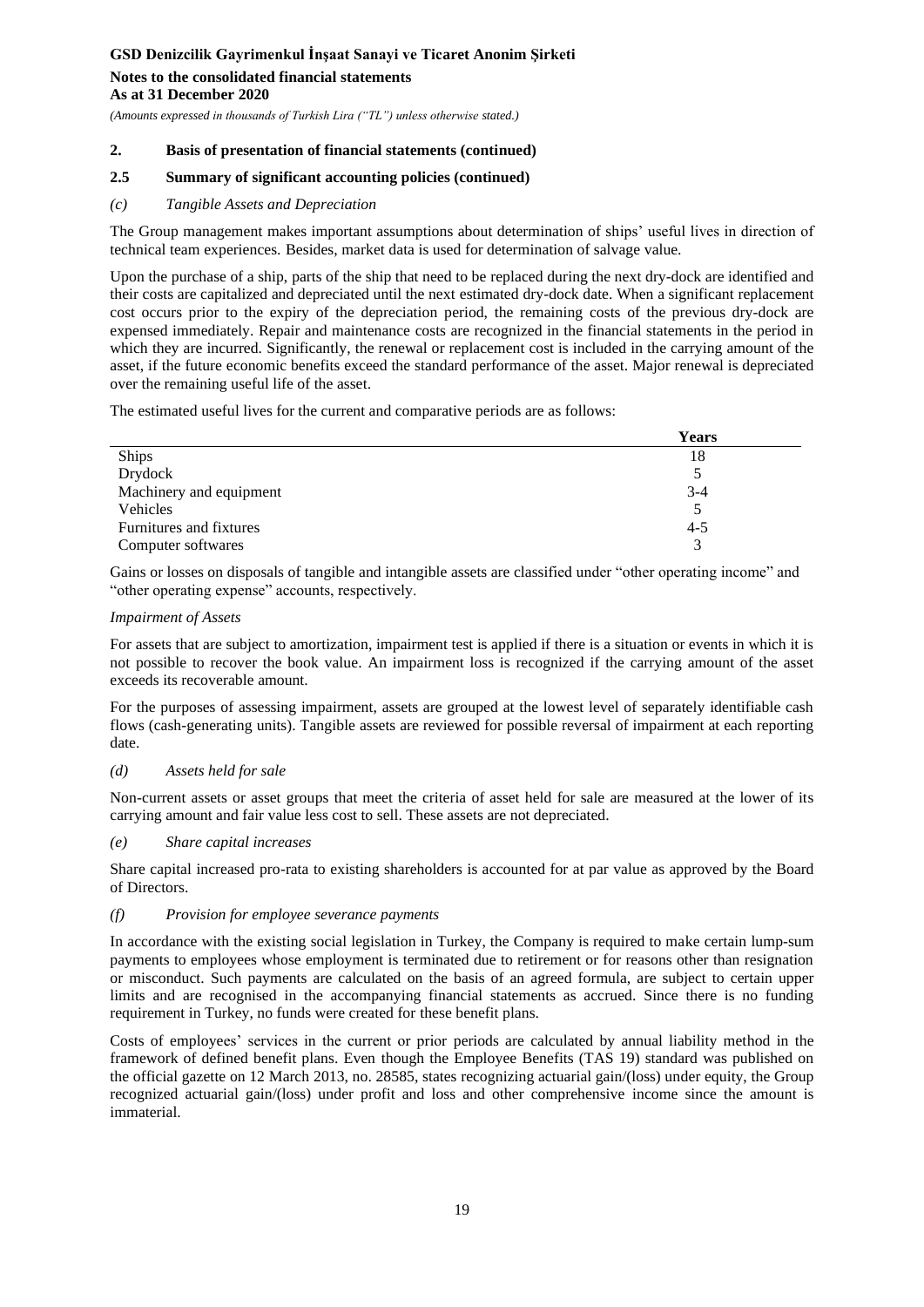## 2. Basis of presentation of financial statements (continued)

### 2.5 Summary of significant accounting policies (continued)

#### *(c) Tangible Assets and Depreciation*

The Group management makes important assumptions about determination of ships' useful lives in direction of technical team experiences. Besides, market data is used for determination of salvage value.

Upon the purchase of a ship, parts of the ship that need to be replaced during the next dry-dock are identified and their costs are capitalized and depreciated until the next estimated dry-dock date. When a significant replacement cost occurs prior to the expiry of the depreciation period, the remaining costs of the previous dry-dock are expensed immediately. Repair and maintenance costs are recognized in the financial statements in the period in which they are incurred. Significantly, the renewal or replacement cost is included in the carrying amount of the asset, if the future economic benefits exceed the standard performance of the asset. Major renewal is depreciated over the remaining useful life of the asset.

The estimated useful lives for the current and comparative periods are as follows:

| | Years |
|---|---|
| Ships | 18 |
| Drydock | 5 |
| Machinery and equipment | 3-4 |
| Vehicles | 5 |
| Furnitures and fixtures | 4-5 |
| Computer softwares | 3 |

Gains or losses on disposals of tangible and intangible assets are classified under "other operating income" and "other operating expense" accounts, respectively.

*Impairment of Assets*

For assets that are subject to amortization, impairment test is applied if there is a situation or events in which it is not possible to recover the book value. An impairment loss is recognized if the carrying amount of the asset exceeds its recoverable amount.

For the purposes of assessing impairment, assets are grouped at the lowest level of separately identifiable cash flows (cash-generating units). Tangible assets are reviewed for possible reversal of impairment at each reporting date.

#### *(d) Assets held for sale*

Non-current assets or asset groups that meet the criteria of asset held for sale are measured at the lower of its carrying amount and fair value less cost to sell. These assets are not depreciated.

#### *(e) Share capital increases*

Share capital increased pro-rata to existing shareholders is accounted for at par value as approved by the Board of Directors.

#### *(f) Provision for employee severance payments*

In accordance with the existing social legislation in Turkey, the Company is required to make certain lump-sum payments to employees whose employment is terminated due to retirement or for reasons other than resignation or misconduct. Such payments are calculated on the basis of an agreed formula, are subject to certain upper limits and are recognised in the accompanying financial statements as accrued. Since there is no funding requirement in Turkey, no funds were created for these benefit plans.

Costs of employees' services in the current or prior periods are calculated by annual liability method in the framework of defined benefit plans. Even though the Employee Benefits (TAS 19) standard was published on the official gazette on 12 March 2013, no. 28585, states recognizing actuarial gain/(loss) under equity, the Group recognized actuarial gain/(loss) under profit and loss and other comprehensive income since the amount is immaterial.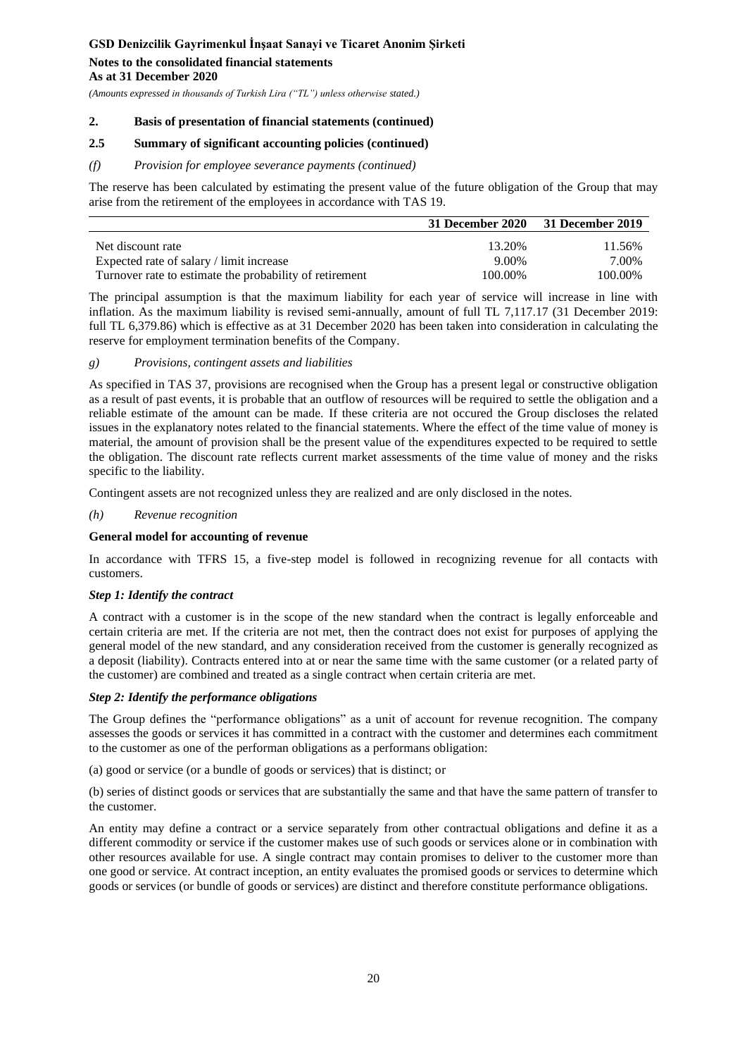## 2. Basis of presentation of financial statements (continued)

### 2.5 Summary of significant accounting policies (continued)

*(f) Provision for employee severance payments (continued)*

The reserve has been calculated by estimating the present value of the future obligation of the Group that may arise from the retirement of the employees in accordance with TAS 19.

| | 31 December 2020 | 31 December 2019 |
|---|---|---|
| Net discount rate | 13.20% | 11.56% |
| Expected rate of salary / limit increase | 9.00% | 7.00% |
| Turnover rate to estimate the probability of retirement | 100.00% | 100.00% |

The principal assumption is that the maximum liability for each year of service will increase in line with inflation. As the maximum liability is revised semi-annually, amount of full TL 7,117.17 (31 December 2019: full TL 6,379.86) which is effective as at 31 December 2020 has been taken into consideration in calculating the reserve for employment termination benefits of the Company.

*g) Provisions, contingent assets and liabilities*

As specified in TAS 37, provisions are recognised when the Group has a present legal or constructive obligation as a result of past events, it is probable that an outflow of resources will be required to settle the obligation and a reliable estimate of the amount can be made. If these criteria are not occured the Group discloses the related issues in the explanatory notes related to the financial statements. Where the effect of the time value of money is material, the amount of provision shall be the present value of the expenditures expected to be required to settle the obligation. The discount rate reflects current market assessments of the time value of money and the risks specific to the liability.

Contingent assets are not recognized unless they are realized and are only disclosed in the notes.

*(h) Revenue recognition*

**General model for accounting of revenue**

In accordance with TFRS 15, a five-step model is followed in recognizing revenue for all contacts with customers.

***Step 1: Identify the contract***

A contract with a customer is in the scope of the new standard when the contract is legally enforceable and certain criteria are met. If the criteria are not met, then the contract does not exist for purposes of applying the general model of the new standard, and any consideration received from the customer is generally recognized as a deposit (liability). Contracts entered into at or near the same time with the same customer (or a related party of the customer) are combined and treated as a single contract when certain criteria are met.

***Step 2: Identify the performance obligations***

The Group defines the "performance obligations" as a unit of account for revenue recognition. The company assesses the goods or services it has committed in a contract with the customer and determines each commitment to the customer as one of the performan obligations as a performans obligation:

(a) good or service (or a bundle of goods or services) that is distinct; or

(b) series of distinct goods or services that are substantially the same and that have the same pattern of transfer to the customer.

An entity may define a contract or a service separately from other contractual obligations and define it as a different commodity or service if the customer makes use of such goods or services alone or in combination with other resources available for use. A single contract may contain promises to deliver to the customer more than one good or service. At contract inception, an entity evaluates the promised goods or services to determine which goods or services (or bundle of goods or services) are distinct and therefore constitute performance obligations.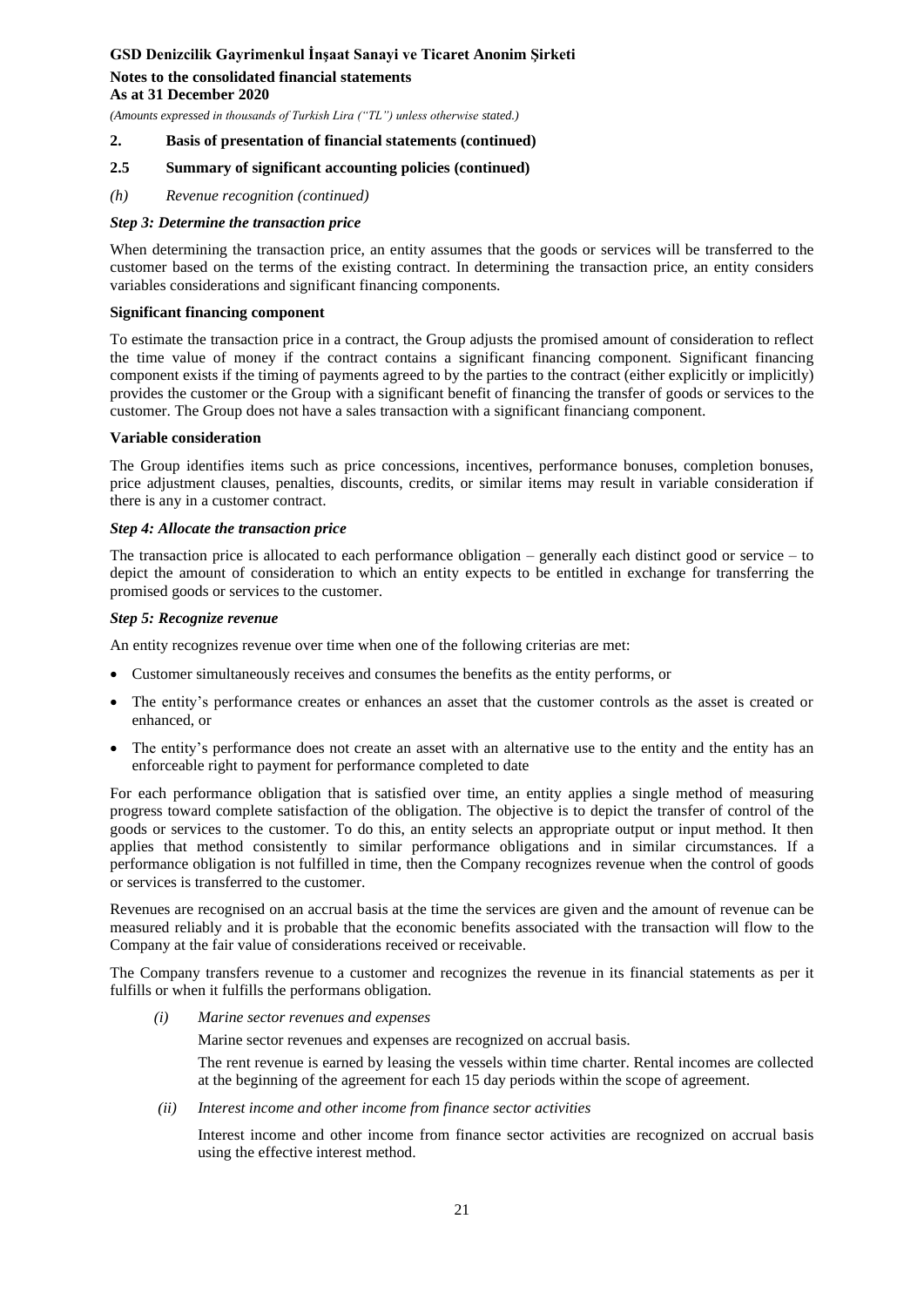**2. Basis of presentation of financial statements (continued)**

**2.5 Summary of significant accounting policies (continued)**

*(h) Revenue recognition (continued)*

***Step 3: Determine the transaction price***

When determining the transaction price, an entity assumes that the goods or services will be transferred to the customer based on the terms of the existing contract. In determining the transaction price, an entity considers variables considerations and significant financing components.

**Significant financing component**

To estimate the transaction price in a contract, the Group adjusts the promised amount of consideration to reflect the time value of money if the contract contains a significant financing component. Significant financing component exists if the timing of payments agreed to by the parties to the contract (either explicitly or implicitly) provides the customer or the Group with a significant benefit of financing the transfer of goods or services to the customer. The Group does not have a sales transaction with a significant financiang component.

**Variable consideration**

The Group identifies items such as price concessions, incentives, performance bonuses, completion bonuses, price adjustment clauses, penalties, discounts, credits, or similar items may result in variable consideration if there is any in a customer contract.

***Step 4: Allocate the transaction price***

The transaction price is allocated to each performance obligation – generally each distinct good or service – to depict the amount of consideration to which an entity expects to be entitled in exchange for transferring the promised goods or services to the customer.

***Step 5: Recognize revenue***

An entity recognizes revenue over time when one of the following criterias are met:

- Customer simultaneously receives and consumes the benefits as the entity performs, or
- The entity's performance creates or enhances an asset that the customer controls as the asset is created or enhanced, or
- The entity's performance does not create an asset with an alternative use to the entity and the entity has an enforceable right to payment for performance completed to date

For each performance obligation that is satisfied over time, an entity applies a single method of measuring progress toward complete satisfaction of the obligation. The objective is to depict the transfer of control of the goods or services to the customer. To do this, an entity selects an appropriate output or input method. It then applies that method consistently to similar performance obligations and in similar circumstances. If a performance obligation is not fulfilled in time, then the Company recognizes revenue when the control of goods or services is transferred to the customer.

Revenues are recognised on an accrual basis at the time the services are given and the amount of revenue can be measured reliably and it is probable that the economic benefits associated with the transaction will flow to the Company at the fair value of considerations received or receivable.

The Company transfers revenue to a customer and recognizes the revenue in its financial statements as per it fulfills or when it fulfills the performans obligation.

*(i) Marine sector revenues and expenses*

Marine sector revenues and expenses are recognized on accrual basis.

The rent revenue is earned by leasing the vessels within time charter. Rental incomes are collected at the beginning of the agreement for each 15 day periods within the scope of agreement.

*(ii) Interest income and other income from finance sector activities*

Interest income and other income from finance sector activities are recognized on accrual basis using the effective interest method.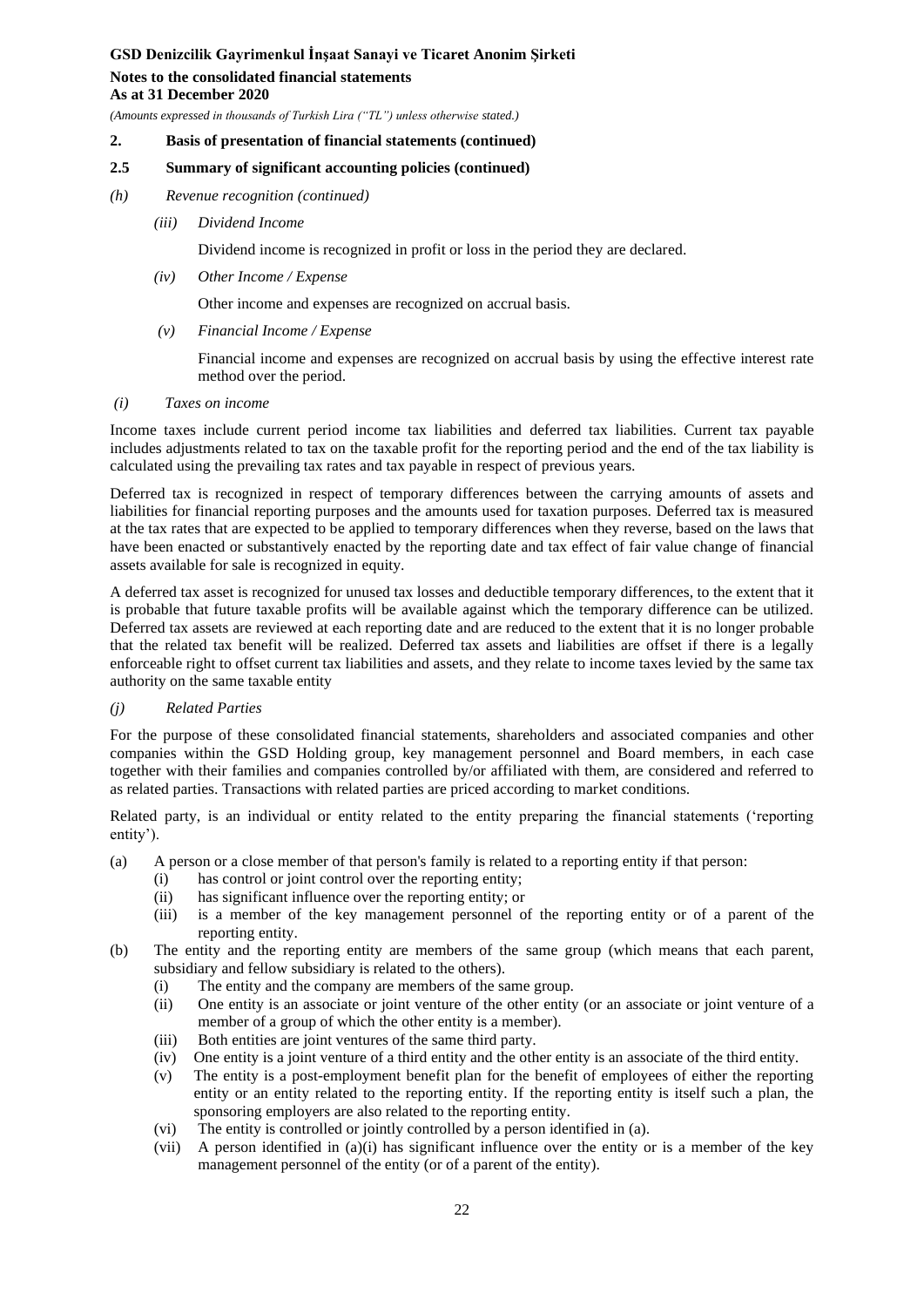## 2. Basis of presentation of financial statements (continued)

### 2.5 Summary of significant accounting policies (continued)

*(h) Revenue recognition (continued)*

*(iii) Dividend Income*

Dividend income is recognized in profit or loss in the period they are declared.

*(iv) Other Income / Expense*

Other income and expenses are recognized on accrual basis.

*(v) Financial Income / Expense*

Financial income and expenses are recognized on accrual basis by using the effective interest rate method over the period.

*(i) Taxes on income*

Income taxes include current period income tax liabilities and deferred tax liabilities. Current tax payable includes adjustments related to tax on the taxable profit for the reporting period and the end of the tax liability is calculated using the prevailing tax rates and tax payable in respect of previous years.

Deferred tax is recognized in respect of temporary differences between the carrying amounts of assets and liabilities for financial reporting purposes and the amounts used for taxation purposes. Deferred tax is measured at the tax rates that are expected to be applied to temporary differences when they reverse, based on the laws that have been enacted or substantively enacted by the reporting date and tax effect of fair value change of financial assets available for sale is recognized in equity.

A deferred tax asset is recognized for unused tax losses and deductible temporary differences, to the extent that it is probable that future taxable profits will be available against which the temporary difference can be utilized. Deferred tax assets are reviewed at each reporting date and are reduced to the extent that it is no longer probable that the related tax benefit will be realized. Deferred tax assets and liabilities are offset if there is a legally enforceable right to offset current tax liabilities and assets, and they relate to income taxes levied by the same tax authority on the same taxable entity

*(j) Related Parties*

For the purpose of these consolidated financial statements, shareholders and associated companies and other companies within the GSD Holding group, key management personnel and Board members, in each case together with their families and companies controlled by/or affiliated with them, are considered and referred to as related parties. Transactions with related parties are priced according to market conditions.

Related party, is an individual or entity related to the entity preparing the financial statements ('reporting entity').

(a) A person or a close member of that person's family is related to a reporting entity if that person:
   - (i) has control or joint control over the reporting entity;
   - (ii) has significant influence over the reporting entity; or
   - (iii) is a member of the key management personnel of the reporting entity or of a parent of the reporting entity.

(b) The entity and the reporting entity are members of the same group (which means that each parent, subsidiary and fellow subsidiary is related to the others).
   - (i) The entity and the company are members of the same group.
   - (ii) One entity is an associate or joint venture of the other entity (or an associate or joint venture of a member of a group of which the other entity is a member).
   - (iii) Both entities are joint ventures of the same third party.
   - (iv) One entity is a joint venture of a third entity and the other entity is an associate of the third entity.
   - (v) The entity is a post-employment benefit plan for the benefit of employees of either the reporting entity or an entity related to the reporting entity. If the reporting entity is itself such a plan, the sponsoring employers are also related to the reporting entity.
   - (vi) The entity is controlled or jointly controlled by a person identified in (a).
   - (vii) A person identified in (a)(i) has significant influence over the entity or is a member of the key management personnel of the entity (or of a parent of the entity).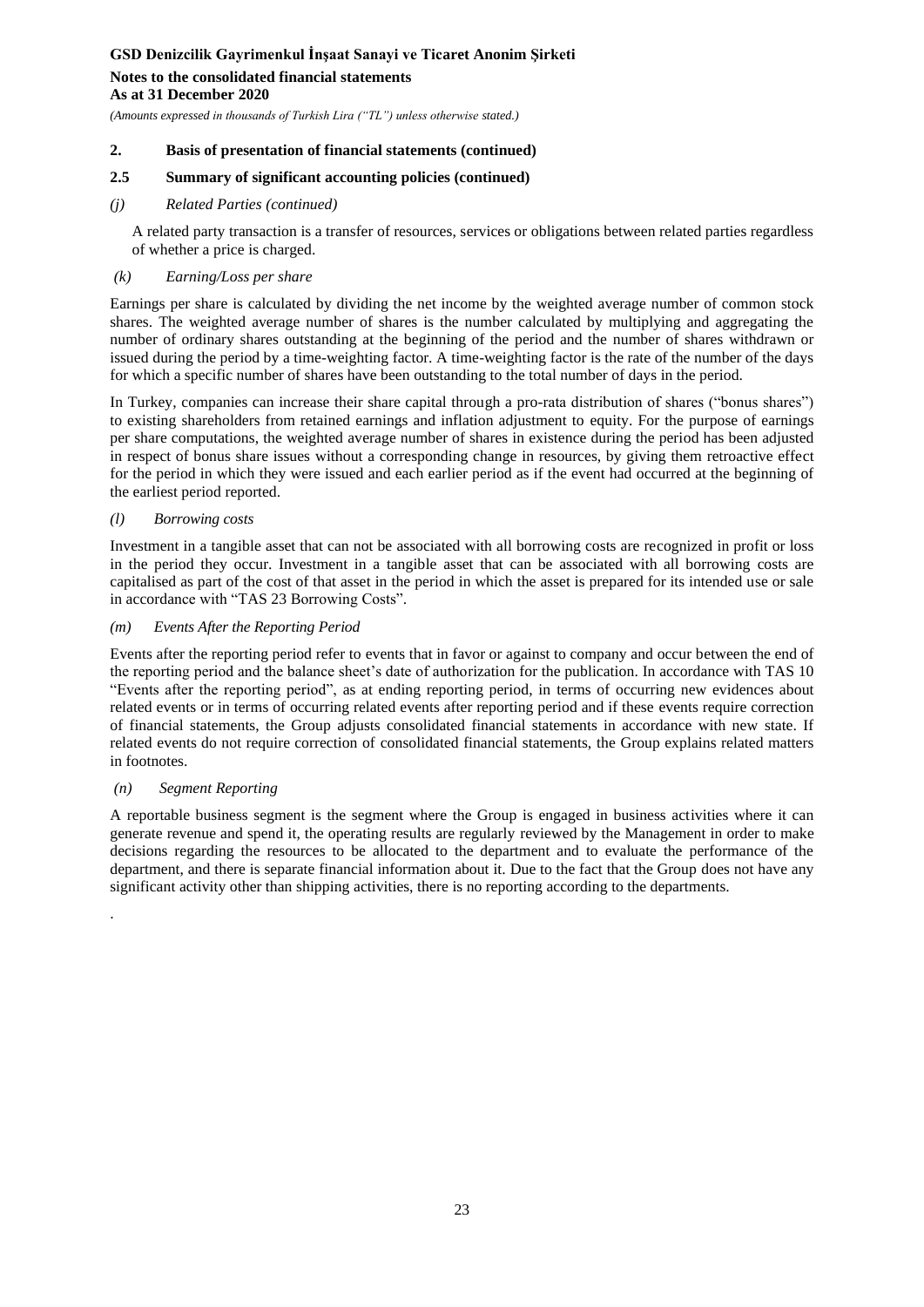## 2. Basis of presentation of financial statements (continued)

### 2.5 Summary of significant accounting policies (continued)

#### *(j) Related Parties (continued)*

A related party transaction is a transfer of resources, services or obligations between related parties regardless of whether a price is charged.

#### *(k) Earning/Loss per share*

Earnings per share is calculated by dividing the net income by the weighted average number of common stock shares. The weighted average number of shares is the number calculated by multiplying and aggregating the number of ordinary shares outstanding at the beginning of the period and the number of shares withdrawn or issued during the period by a time-weighting factor. A time-weighting factor is the rate of the number of the days for which a specific number of shares have been outstanding to the total number of days in the period.

In Turkey, companies can increase their share capital through a pro-rata distribution of shares ("bonus shares") to existing shareholders from retained earnings and inflation adjustment to equity. For the purpose of earnings per share computations, the weighted average number of shares in existence during the period has been adjusted in respect of bonus share issues without a corresponding change in resources, by giving them retroactive effect for the period in which they were issued and each earlier period as if the event had occurred at the beginning of the earliest period reported.

#### *(l) Borrowing costs*

Investment in a tangible asset that can not be associated with all borrowing costs are recognized in profit or loss in the period they occur. Investment in a tangible asset that can be associated with all borrowing costs are capitalised as part of the cost of that asset in the period in which the asset is prepared for its intended use or sale in accordance with "TAS 23 Borrowing Costs".

#### *(m) Events After the Reporting Period*

Events after the reporting period refer to events that in favor or against to company and occur between the end of the reporting period and the balance sheet's date of authorization for the publication. In accordance with TAS 10 "Events after the reporting period", as at ending reporting period, in terms of occurring new evidences about related events or in terms of occurring related events after reporting period and if these events require correction of financial statements, the Group adjusts consolidated financial statements in accordance with new state. If related events do not require correction of consolidated financial statements, the Group explains related matters in footnotes.

#### *(n) Segment Reporting*

A reportable business segment is the segment where the Group is engaged in business activities where it can generate revenue and spend it, the operating results are regularly reviewed by the Management in order to make decisions regarding the resources to be allocated to the department and to evaluate the performance of the department, and there is separate financial information about it. Due to the fact that the Group does not have any significant activity other than shipping activities, there is no reporting according to the departments.

.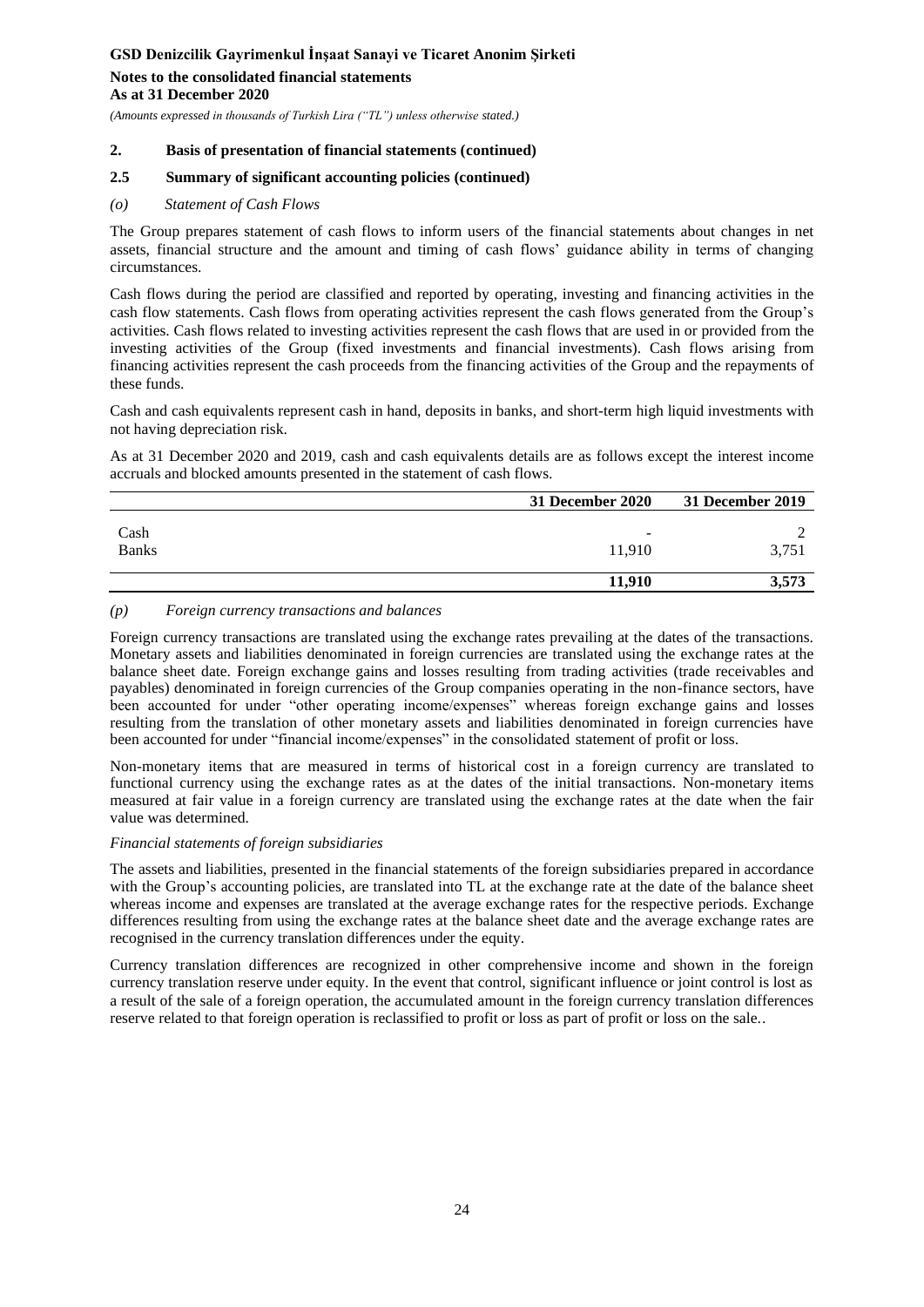## 2. Basis of presentation of financial statements (continued)

### 2.5 Summary of significant accounting policies (continued)

*(o) Statement of Cash Flows*

The Group prepares statement of cash flows to inform users of the financial statements about changes in net assets, financial structure and the amount and timing of cash flows' guidance ability in terms of changing circumstances.

Cash flows during the period are classified and reported by operating, investing and financing activities in the cash flow statements. Cash flows from operating activities represent the cash flows generated from the Group's activities. Cash flows related to investing activities represent the cash flows that are used in or provided from the investing activities of the Group (fixed investments and financial investments). Cash flows arising from financing activities represent the cash proceeds from the financing activities of the Group and the repayments of these funds.

Cash and cash equivalents represent cash in hand, deposits in banks, and short-term high liquid investments with not having depreciation risk.

As at 31 December 2020 and 2019, cash and cash equivalents details are as follows except the interest income accruals and blocked amounts presented in the statement of cash flows.

| | 31 December 2020 | 31 December 2019 |
|---|---|---|
| Cash | - | 2 |
| Banks | 11,910 | 3,751 |
| | **11,910** | **3,573** |

*(p) Foreign currency transactions and balances*

Foreign currency transactions are translated using the exchange rates prevailing at the dates of the transactions. Monetary assets and liabilities denominated in foreign currencies are translated using the exchange rates at the balance sheet date. Foreign exchange gains and losses resulting from trading activities (trade receivables and payables) denominated in foreign currencies of the Group companies operating in the non-finance sectors, have been accounted for under "other operating income/expenses" whereas foreign exchange gains and losses resulting from the translation of other monetary assets and liabilities denominated in foreign currencies have been accounted for under "financial income/expenses" in the consolidated statement of profit or loss.

Non-monetary items that are measured in terms of historical cost in a foreign currency are translated to functional currency using the exchange rates as at the dates of the initial transactions. Non-monetary items measured at fair value in a foreign currency are translated using the exchange rates at the date when the fair value was determined.

*Financial statements of foreign subsidiaries*

The assets and liabilities, presented in the financial statements of the foreign subsidiaries prepared in accordance with the Group's accounting policies, are translated into TL at the exchange rate at the date of the balance sheet whereas income and expenses are translated at the average exchange rates for the respective periods. Exchange differences resulting from using the exchange rates at the balance sheet date and the average exchange rates are recognised in the currency translation differences under the equity.

Currency translation differences are recognized in other comprehensive income and shown in the foreign currency translation reserve under equity. In the event that control, significant influence or joint control is lost as a result of the sale of a foreign operation, the accumulated amount in the foreign currency translation differences reserve related to that foreign operation is reclassified to profit or loss as part of profit or loss on the sale..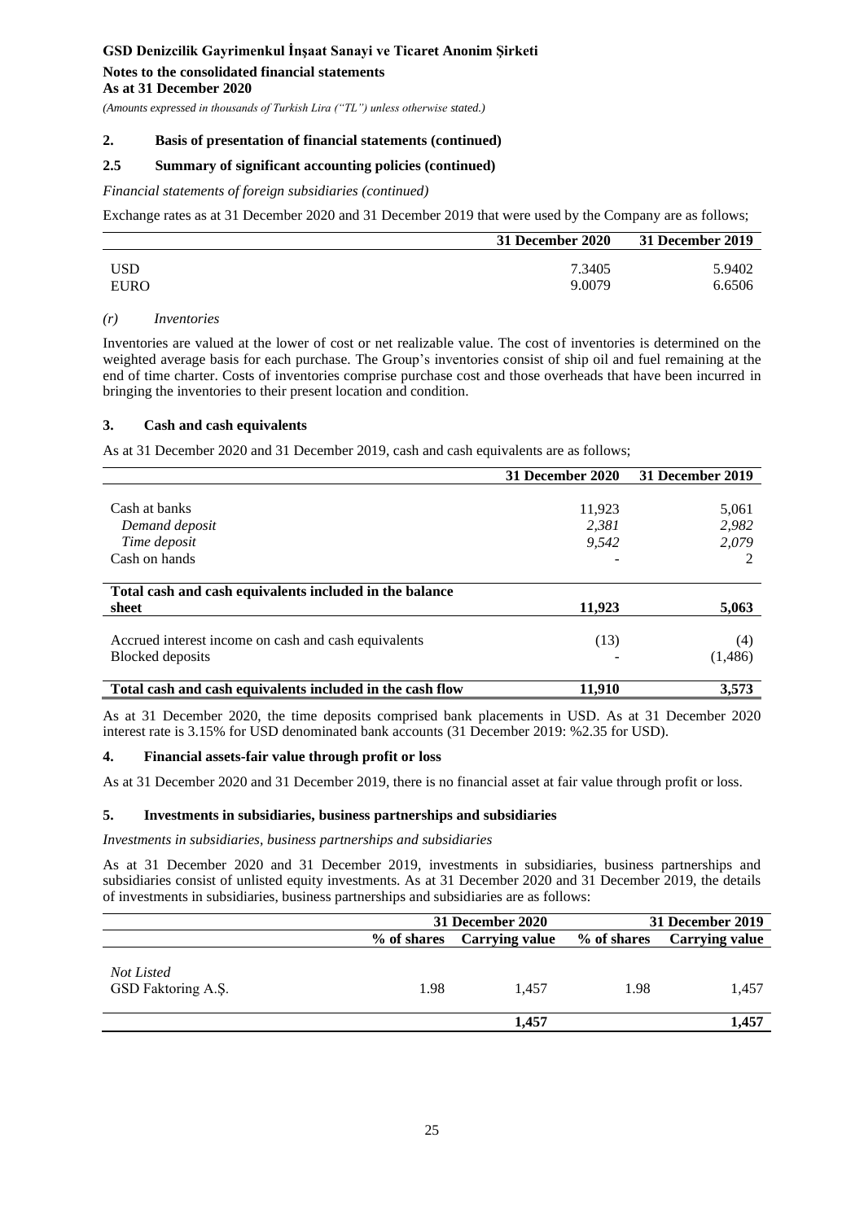**GSD Denizcilik Gayrimenkul İnşaat Sanayi ve Ticaret Anonim Şirketi**
**Notes to the consolidated financial statements**
**As at 31 December 2020**
*(Amounts expressed in thousands of Turkish Lira ("TL") unless otherwise stated.)*

## 2. Basis of presentation of financial statements (continued)

### 2.5 Summary of significant accounting policies (continued)

*Financial statements of foreign subsidiaries (continued)*

Exchange rates as at 31 December 2020 and 31 December 2019 that were used by the Company are as follows;

| | 31 December 2020 | 31 December 2019 |
|---|---|---|
| USD | 7.3405 | 5.9402 |
| EURO | 9.0079 | 6.6506 |

*(r) Inventories*

Inventories are valued at the lower of cost or net realizable value. The cost of inventories is determined on the weighted average basis for each purchase. The Group's inventories consist of ship oil and fuel remaining at the end of time charter. Costs of inventories comprise purchase cost and those overheads that have been incurred in bringing the inventories to their present location and condition.

## 3. Cash and cash equivalents

As at 31 December 2020 and 31 December 2019, cash and cash equivalents are as follows;

| | 31 December 2020 | 31 December 2019 |
|---|---|---|
| Cash at banks | 11,923 | 5,061 |
| *Demand deposit* | *2,381* | *2,982* |
| *Time deposit* | *9,542* | *2,079* |
| Cash on hands | - | 2 |
| **Total cash and cash equivalents included in the balance sheet** | **11,923** | **5,063** |
| Accrued interest income on cash and cash equivalents | (13) | (4) |
| Blocked deposits | - | (1,486) |
| **Total cash and cash equivalents included in the cash flow** | **11,910** | **3,573** |

As at 31 December 2020, the time deposits comprised bank placements in USD. As at 31 December 2020 interest rate is 3.15% for USD denominated bank accounts (31 December 2019: %2.35 for USD).

## 4. Financial assets-fair value through profit or loss

As at 31 December 2020 and 31 December 2019, there is no financial asset at fair value through profit or loss.

## 5. Investments in subsidiaries, business partnerships and subsidiaries

*Investments in subsidiaries, business partnerships and subsidiaries*

As at 31 December 2020 and 31 December 2019, investments in subsidiaries, business partnerships and subsidiaries consist of unlisted equity investments. As at 31 December 2020 and 31 December 2019, the details of investments in subsidiaries, business partnerships and subsidiaries are as follows:

| | 31 December 2020 | | 31 December 2019 | |
|---|---|---|---|---|
| | % of shares | Carrying value | % of shares | Carrying value |
| *Not Listed* | | | | |
| GSD Faktoring A.Ş. | 1.98 | 1,457 | 1.98 | 1,457 |
| | | **1,457** | | **1,457** |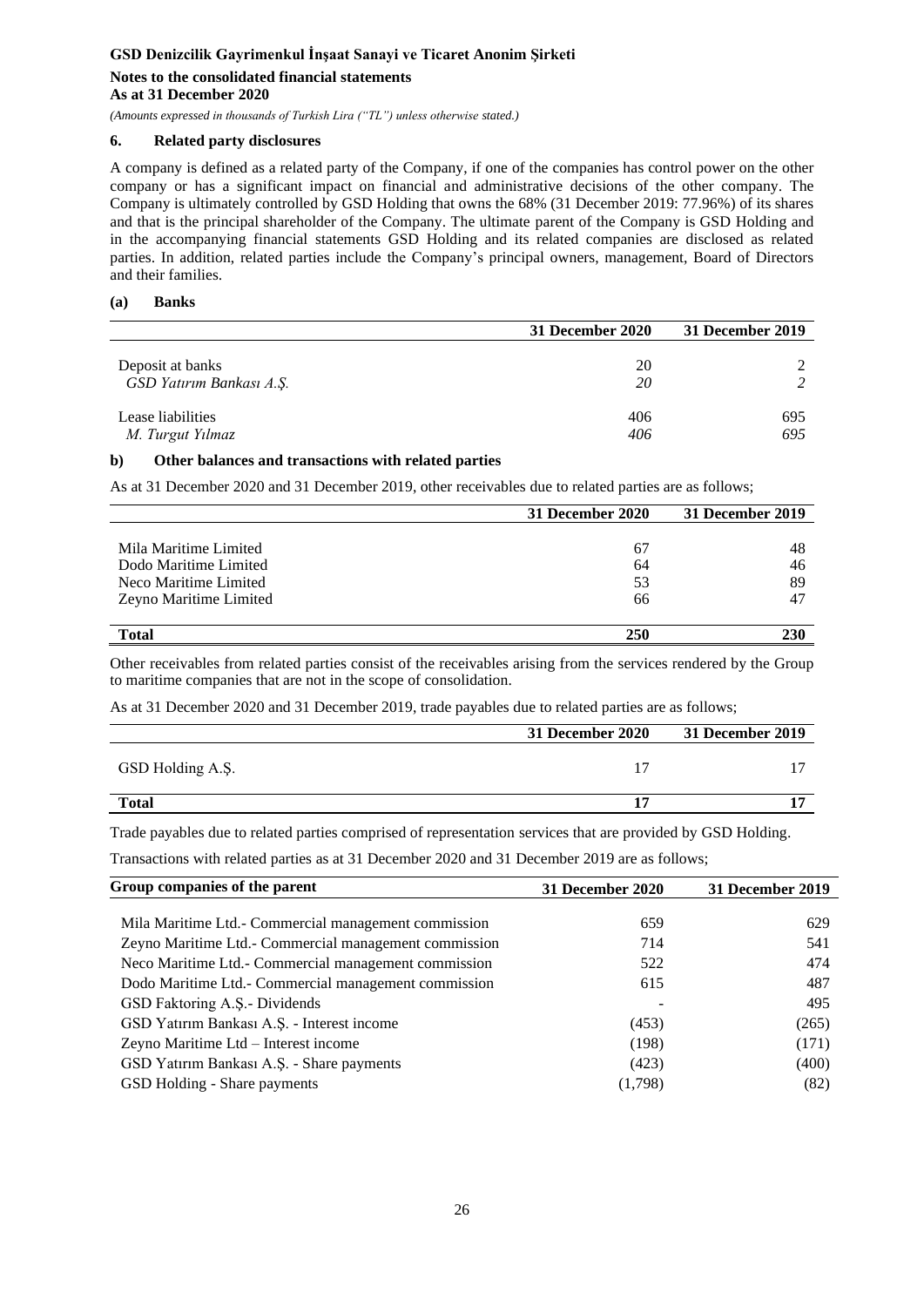## 6. Related party disclosures

A company is defined as a related party of the Company, if one of the companies has control power on the other company or has a significant impact on financial and administrative decisions of the other company. The Company is ultimately controlled by GSD Holding that owns the 68% (31 December 2019: 77.96%) of its shares and that is the principal shareholder of the Company. The ultimate parent of the Company is GSD Holding and in the accompanying financial statements GSD Holding and its related companies are disclosed as related parties. In addition, related parties include the Company's principal owners, management, Board of Directors and their families.

### (a) Banks

| | 31 December 2020 | 31 December 2019 |
|---|---|---|
| Deposit at banks | 20 | 2 |
| *GSD Yatırım Bankası A.Ş.* | *20* | *2* |
| Lease liabilities | 406 | 695 |
| *M. Turgut Yılmaz* | *406* | *695* |

### b) Other balances and transactions with related parties

As at 31 December 2020 and 31 December 2019, other receivables due to related parties are as follows;

| | 31 December 2020 | 31 December 2019 |
|---|---|---|
| Mila Maritime Limited | 67 | 48 |
| Dodo Maritime Limited | 64 | 46 |
| Neco Maritime Limited | 53 | 89 |
| Zeyno Maritime Limited | 66 | 47 |
| **Total** | **250** | **230** |

Other receivables from related parties consist of the receivables arising from the services rendered by the Group to maritime companies that are not in the scope of consolidation.

As at 31 December 2020 and 31 December 2019, trade payables due to related parties are as follows;

| | 31 December 2020 | 31 December 2019 |
|---|---|---|
| GSD Holding A.Ş. | 17 | 17 |
| **Total** | **17** | **17** |

Trade payables due to related parties comprised of representation services that are provided by GSD Holding.

Transactions with related parties as at 31 December 2020 and 31 December 2019 are as follows;

| Group companies of the parent | 31 December 2020 | 31 December 2019 |
|---|---|---|
| Mila Maritime Ltd.- Commercial management commission | 659 | 629 |
| Zeyno Maritime Ltd.- Commercial management commission | 714 | 541 |
| Neco Maritime Ltd.- Commercial management commission | 522 | 474 |
| Dodo Maritime Ltd.- Commercial management commission | 615 | 487 |
| GSD Faktoring A.Ş.- Dividends | - | 495 |
| GSD Yatırım Bankası A.Ş. - Interest income | (453) | (265) |
| Zeyno Maritime Ltd – Interest income | (198) | (171) |
| GSD Yatırım Bankası A.Ş. - Share payments | (423) | (400) |
| GSD Holding - Share payments | (1,798) | (82) |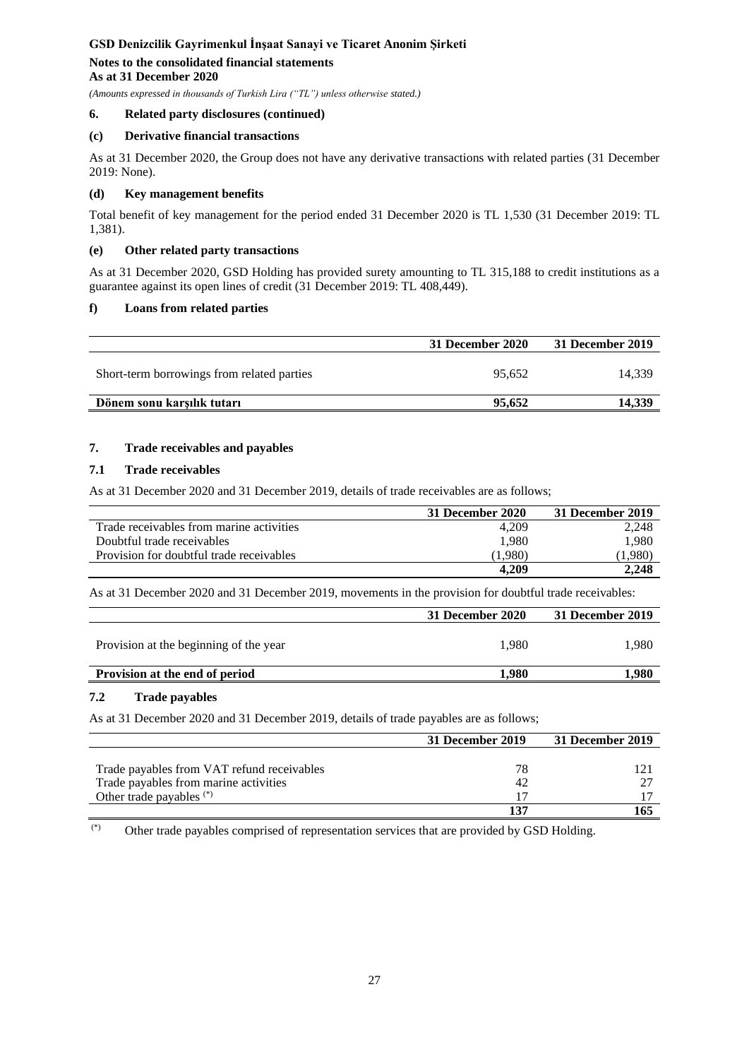**GSD Denizcilik Gayrimenkul İnşaat Sanayi ve Ticaret Anonim Şirketi**

**Notes to the consolidated financial statements**
**As at 31 December 2020**

*(Amounts expressed in thousands of Turkish Lira ("TL") unless otherwise stated.)*

## 6. Related party disclosures (continued)

### (c) Derivative financial transactions

As at 31 December 2020, the Group does not have any derivative transactions with related parties (31 December 2019: None).

### (d) Key management benefits

Total benefit of key management for the period ended 31 December 2020 is TL 1,530 (31 December 2019: TL 1,381).

### (e) Other related party transactions

As at 31 December 2020, GSD Holding has provided surety amounting to TL 315,188 to credit institutions as a guarantee against its open lines of credit (31 December 2019: TL 408,449).

### f) Loans from related parties

| | 31 December 2020 | 31 December 2019 |
|---|---|---|
| Short-term borrowings from related parties | 95,652 | 14,339 |
| **Dönem sonu karşılık tutarı** | **95,652** | **14,339** |

## 7. Trade receivables and payables

### 7.1 Trade receivables

As at 31 December 2020 and 31 December 2019, details of trade receivables are as follows;

| | 31 December 2020 | 31 December 2019 |
|---|---|---|
| Trade receivables from marine activities | 4,209 | 2,248 |
| Doubtful trade receivables | 1,980 | 1,980 |
| Provision for doubtful trade receivables | (1,980) | (1,980) |
| | **4,209** | **2,248** |

As at 31 December 2020 and 31 December 2019, movements in the provision for doubtful trade receivables:

| | 31 December 2020 | 31 December 2019 |
|---|---|---|
| Provision at the beginning of the year | 1,980 | 1,980 |
| **Provision at the end of period** | **1,980** | **1,980** |

### 7.2 Trade payables

As at 31 December 2020 and 31 December 2019, details of trade payables are as follows;

| | 31 December 2019 | 31 December 2019 |
|---|---|---|
| Trade payables from VAT refund receivables | 78 | 121 |
| Trade payables from marine activities | 42 | 27 |
| Other trade payables (*) | 17 | 17 |
| | **137** | **165** |

(*) Other trade payables comprised of representation services that are provided by GSD Holding.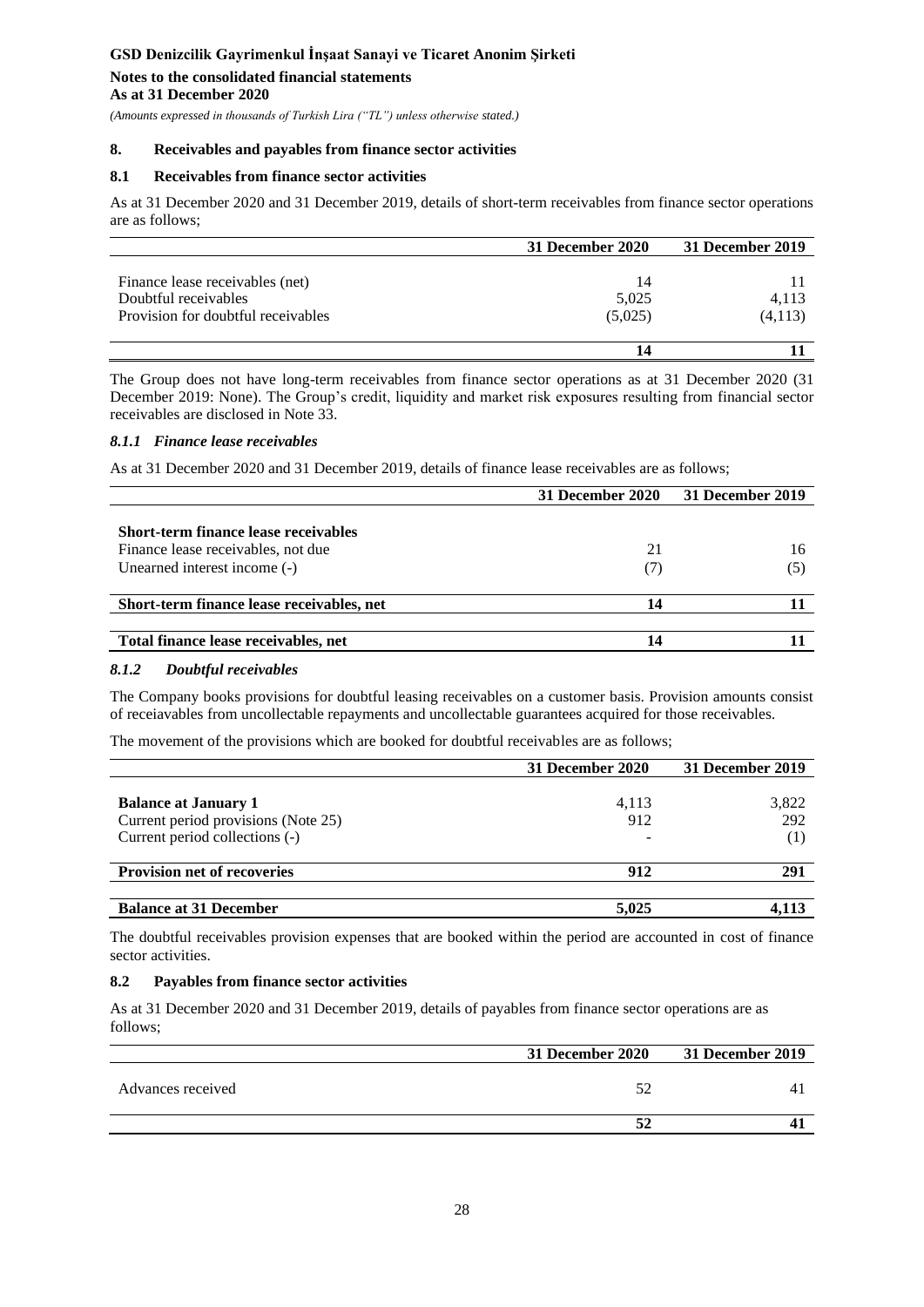## 8. Receivables and payables from finance sector activities

### 8.1 Receivables from finance sector activities

As at 31 December 2020 and 31 December 2019, details of short-term receivables from finance sector operations are as follows;

| | 31 December 2020 | 31 December 2019 |
|---|---|---|
| Finance lease receivables (net) | 14 | 11 |
| Doubtful receivables | 5,025 | 4,113 |
| Provision for doubtful receivables | (5,025) | (4,113) |
| | **14** | **11** |

The Group does not have long-term receivables from finance sector operations as at 31 December 2020 (31 December 2019: None). The Group's credit, liquidity and market risk exposures resulting from financial sector receivables are disclosed in Note 33.

#### *8.1.1 Finance lease receivables*

As at 31 December 2020 and 31 December 2019, details of finance lease receivables are as follows;

| | 31 December 2020 | 31 December 2019 |
|---|---|---|
| **Short-term finance lease receivables** | | |
| Finance lease receivables, not due | 21 | 16 |
| Unearned interest income (-) | (7) | (5) |
| **Short-term finance lease receivables, net** | **14** | **11** |
| **Total finance lease receivables, net** | **14** | **11** |

#### *8.1.2 Doubtful receivables*

The Company books provisions for doubtful leasing receivables on a customer basis. Provision amounts consist of receiavables from uncollectable repayments and uncollectable guarantees acquired for those receivables.

The movement of the provisions which are booked for doubtful receivables are as follows;

| | 31 December 2020 | 31 December 2019 |
|---|---|---|
| **Balance at January 1** | 4,113 | 3,822 |
| Current period provisions (Note 25) | 912 | 292 |
| Current period collections (-) | - | (1) |
| **Provision net of recoveries** | **912** | **291** |
| **Balance at 31 December** | **5,025** | **4,113** |

The doubtful receivables provision expenses that are booked within the period are accounted in cost of finance sector activities.

### 8.2 Payables from finance sector activities

As at 31 December 2020 and 31 December 2019, details of payables from finance sector operations are as follows;

| | 31 December 2020 | 31 December 2019 |
|---|---|---|
| Advances received | 52 | 41 |
| | **52** | **41** |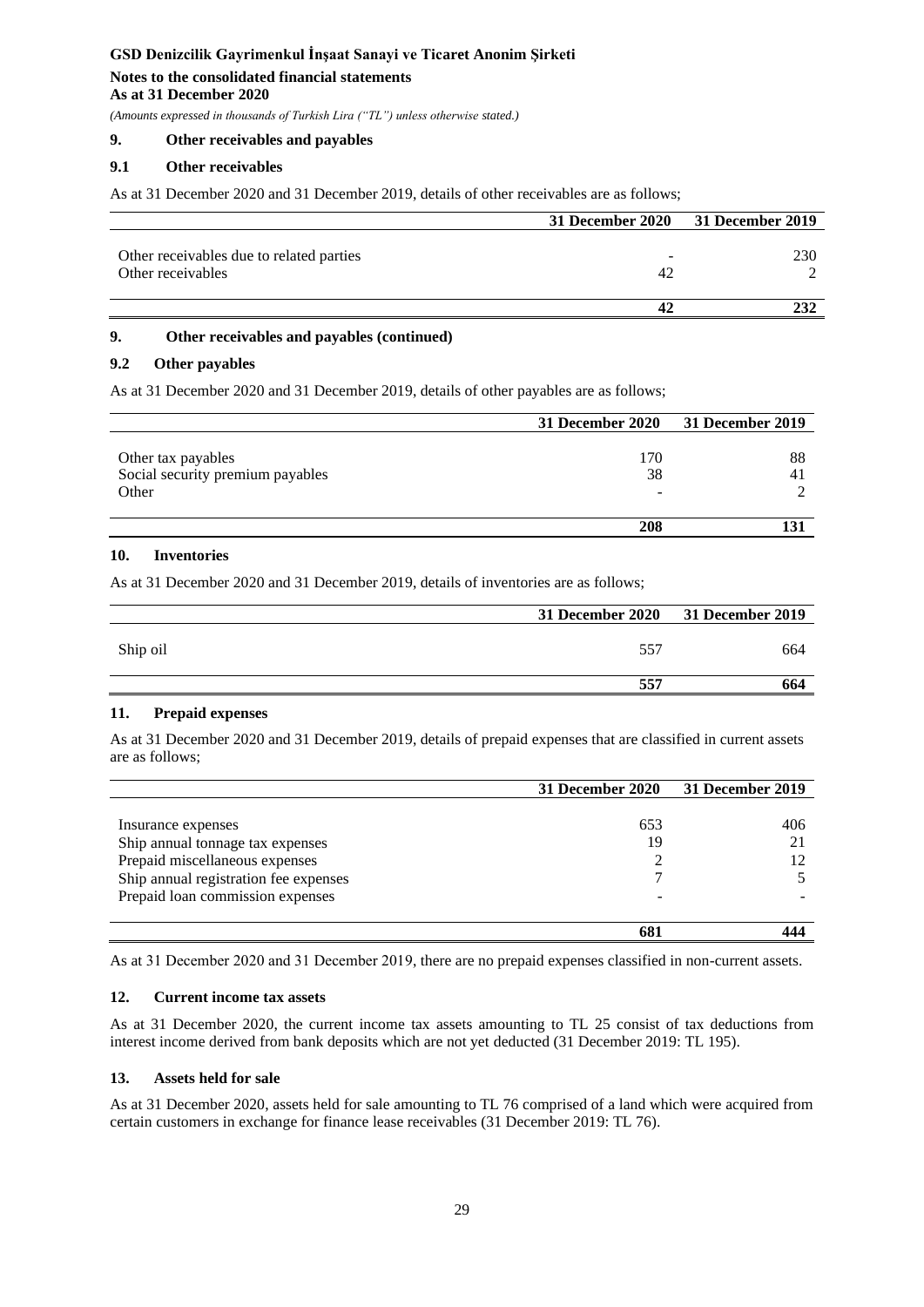## 9. Other receivables and payables

### 9.1 Other receivables

As at 31 December 2020 and 31 December 2019, details of other receivables are as follows;

| | 31 December 2020 | 31 December 2019 |
|---|---|---|
| Other receivables due to related parties | - | 230 |
| Other receivables | 42 | 2 |
| | **42** | **232** |

## 9. Other receivables and payables (continued)

### 9.2 Other payables

As at 31 December 2020 and 31 December 2019, details of other payables are as follows;

| | 31 December 2020 | 31 December 2019 |
|---|---|---|
| Other tax payables | 170 | 88 |
| Social security premium payables | 38 | 41 |
| Other | - | 2 |
| | **208** | **131** |

## 10. Inventories

As at 31 December 2020 and 31 December 2019, details of inventories are as follows;

| | 31 December 2020 | 31 December 2019 |
|---|---|---|
| Ship oil | 557 | 664 |
| | **557** | **664** |

## 11. Prepaid expenses

As at 31 December 2020 and 31 December 2019, details of prepaid expenses that are classified in current assets are as follows;

| | 31 December 2020 | 31 December 2019 |
|---|---|---|
| Insurance expenses | 653 | 406 |
| Ship annual tonnage tax expenses | 19 | 21 |
| Prepaid miscellaneous expenses | 2 | 12 |
| Ship annual registration fee expenses | 7 | 5 |
| Prepaid loan commission expenses | - | - |
| | **681** | **444** |

As at 31 December 2020 and 31 December 2019, there are no prepaid expenses classified in non-current assets.

## 12. Current income tax assets

As at 31 December 2020, the current income tax assets amounting to TL 25 consist of tax deductions from interest income derived from bank deposits which are not yet deducted (31 December 2019: TL 195).

## 13. Assets held for sale

As at 31 December 2020, assets held for sale amounting to TL 76 comprised of a land which were acquired from certain customers in exchange for finance lease receivables (31 December 2019: TL 76).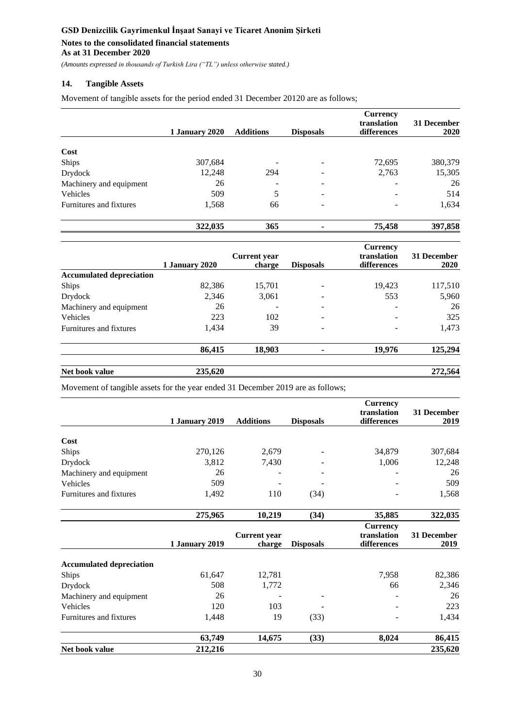## 14. Tangible Assets

Movement of tangible assets for the period ended 31 December 20120 are as follows;

| | 1 January 2020 | Additions | Disposals | Currency translation differences | 31 December 2020 |
|---|---|---|---|---|---|
| **Cost** | | | | | |
| Ships | 307,684 | - | - | 72,695 | 380,379 |
| Drydock | 12,248 | 294 | - | 2,763 | 15,305 |
| Machinery and equipment | 26 | - | - | - | 26 |
| Vehicles | 509 | 5 | - | - | 514 |
| Furnitures and fixtures | 1,568 | 66 | - | - | 1,634 |
| | **322,035** | **365** | **-** | **75,458** | **397,858** |

| | 1 January 2020 | Current year charge | Disposals | Currency translation differences | 31 December 2020 |
|---|---|---|---|---|---|
| **Accumulated depreciation** | | | | | |
| Ships | 82,386 | 15,701 | - | 19,423 | 117,510 |
| Drydock | 2,346 | 3,061 | - | 553 | 5,960 |
| Machinery and equipment | 26 | - | - | - | 26 |
| Vehicles | 223 | 102 | - | - | 325 |
| Furnitures and fixtures | 1,434 | 39 | - | - | 1,473 |
| | **86,415** | **18,903** | **-** | **19,976** | **125,294** |
| **Net book value** | **235,620** | | | | **272,564** |

Movement of tangible assets for the year ended 31 December 2019 are as follows;

| | 1 January 2019 | Additions | Disposals | Currency translation differences | 31 December 2019 |
|---|---|---|---|---|---|
| **Cost** | | | | | |
| Ships | 270,126 | 2,679 | - | 34,879 | 307,684 |
| Drydock | 3,812 | 7,430 | - | 1,006 | 12,248 |
| Machinery and equipment | 26 | - | - | - | 26 |
| Vehicles | 509 | - | - | - | 509 |
| Furnitures and fixtures | 1,492 | 110 | (34) | - | 1,568 |
| | **275,965** | **10,219** | **(34)** | **35,885** | **322,035** |

| | 1 January 2019 | Current year charge | Disposals | Currency translation differences | 31 December 2019 |
|---|---|---|---|---|---|
| **Accumulated depreciation** | | | | | |
| Ships | 61,647 | 12,781 | | 7,958 | 82,386 |
| Drydock | 508 | 1,772 | | 66 | 2,346 |
| Machinery and equipment | 26 | - | - | - | 26 |
| Vehicles | 120 | 103 | - | - | 223 |
| Furnitures and fixtures | 1,448 | 19 | (33) | - | 1,434 |
| | **63,749** | **14,675** | **(33)** | **8,024** | **86,415** |
| **Net book value** | **212,216** | | | | **235,620** |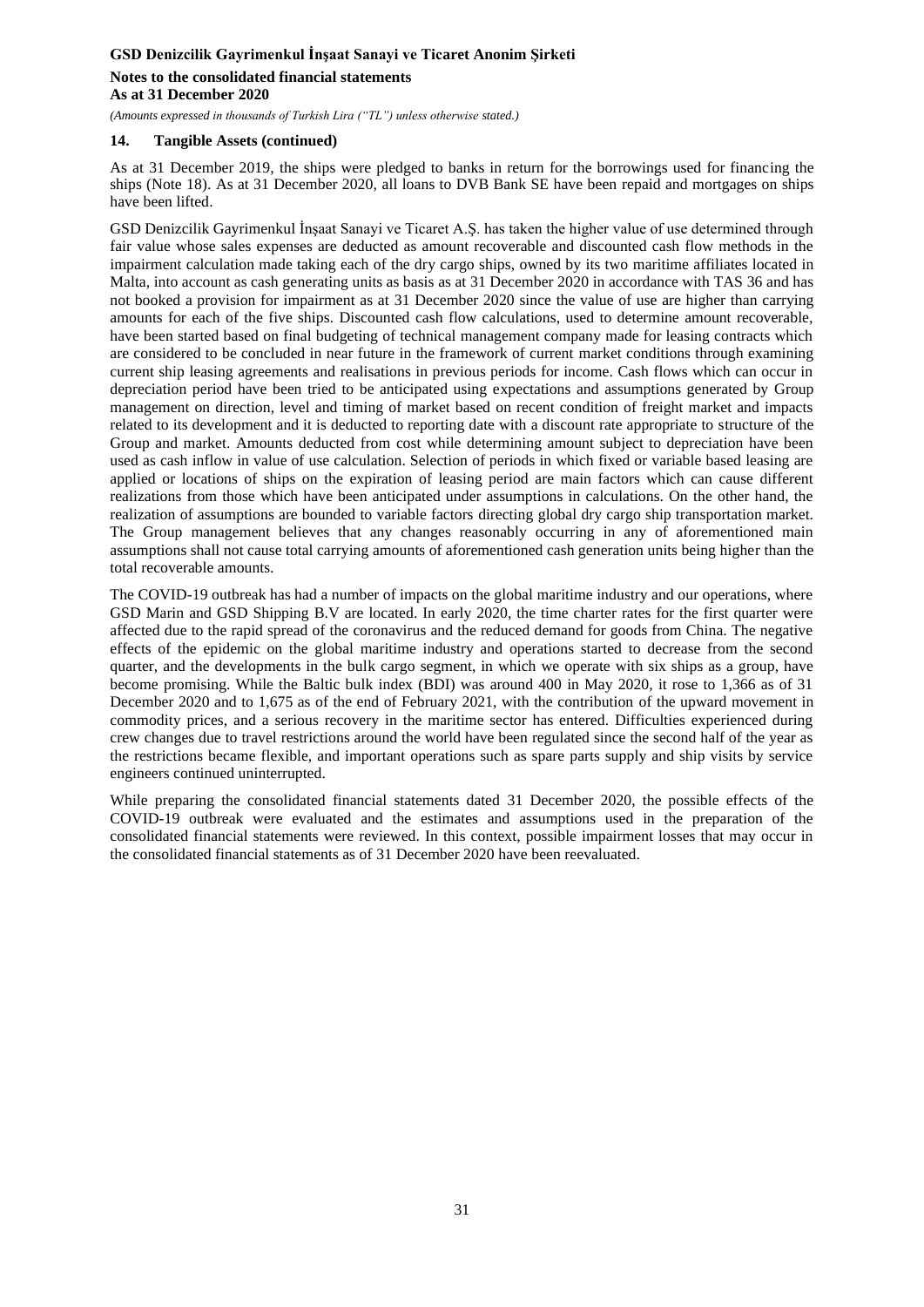## 14. Tangible Assets (continued)

As at 31 December 2019, the ships were pledged to banks in return for the borrowings used for financing the ships (Note 18). As at 31 December 2020, all loans to DVB Bank SE have been repaid and mortgages on ships have been lifted.

GSD Denizcilik Gayrimenkul İnşaat Sanayi ve Ticaret A.Ş. has taken the higher value of use determined through fair value whose sales expenses are deducted as amount recoverable and discounted cash flow methods in the impairment calculation made taking each of the dry cargo ships, owned by its two maritime affiliates located in Malta, into account as cash generating units as basis as at 31 December 2020 in accordance with TAS 36 and has not booked a provision for impairment as at 31 December 2020 since the value of use are higher than carrying amounts for each of the five ships. Discounted cash flow calculations, used to determine amount recoverable, have been started based on final budgeting of technical management company made for leasing contracts which are considered to be concluded in near future in the framework of current market conditions through examining current ship leasing agreements and realisations in previous periods for income. Cash flows which can occur in depreciation period have been tried to be anticipated using expectations and assumptions generated by Group management on direction, level and timing of market based on recent condition of freight market and impacts related to its development and it is deducted to reporting date with a discount rate appropriate to structure of the Group and market. Amounts deducted from cost while determining amount subject to depreciation have been used as cash inflow in value of use calculation. Selection of periods in which fixed or variable based leasing are applied or locations of ships on the expiration of leasing period are main factors which can cause different realizations from those which have been anticipated under assumptions in calculations. On the other hand, the realization of assumptions are bounded to variable factors directing global dry cargo ship transportation market. The Group management believes that any changes reasonably occurring in any of aforementioned main assumptions shall not cause total carrying amounts of aforementioned cash generation units being higher than the total recoverable amounts.

The COVID-19 outbreak has had a number of impacts on the global maritime industry and our operations, where GSD Marin and GSD Shipping B.V are located. In early 2020, the time charter rates for the first quarter were affected due to the rapid spread of the coronavirus and the reduced demand for goods from China. The negative effects of the epidemic on the global maritime industry and operations started to decrease from the second quarter, and the developments in the bulk cargo segment, in which we operate with six ships as a group, have become promising. While the Baltic bulk index (BDI) was around 400 in May 2020, it rose to 1,366 as of 31 December 2020 and to 1,675 as of the end of February 2021, with the contribution of the upward movement in commodity prices, and a serious recovery in the maritime sector has entered. Difficulties experienced during crew changes due to travel restrictions around the world have been regulated since the second half of the year as the restrictions became flexible, and important operations such as spare parts supply and ship visits by service engineers continued uninterrupted.

While preparing the consolidated financial statements dated 31 December 2020, the possible effects of the COVID-19 outbreak were evaluated and the estimates and assumptions used in the preparation of the consolidated financial statements were reviewed. In this context, possible impairment losses that may occur in the consolidated financial statements as of 31 December 2020 have been reevaluated.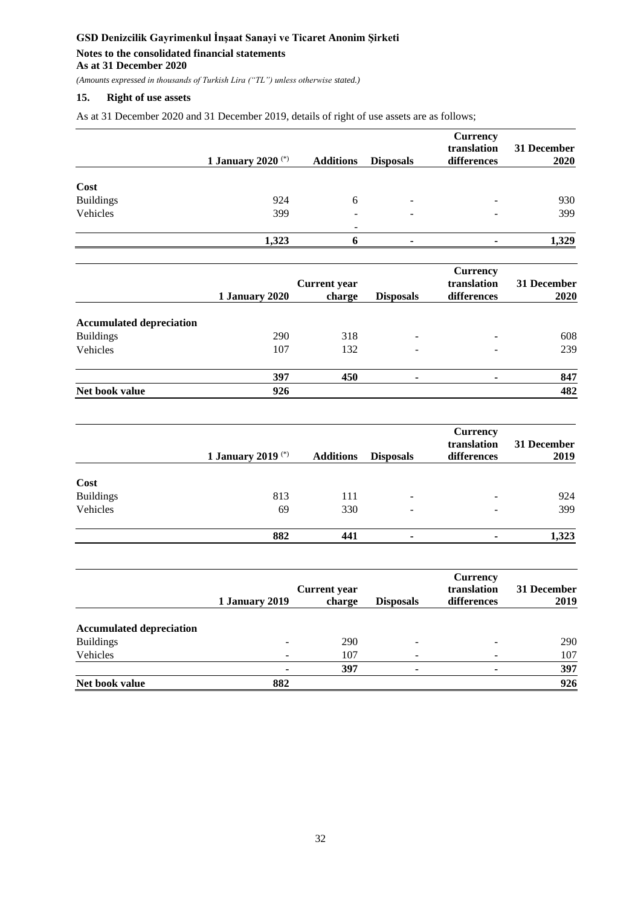## 15. Right of use assets

As at 31 December 2020 and 31 December 2019, details of right of use assets are as follows;

| | 1 January 2020 (*) | Additions | Disposals | Currency translation differences | 31 December 2020 |
|---|---|---|---|---|---|
| **Cost** | | | | | |
| Buildings | 924 | 6 | - | - | 930 |
| Vehicles | 399 | - | - | - | 399 |
| | | - | | | |
| | **1,323** | **6** | **-** | **-** | **1,329** |

| | 1 January 2020 | Current year charge | Disposals | Currency translation differences | 31 December 2020 |
|---|---|---|---|---|---|
| **Accumulated depreciation** | | | | | |
| Buildings | 290 | 318 | - | - | 608 |
| Vehicles | 107 | 132 | - | - | 239 |
| | **397** | **450** | **-** | **-** | **847** |
| **Net book value** | **926** | | | | **482** |

| | 1 January 2019 (*) | Additions | Disposals | Currency translation differences | 31 December 2019 |
|---|---|---|---|---|---|
| **Cost** | | | | | |
| Buildings | 813 | 111 | - | - | 924 |
| Vehicles | 69 | 330 | - | - | 399 |
| | **882** | **441** | **-** | **-** | **1,323** |

| | 1 January 2019 | Current year charge | Disposals | Currency translation differences | 31 December 2019 |
|---|---|---|---|---|---|
| **Accumulated depreciation** | | | | | |
| Buildings | - | 290 | - | - | 290 |
| Vehicles | - | 107 | - | - | 107 |
| | **-** | **397** | **-** | **-** | **397** |
| **Net book value** | **882** | | | | **926** |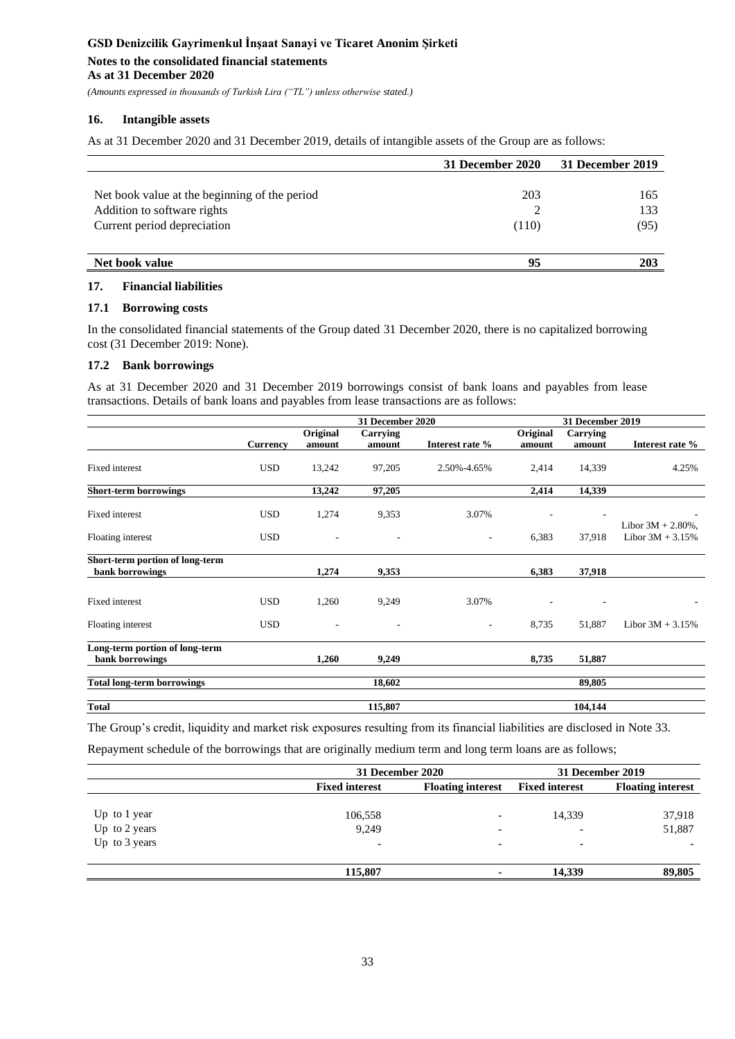### 16. Intangible assets

As at 31 December 2020 and 31 December 2019, details of intangible assets of the Group are as follows:

| | 31 December 2020 | 31 December 2019 |
|---|---|---|
| Net book value at the beginning of the period | 203 | 165 |
| Addition to software rights | 2 | 133 |
| Current period depreciation | (110) | (95) |
| **Net book value** | **95** | **203** |

### 17. Financial liabilities

#### 17.1 Borrowing costs

In the consolidated financial statements of the Group dated 31 December 2020, there is no capitalized borrowing cost (31 December 2019: None).

#### 17.2 Bank borrowings

As at 31 December 2020 and 31 December 2019 borrowings consist of bank loans and payables from lease transactions. Details of bank loans and payables from lease transactions are as follows:

| | | 31 December 2020 | | | 31 December 2019 | | |
|---|---|---|---|---|---|---|---|
| | Currency | Original amount | Carrying amount | Interest rate % | Original amount | Carrying amount | Interest rate % |
| Fixed interest | USD | 13,242 | 97,205 | 2.50%-4.65% | 2,414 | 14,339 | 4.25% |
| **Short-term borrowings** | | **13,242** | **97,205** | | **2,414** | **14,339** | |
| Fixed interest | USD | 1,274 | 9,353 | 3.07% | - | - | - |
| Floating interest | USD | - | - | - | 6,383 | 37,918 | Libor 3M + 2.80%, Libor 3M + 3.15% |
| **Short-term portion of long-term bank borrowings** | | **1,274** | **9,353** | | **6,383** | **37,918** | |
| Fixed interest | USD | 1,260 | 9,249 | 3.07% | - | - | - |
| Floating interest | USD | - | - | - | 8,735 | 51,887 | Libor 3M + 3.15% |
| **Long-term portion of long-term bank borrowings** | | **1,260** | **9,249** | | **8,735** | **51,887** | |
| **Total long-term borrowings** | | | **18,602** | | | **89,805** | |
| **Total** | | | **115,807** | | | **104,144** | |

The Group's credit, liquidity and market risk exposures resulting from its financial liabilities are disclosed in Note 33.

Repayment schedule of the borrowings that are originally medium term and long term loans are as follows;

| | 31 December 2020 | | 31 December 2019 | |
|---|---|---|---|---|
| | Fixed interest | Floating interest | Fixed interest | Floating interest |
| Up to 1 year | 106,558 | - | 14,339 | 37,918 |
| Up to 2 years | 9,249 | - | - | 51,887 |
| Up to 3 years | - | - | - | - |
| | **115,807** | **-** | **14,339** | **89,805** |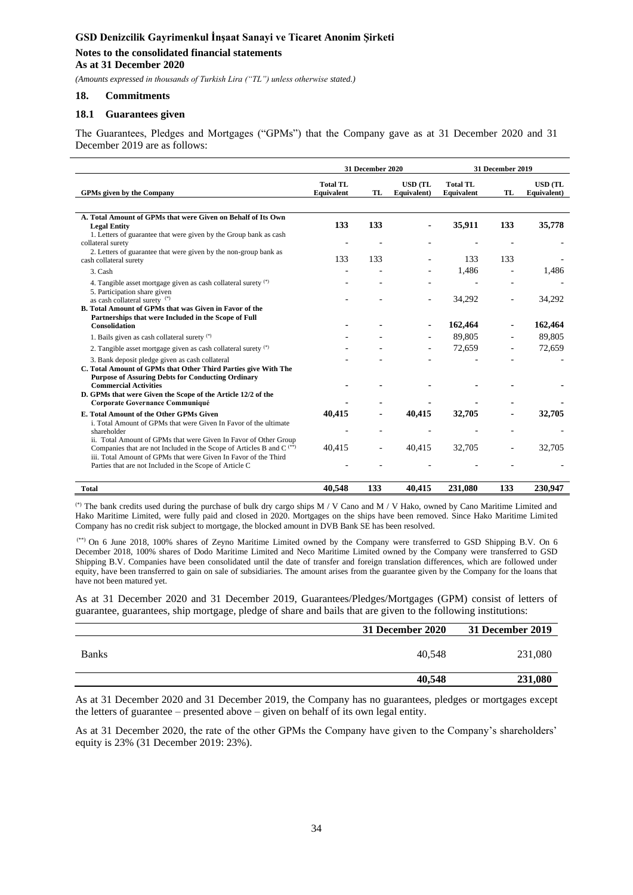## 18. Commitments

### 18.1 Guarantees given

The Guarantees, Pledges and Mortgages ("GPMs") that the Company gave as at 31 December 2020 and 31 December 2019 are as follows:

| GPMs given by the Company | 31 December 2020 | | | 31 December 2019 | | |
|---|---|---|---|---|---|---|
| | Total TL Equivalent | TL | USD (TL Equivalent) | Total TL Equivalent | TL | USD (TL Equivalent) |
| **A. Total Amount of GPMs that were Given on Behalf of Its Own Legal Entity** | **133** | **133** | **-** | **35,911** | **133** | **35,778** |
| 1. Letters of guarantee that were given by the Group bank as cash collateral surety | - | - | - | - | - | - |
| 2. Letters of guarantee that were given by the non-group bank as cash collateral surety | 133 | 133 | - | 133 | 133 | - |
| 3. Cash | - | - | - | 1,486 | - | 1,486 |
| 4. Tangible asset mortgage given as cash collateral surety (*) | - | - | - | - | - | - |
| 5. Participation share given as cash collateral surety (*) | - | - | - | 34,292 | - | 34,292 |
| **B. Total Amount of GPMs that was Given in Favor of the Partnerships that were Included in the Scope of Full Consolidation** | **-** | **-** | **-** | **162,464** | **-** | **162,464** |
| 1. Bails given as cash collateral surety (*) | - | - | - | 89,805 | - | 89,805 |
| 2. Tangible asset mortgage given as cash collateral surety (*) | - | - | - | 72,659 | - | 72,659 |
| 3. Bank deposit pledge given as cash collateral | - | - | - | - | - | - |
| **C. Total Amount of GPMs that Other Third Parties give With The Purpose of Assuring Debts for Conducting Ordinary Commercial Activities** | **-** | **-** | **-** | **-** | **-** | **-** |
| **D. GPMs that were Given the Scope of the Article 12/2 of the Corporate Governance Communiqué** | **-** | **-** | **-** | **-** | **-** | **-** |
| **E. Total Amount of the Other GPMs Given** | **40,415** | **-** | **40,415** | **32,705** | **-** | **32,705** |
| i. Total Amount of GPMs that were Given In Favor of the ultimate shareholder | - | - | - | - | - | - |
| ii. Total Amount of GPMs that were Given In Favor of Other Group Companies that are not Included in the Scope of Articles B and C (**) | 40,415 | - | 40,415 | 32,705 | - | 32,705 |
| iii. Total Amount of GPMs that were Given In Favor of the Third Parties that are not Included in the Scope of Article C | - | - | - | - | - | - |
| **Total** | **40,548** | **133** | **40,415** | **231,080** | **133** | **230,947** |

(*) The bank credits used during the purchase of bulk dry cargo ships M / V Cano and M / V Hako, owned by Cano Maritime Limited and Hako Maritime Limited, were fully paid and closed in 2020. Mortgages on the ships have been removed. Since Hako Maritime Limited Company has no credit risk subject to mortgage, the blocked amount in DVB Bank SE has been resolved.

(**) On 6 June 2018, 100% shares of Zeyno Maritime Limited owned by the Company were transferred to GSD Shipping B.V. On 6 December 2018, 100% shares of Dodo Maritime Limited and Neco Maritime Limited owned by the Company were transferred to GSD Shipping B.V. Companies have been consolidated until the date of transfer and foreign translation differences, which are followed under equity, have been transferred to gain on sale of subsidiaries. The amount arises from the guarantee given by the Company for the loans that have not been matured yet.

As at 31 December 2020 and 31 December 2019, Guarantees/Pledges/Mortgages (GPM) consist of letters of guarantee, guarantees, ship mortgage, pledge of share and bails that are given to the following institutions:

| | 31 December 2020 | 31 December 2019 |
|---|---|---|
| Banks | 40,548 | 231,080 |
| | **40,548** | **231,080** |

As at 31 December 2020 and 31 December 2019, the Company has no guarantees, pledges or mortgages except the letters of guarantee – presented above – given on behalf of its own legal entity.

As at 31 December 2020, the rate of the other GPMs the Company have given to the Company's shareholders' equity is 23% (31 December 2019: 23%).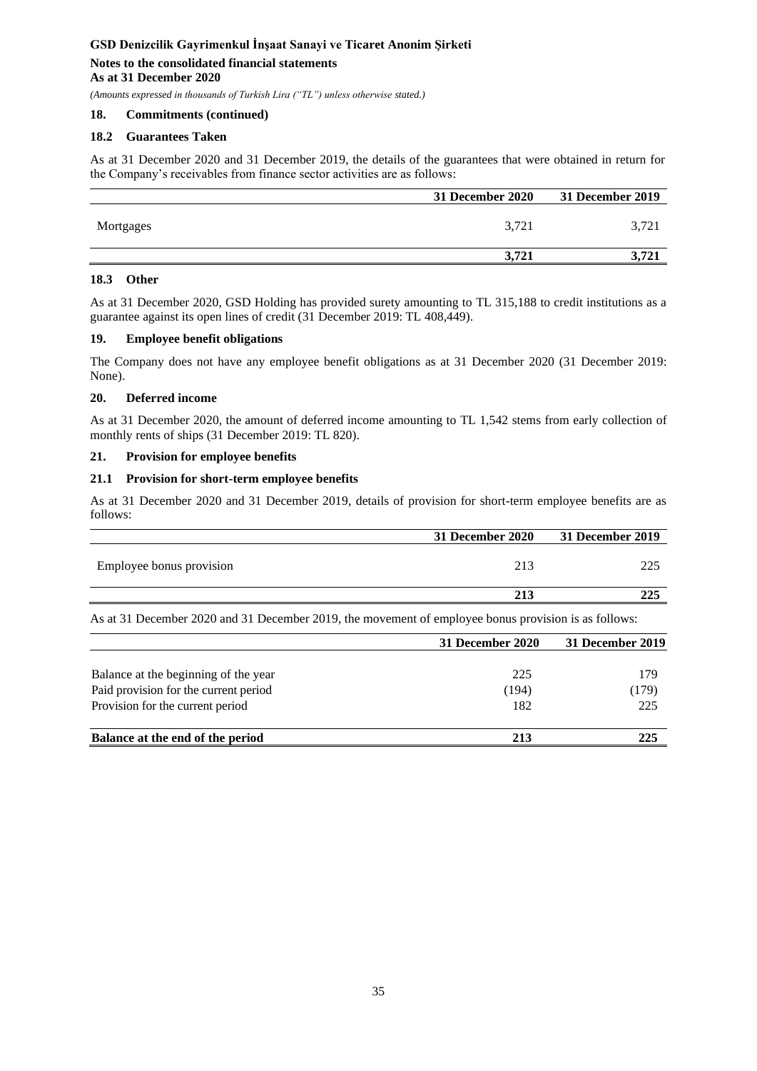## 18. Commitments (continued)

### 18.2 Guarantees Taken

As at 31 December 2020 and 31 December 2019, the details of the guarantees that were obtained in return for the Company's receivables from finance sector activities are as follows:

| | 31 December 2020 | 31 December 2019 |
|---|---|---|
| Mortgages | 3,721 | 3,721 |
| | **3,721** | **3,721** |

### 18.3 Other

As at 31 December 2020, GSD Holding has provided surety amounting to TL 315,188 to credit institutions as a guarantee against its open lines of credit (31 December 2019: TL 408,449).

## 19. Employee benefit obligations

The Company does not have any employee benefit obligations as at 31 December 2020 (31 December 2019: None).

## 20. Deferred income

As at 31 December 2020, the amount of deferred income amounting to TL 1,542 stems from early collection of monthly rents of ships (31 December 2019: TL 820).

## 21. Provision for employee benefits

### 21.1 Provision for short-term employee benefits

As at 31 December 2020 and 31 December 2019, details of provision for short-term employee benefits are as follows:

| | 31 December 2020 | 31 December 2019 |
|---|---|---|
| Employee bonus provision | 213 | 225 |
| | **213** | **225** |

As at 31 December 2020 and 31 December 2019, the movement of employee bonus provision is as follows:

| | 31 December 2020 | 31 December 2019 |
|---|---|---|
| Balance at the beginning of the year | 225 | 179 |
| Paid provision for the current period | (194) | (179) |
| Provision for the current period | 182 | 225 |
| **Balance at the end of the period** | **213** | **225** |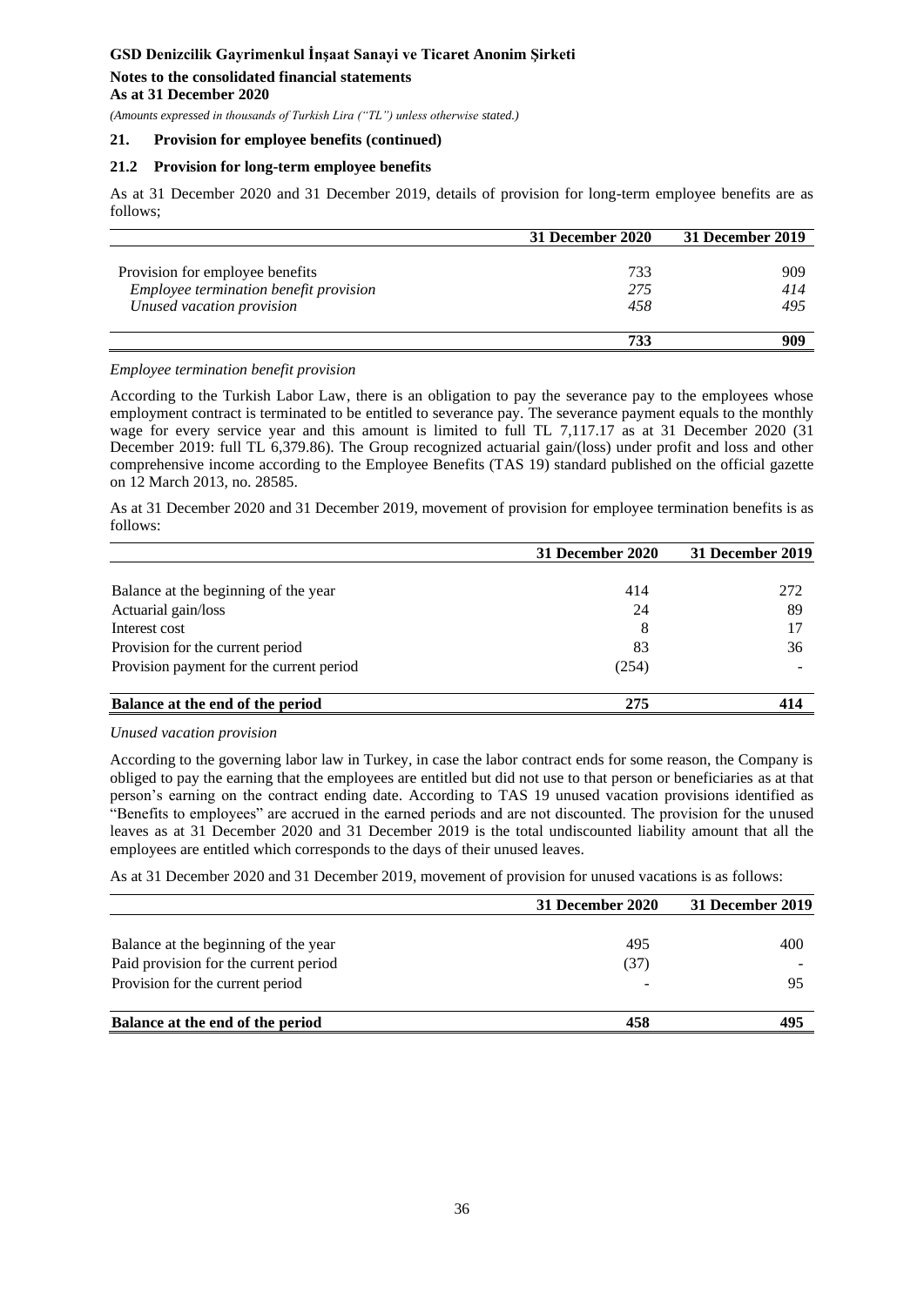## 21. Provision for employee benefits (continued)

### 21.2 Provision for long-term employee benefits

As at 31 December 2020 and 31 December 2019, details of provision for long-term employee benefits are as follows;

| | 31 December 2020 | 31 December 2019 |
|---|---|---|
| Provision for employee benefits | 733 | 909 |
| *Employee termination benefit provision* | *275* | *414* |
| *Unused vacation provision* | *458* | *495* |
| | **733** | **909** |

*Employee termination benefit provision*

According to the Turkish Labor Law, there is an obligation to pay the severance pay to the employees whose employment contract is terminated to be entitled to severance pay. The severance payment equals to the monthly wage for every service year and this amount is limited to full TL 7,117.17 as at 31 December 2020 (31 December 2019: full TL 6,379.86). The Group recognized actuarial gain/(loss) under profit and loss and other comprehensive income according to the Employee Benefits (TAS 19) standard published on the official gazette on 12 March 2013, no. 28585.

As at 31 December 2020 and 31 December 2019, movement of provision for employee termination benefits is as follows:

| | 31 December 2020 | 31 December 2019 |
|---|---|---|
| Balance at the beginning of the year | 414 | 272 |
| Actuarial gain/loss | 24 | 89 |
| Interest cost | 8 | 17 |
| Provision for the current period | 83 | 36 |
| Provision payment for the current period | (254) | - |
| **Balance at the end of the period** | **275** | **414** |

*Unused vacation provision*

According to the governing labor law in Turkey, in case the labor contract ends for some reason, the Company is obliged to pay the earning that the employees are entitled but did not use to that person or beneficiaries as at that person's earning on the contract ending date. According to TAS 19 unused vacation provisions identified as "Benefits to employees" are accrued in the earned periods and are not discounted. The provision for the unused leaves as at 31 December 2020 and 31 December 2019 is the total undiscounted liability amount that all the employees are entitled which corresponds to the days of their unused leaves.

As at 31 December 2020 and 31 December 2019, movement of provision for unused vacations is as follows:

| | 31 December 2020 | 31 December 2019 |
|---|---|---|
| Balance at the beginning of the year | 495 | 400 |
| Paid provision for the current period | (37) | - |
| Provision for the current period | - | 95 |
| **Balance at the end of the period** | **458** | **495** |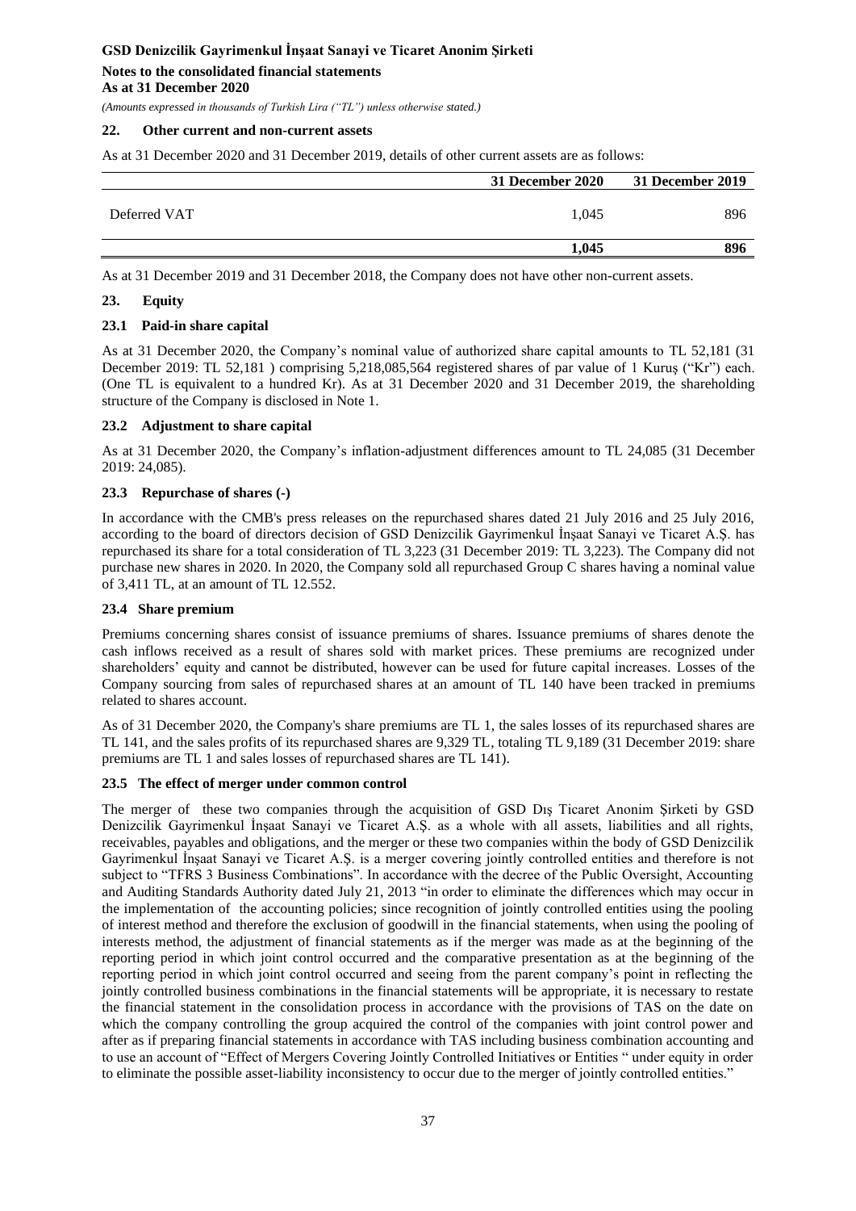## 22. Other current and non-current assets

As at 31 December 2020 and 31 December 2019, details of other current assets are as follows:

| | 31 December 2020 | 31 December 2019 |
|---|---|---|
| Deferred VAT | 1,045 | 896 |
| | **1,045** | **896** |

As at 31 December 2019 and 31 December 2018, the Company does not have other non-current assets.

## 23. Equity

### 23.1 Paid-in share capital

As at 31 December 2020, the Company's nominal value of authorized share capital amounts to TL 52,181 (31 December 2019: TL 52,181 ) comprising 5,218,085,564 registered shares of par value of 1 Kuruş ("Kr") each. (One TL is equivalent to a hundred Kr). As at 31 December 2020 and 31 December 2019, the shareholding structure of the Company is disclosed in Note 1.

### 23.2 Adjustment to share capital

As at 31 December 2020, the Company's inflation-adjustment differences amount to TL 24,085 (31 December 2019: 24,085).

### 23.3 Repurchase of shares (-)

In accordance with the CMB's press releases on the repurchased shares dated 21 July 2016 and 25 July 2016, according to the board of directors decision of GSD Denizcilik Gayrimenkul İnşaat Sanayi ve Ticaret A.Ş. has repurchased its share for a total consideration of TL 3,223 (31 December 2019: TL 3,223). The Company did not purchase new shares in 2020. In 2020, the Company sold all repurchased Group C shares having a nominal value of 3,411 TL, at an amount of TL 12.552.

### 23.4 Share premium

Premiums concerning shares consist of issuance premiums of shares. Issuance premiums of shares denote the cash inflows received as a result of shares sold with market prices. These premiums are recognized under shareholders' equity and cannot be distributed, however can be used for future capital increases. Losses of the Company sourcing from sales of repurchased shares at an amount of TL 140 have been tracked in premiums related to shares account.

As of 31 December 2020, the Company's share premiums are TL 1, the sales losses of its repurchased shares are TL 141, and the sales profits of its repurchased shares are 9,329 TL, totaling TL 9,189 (31 December 2019: share premiums are TL 1 and sales losses of repurchased shares are TL 141).

### 23.5 The effect of merger under common control

The merger of these two companies through the acquisition of GSD Dış Ticaret Anonim Şirketi by GSD Denizcilik Gayrimenkul İnşaat Sanayi ve Ticaret A.Ş. as a whole with all assets, liabilities and all rights, receivables, payables and obligations, and the merger or these two companies within the body of GSD Denizcilik Gayrimenkul İnşaat Sanayi ve Ticaret A.Ş. is a merger covering jointly controlled entities and therefore is not subject to "TFRS 3 Business Combinations". In accordance with the decree of the Public Oversight, Accounting and Auditing Standards Authority dated July 21, 2013 "in order to eliminate the differences which may occur in the implementation of the accounting policies; since recognition of jointly controlled entities using the pooling of interest method and therefore the exclusion of goodwill in the financial statements, when using the pooling of interests method, the adjustment of financial statements as if the merger was made as at the beginning of the reporting period in which joint control occurred and the comparative presentation as at the beginning of the reporting period in which joint control occurred and seeing from the parent company's point in reflecting the jointly controlled business combinations in the financial statements will be appropriate, it is necessary to restate the financial statement in the consolidation process in accordance with the provisions of TAS on the date on which the company controlling the group acquired the control of the companies with joint control power and after as if preparing financial statements in accordance with TAS including business combination accounting and to use an account of "Effect of Mergers Covering Jointly Controlled Initiatives or Entities " under equity in order to eliminate the possible asset-liability inconsistency to occur due to the merger of jointly controlled entities."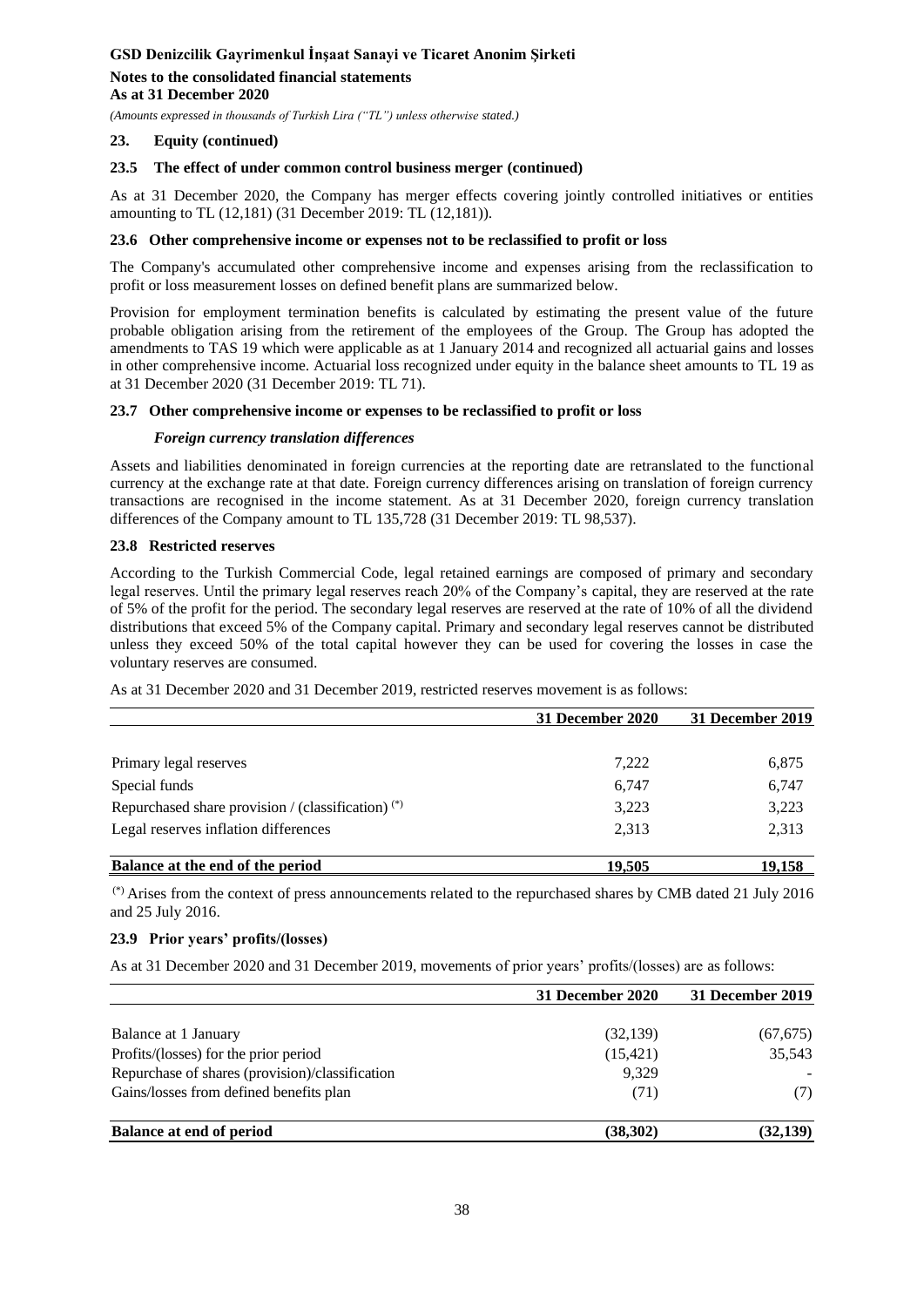## 23. Equity (continued)

### 23.5 The effect of under common control business merger (continued)

As at 31 December 2020, the Company has merger effects covering jointly controlled initiatives or entities amounting to TL (12,181) (31 December 2019: TL (12,181)).

### 23.6 Other comprehensive income or expenses not to be reclassified to profit or loss

The Company's accumulated other comprehensive income and expenses arising from the reclassification to profit or loss measurement losses on defined benefit plans are summarized below.

Provision for employment termination benefits is calculated by estimating the present value of the future probable obligation arising from the retirement of the employees of the Group. The Group has adopted the amendments to TAS 19 which were applicable as at 1 January 2014 and recognized all actuarial gains and losses in other comprehensive income. Actuarial loss recognized under equity in the balance sheet amounts to TL 19 as at 31 December 2020 (31 December 2019: TL 71).

### 23.7 Other comprehensive income or expenses to be reclassified to profit or loss

***Foreign currency translation differences***

Assets and liabilities denominated in foreign currencies at the reporting date are retranslated to the functional currency at the exchange rate at that date. Foreign currency differences arising on translation of foreign currency transactions are recognised in the income statement. As at 31 December 2020, foreign currency translation differences of the Company amount to TL 135,728 (31 December 2019: TL 98,537).

### 23.8 Restricted reserves

According to the Turkish Commercial Code, legal retained earnings are composed of primary and secondary legal reserves. Until the primary legal reserves reach 20% of the Company's capital, they are reserved at the rate of 5% of the profit for the period. The secondary legal reserves are reserved at the rate of 10% of all the dividend distributions that exceed 5% of the Company capital. Primary and secondary legal reserves cannot be distributed unless they exceed 50% of the total capital however they can be used for covering the losses in case the voluntary reserves are consumed.

As at 31 December 2020 and 31 December 2019, restricted reserves movement is as follows:

| | 31 December 2020 | 31 December 2019 |
|---|---|---|
| Primary legal reserves | 7,222 | 6,875 |
| Special funds | 6,747 | 6,747 |
| Repurchased share provision / (classification) (*) | 3,223 | 3,223 |
| Legal reserves inflation differences | 2,313 | 2,313 |
| **Balance at the end of the period** | **19,505** | **19,158** |

(*) Arises from the context of press announcements related to the repurchased shares by CMB dated 21 July 2016 and 25 July 2016.

### 23.9 Prior years' profits/(losses)

As at 31 December 2020 and 31 December 2019, movements of prior years' profits/(losses) are as follows:

| | 31 December 2020 | 31 December 2019 |
|---|---|---|
| Balance at 1 January | (32,139) | (67,675) |
| Profits/(losses) for the prior period | (15,421) | 35,543 |
| Repurchase of shares (provision)/classification | 9,329 | - |
| Gains/losses from defined benefits plan | (71) | (7) |
| **Balance at end of period** | **(38,302)** | **(32,139)** |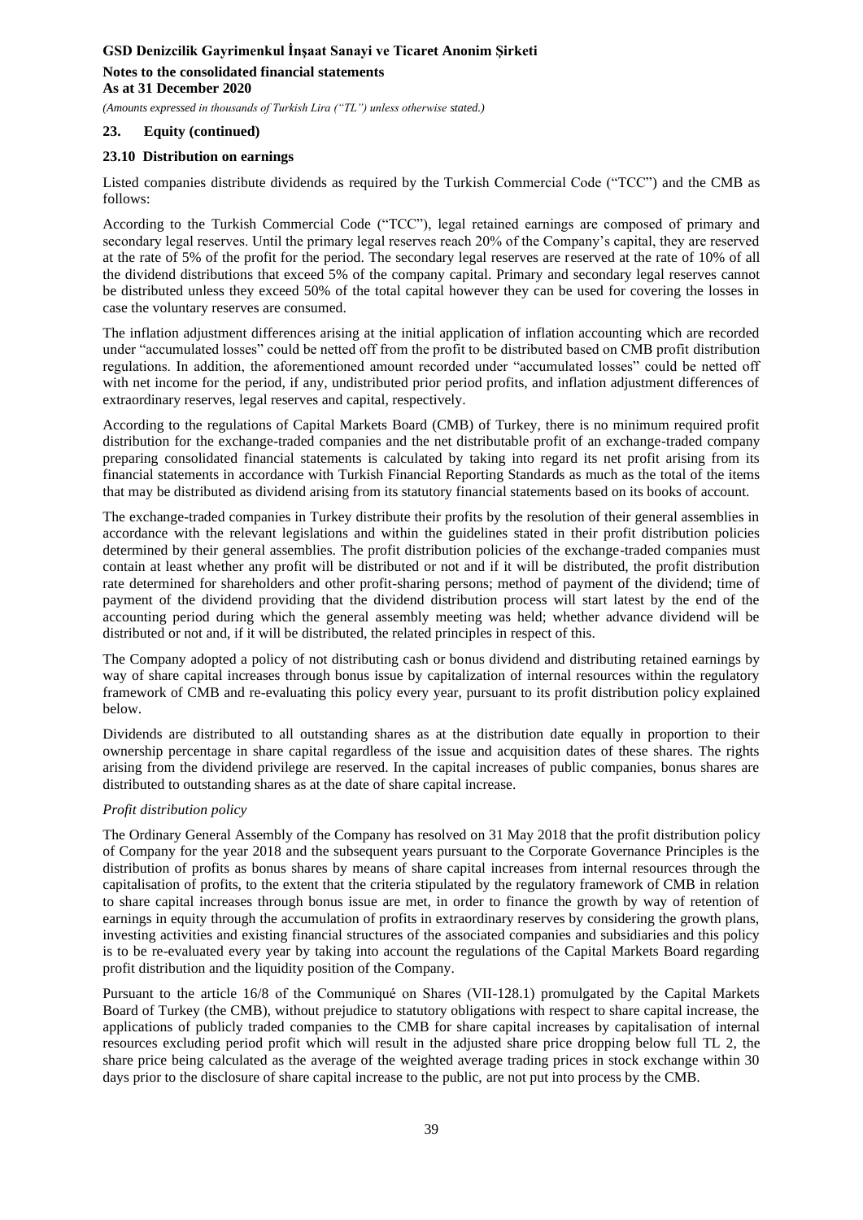## 23. Equity (continued)

### 23.10 Distribution on earnings

Listed companies distribute dividends as required by the Turkish Commercial Code ("TCC") and the CMB as follows:

According to the Turkish Commercial Code ("TCC"), legal retained earnings are composed of primary and secondary legal reserves. Until the primary legal reserves reach 20% of the Company's capital, they are reserved at the rate of 5% of the profit for the period. The secondary legal reserves are reserved at the rate of 10% of all the dividend distributions that exceed 5% of the company capital. Primary and secondary legal reserves cannot be distributed unless they exceed 50% of the total capital however they can be used for covering the losses in case the voluntary reserves are consumed.

The inflation adjustment differences arising at the initial application of inflation accounting which are recorded under "accumulated losses" could be netted off from the profit to be distributed based on CMB profit distribution regulations. In addition, the aforementioned amount recorded under "accumulated losses" could be netted off with net income for the period, if any, undistributed prior period profits, and inflation adjustment differences of extraordinary reserves, legal reserves and capital, respectively.

According to the regulations of Capital Markets Board (CMB) of Turkey, there is no minimum required profit distribution for the exchange-traded companies and the net distributable profit of an exchange-traded company preparing consolidated financial statements is calculated by taking into regard its net profit arising from its financial statements in accordance with Turkish Financial Reporting Standards as much as the total of the items that may be distributed as dividend arising from its statutory financial statements based on its books of account.

The exchange-traded companies in Turkey distribute their profits by the resolution of their general assemblies in accordance with the relevant legislations and within the guidelines stated in their profit distribution policies determined by their general assemblies. The profit distribution policies of the exchange-traded companies must contain at least whether any profit will be distributed or not and if it will be distributed, the profit distribution rate determined for shareholders and other profit-sharing persons; method of payment of the dividend; time of payment of the dividend providing that the dividend distribution process will start latest by the end of the accounting period during which the general assembly meeting was held; whether advance dividend will be distributed or not and, if it will be distributed, the related principles in respect of this.

The Company adopted a policy of not distributing cash or bonus dividend and distributing retained earnings by way of share capital increases through bonus issue by capitalization of internal resources within the regulatory framework of CMB and re-evaluating this policy every year, pursuant to its profit distribution policy explained below.

Dividends are distributed to all outstanding shares as at the distribution date equally in proportion to their ownership percentage in share capital regardless of the issue and acquisition dates of these shares. The rights arising from the dividend privilege are reserved. In the capital increases of public companies, bonus shares are distributed to outstanding shares as at the date of share capital increase.

*Profit distribution policy*

The Ordinary General Assembly of the Company has resolved on 31 May 2018 that the profit distribution policy of Company for the year 2018 and the subsequent years pursuant to the Corporate Governance Principles is the distribution of profits as bonus shares by means of share capital increases from internal resources through the capitalisation of profits, to the extent that the criteria stipulated by the regulatory framework of CMB in relation to share capital increases through bonus issue are met, in order to finance the growth by way of retention of earnings in equity through the accumulation of profits in extraordinary reserves by considering the growth plans, investing activities and existing financial structures of the associated companies and subsidiaries and this policy is to be re-evaluated every year by taking into account the regulations of the Capital Markets Board regarding profit distribution and the liquidity position of the Company.

Pursuant to the article 16/8 of the Communiqué on Shares (VII-128.1) promulgated by the Capital Markets Board of Turkey (the CMB), without prejudice to statutory obligations with respect to share capital increase, the applications of publicly traded companies to the CMB for share capital increases by capitalisation of internal resources excluding period profit which will result in the adjusted share price dropping below full TL 2, the share price being calculated as the average of the weighted average trading prices in stock exchange within 30 days prior to the disclosure of share capital increase to the public, are not put into process by the CMB.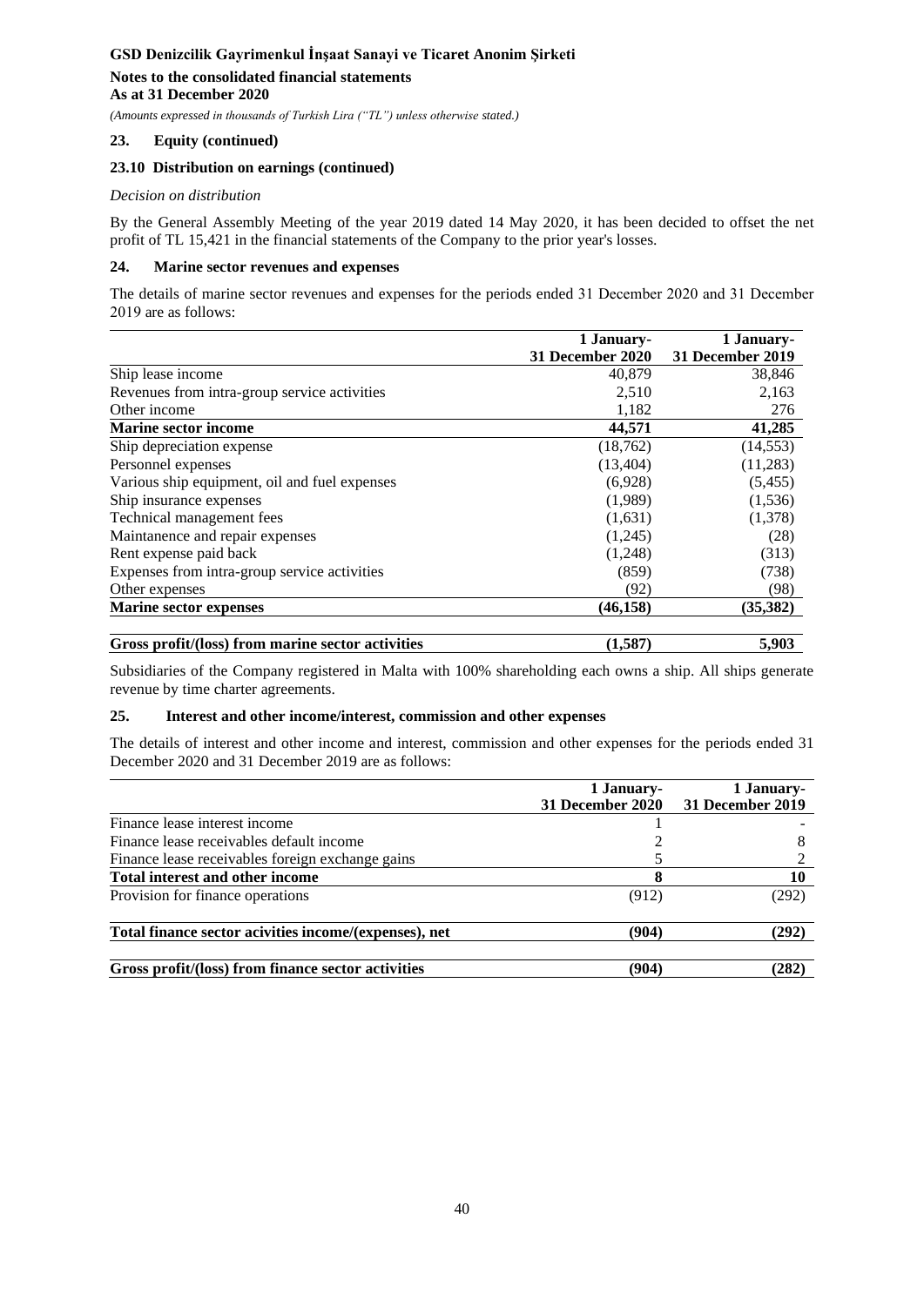## 23. Equity (continued)

### 23.10 Distribution on earnings (continued)

*Decision on distribution*

By the General Assembly Meeting of the year 2019 dated 14 May 2020, it has been decided to offset the net profit of TL 15,421 in the financial statements of the Company to the prior year's losses.

## 24. Marine sector revenues and expenses

The details of marine sector revenues and expenses for the periods ended 31 December 2020 and 31 December 2019 are as follows:

| | 1 January-31 December 2020 | 1 January-31 December 2019 |
|---|---|---|
| Ship lease income | 40,879 | 38,846 |
| Revenues from intra-group service activities | 2,510 | 2,163 |
| Other income | 1,182 | 276 |
| **Marine sector income** | **44,571** | **41,285** |
| Ship depreciation expense | (18,762) | (14,553) |
| Personnel expenses | (13,404) | (11,283) |
| Various ship equipment, oil and fuel expenses | (6,928) | (5,455) |
| Ship insurance expenses | (1,989) | (1,536) |
| Technical management fees | (1,631) | (1,378) |
| Maintanence and repair expenses | (1,245) | (28) |
| Rent expense paid back | (1,248) | (313) |
| Expenses from intra-group service activities | (859) | (738) |
| Other expenses | (92) | (98) |
| **Marine sector expenses** | **(46,158)** | **(35,382)** |
| | | |
| **Gross profit/(loss) from marine sector activities** | **(1,587)** | **5,903** |

Subsidiaries of the Company registered in Malta with 100% shareholding each owns a ship. All ships generate revenue by time charter agreements.

## 25. Interest and other income/interest, commission and other expenses

The details of interest and other income and interest, commission and other expenses for the periods ended 31 December 2020 and 31 December 2019 are as follows:

| | 1 January-31 December 2020 | 1 January-31 December 2019 |
|---|---|---|
| Finance lease interest income | 1 | - |
| Finance lease receivables default income | 2 | 8 |
| Finance lease receivables foreign exchange gains | 5 | 2 |
| **Total interest and other income** | **8** | **10** |
| Provision for finance operations | (912) | (292) |
| | | |
| **Total finance sector acivities income/(expenses), net** | **(904)** | **(292)** |
| | | |
| **Gross profit/(loss) from finance sector activities** | **(904)** | **(282)** |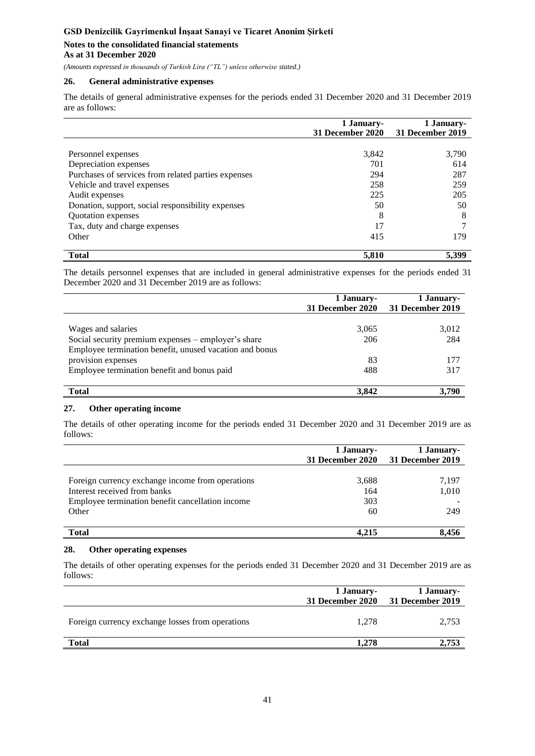## 26. General administrative expenses

The details of general administrative expenses for the periods ended 31 December 2020 and 31 December 2019 are as follows:

| | 1 January-31 December 2020 | 1 January-31 December 2019 |
|---|---|---|
| Personnel expenses | 3,842 | 3,790 |
| Depreciation expenses | 701 | 614 |
| Purchases of services from related parties expenses | 294 | 287 |
| Vehicle and travel expenses | 258 | 259 |
| Audit expenses | 225 | 205 |
| Donation, support, social responsibility expenses | 50 | 50 |
| Quotation expenses | 8 | 8 |
| Tax, duty and charge expenses | 17 | 7 |
| Other | 415 | 179 |
| **Total** | **5,810** | **5,399** |

The details personnel expenses that are included in general administrative expenses for the periods ended 31 December 2020 and 31 December 2019 are as follows:

| | 1 January-31 December 2020 | 1 January-31 December 2019 |
|---|---|---|
| Wages and salaries | 3,065 | 3,012 |
| Social security premium expenses – employer's share | 206 | 284 |
| Employee termination benefit, unused vacation and bonus provision expenses | 83 | 177 |
| Employee termination benefit and bonus paid | 488 | 317 |
| **Total** | **3,842** | **3,790** |

## 27. Other operating income

The details of other operating income for the periods ended 31 December 2020 and 31 December 2019 are as follows:

| | 1 January-31 December 2020 | 1 January-31 December 2019 |
|---|---|---|
| Foreign currency exchange income from operations | 3,688 | 7,197 |
| Interest received from banks | 164 | 1,010 |
| Employee termination benefit cancellation income | 303 | - |
| Other | 60 | 249 |
| **Total** | **4,215** | **8,456** |

## 28. Other operating expenses

The details of other operating expenses for the periods ended 31 December 2020 and 31 December 2019 are as follows:

| | 1 January-31 December 2020 | 1 January-31 December 2019 |
|---|---|---|
| Foreign currency exchange losses from operations | 1,278 | 2,753 |
| **Total** | **1,278** | **2,753** |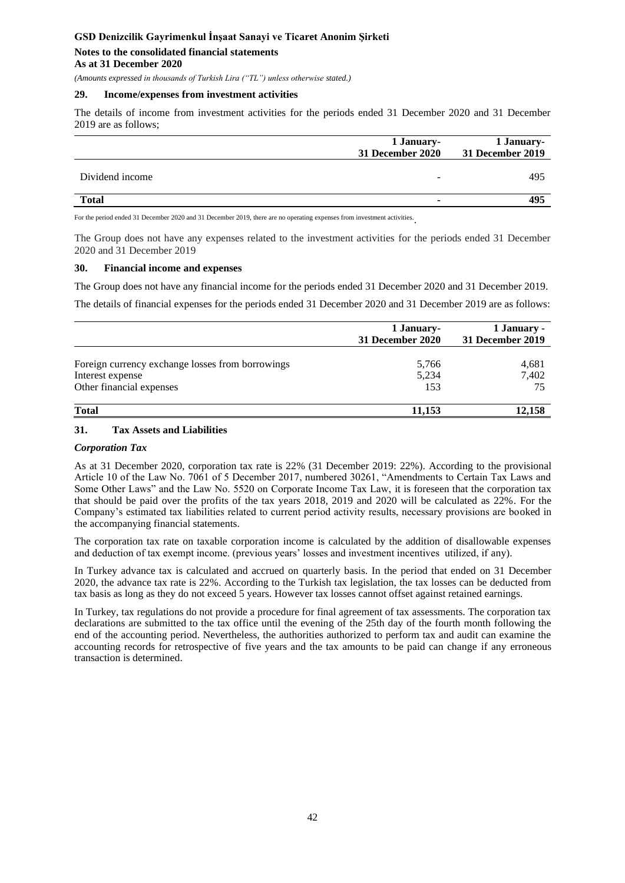## 29. Income/expenses from investment activities

The details of income from investment activities for the periods ended 31 December 2020 and 31 December 2019 are as follows;

| | 1 January-<br>31 December 2020 | 1 January-<br>31 December 2019 |
|---|---|---|
| Dividend income | - | 495 |
| **Total** | **-** | **495** |

For the period ended 31 December 2020 and 31 December 2019, there are no operating expenses from investment activities.

The Group does not have any expenses related to the investment activities for the periods ended 31 December 2020 and 31 December 2019

## 30. Financial income and expenses

The Group does not have any financial income for the periods ended 31 December 2020 and 31 December 2019.

The details of financial expenses for the periods ended 31 December 2020 and 31 December 2019 are as follows:

| | 1 January-<br>31 December 2020 | 1 January -<br>31 December 2019 |
|---|---|---|
| Foreign currency exchange losses from borrowings | 5,766 | 4,681 |
| Interest expense | 5,234 | 7,402 |
| Other financial expenses | 153 | 75 |
| **Total** | **11,153** | **12,158** |

## 31. Tax Assets and Liabilities

### *Corporation Tax*

As at 31 December 2020, corporation tax rate is 22% (31 December 2019: 22%). According to the provisional Article 10 of the Law No. 7061 of 5 December 2017, numbered 30261, "Amendments to Certain Tax Laws and Some Other Laws" and the Law No. 5520 on Corporate Income Tax Law, it is foreseen that the corporation tax that should be paid over the profits of the tax years 2018, 2019 and 2020 will be calculated as 22%. For the Company's estimated tax liabilities related to current period activity results, necessary provisions are booked in the accompanying financial statements.

The corporation tax rate on taxable corporation income is calculated by the addition of disallowable expenses and deduction of tax exempt income. (previous years' losses and investment incentives utilized, if any).

In Turkey advance tax is calculated and accrued on quarterly basis. In the period that ended on 31 December 2020, the advance tax rate is 22%. According to the Turkish tax legislation, the tax losses can be deducted from tax basis as long as they do not exceed 5 years. However tax losses cannot offset against retained earnings.

In Turkey, tax regulations do not provide a procedure for final agreement of tax assessments. The corporation tax declarations are submitted to the tax office until the evening of the 25th day of the fourth month following the end of the accounting period. Nevertheless, the authorities authorized to perform tax and audit can examine the accounting records for retrospective of five years and the tax amounts to be paid can change if any erroneous transaction is determined.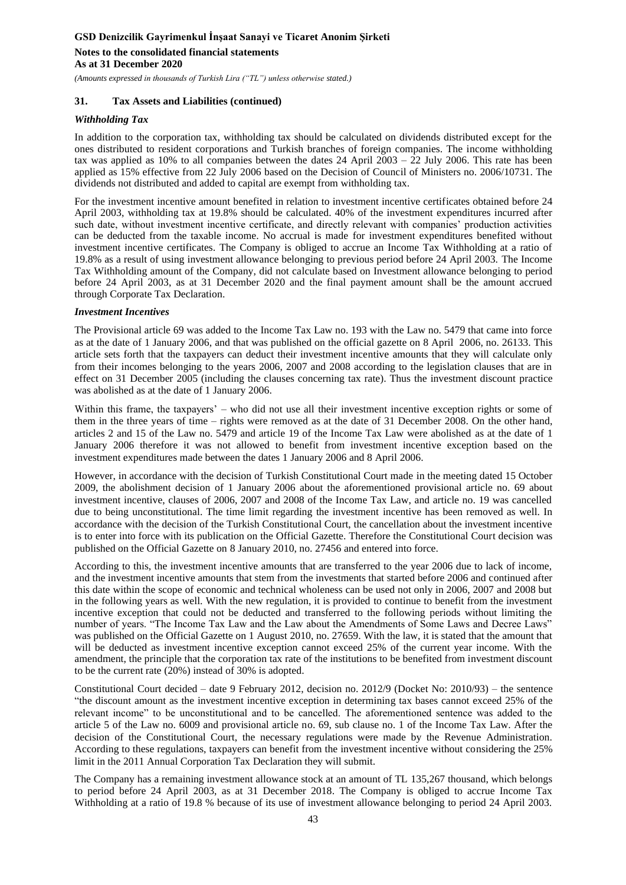## 31. Tax Assets and Liabilities (continued)

### *Withholding Tax*

In addition to the corporation tax, withholding tax should be calculated on dividends distributed except for the ones distributed to resident corporations and Turkish branches of foreign companies. The income withholding tax was applied as 10% to all companies between the dates 24 April 2003 – 22 July 2006. This rate has been applied as 15% effective from 22 July 2006 based on the Decision of Council of Ministers no. 2006/10731. The dividends not distributed and added to capital are exempt from withholding tax.

For the investment incentive amount benefited in relation to investment incentive certificates obtained before 24 April 2003, withholding tax at 19.8% should be calculated. 40% of the investment expenditures incurred after such date, without investment incentive certificate, and directly relevant with companies' production activities can be deducted from the taxable income. No accrual is made for investment expenditures benefited without investment incentive certificates. The Company is obliged to accrue an Income Tax Withholding at a ratio of 19.8% as a result of using investment allowance belonging to previous period before 24 April 2003. The Income Tax Withholding amount of the Company, did not calculate based on Investment allowance belonging to period before 24 April 2003, as at 31 December 2020 and the final payment amount shall be the amount accrued through Corporate Tax Declaration.

### *Investment Incentives*

The Provisional article 69 was added to the Income Tax Law no. 193 with the Law no. 5479 that came into force as at the date of 1 January 2006, and that was published on the official gazette on 8 April 2006, no. 26133. This article sets forth that the taxpayers can deduct their investment incentive amounts that they will calculate only from their incomes belonging to the years 2006, 2007 and 2008 according to the legislation clauses that are in effect on 31 December 2005 (including the clauses concerning tax rate). Thus the investment discount practice was abolished as at the date of 1 January 2006.

Within this frame, the taxpayers' – who did not use all their investment incentive exception rights or some of them in the three years of time – rights were removed as at the date of 31 December 2008. On the other hand, articles 2 and 15 of the Law no. 5479 and article 19 of the Income Tax Law were abolished as at the date of 1 January 2006 therefore it was not allowed to benefit from investment incentive exception based on the investment expenditures made between the dates 1 January 2006 and 8 April 2006.

However, in accordance with the decision of Turkish Constitutional Court made in the meeting dated 15 October 2009, the abolishment decision of 1 January 2006 about the aforementioned provisional article no. 69 about investment incentive, clauses of 2006, 2007 and 2008 of the Income Tax Law, and article no. 19 was cancelled due to being unconstitutional. The time limit regarding the investment incentive has been removed as well. In accordance with the decision of the Turkish Constitutional Court, the cancellation about the investment incentive is to enter into force with its publication on the Official Gazette. Therefore the Constitutional Court decision was published on the Official Gazette on 8 January 2010, no. 27456 and entered into force.

According to this, the investment incentive amounts that are transferred to the year 2006 due to lack of income, and the investment incentive amounts that stem from the investments that started before 2006 and continued after this date within the scope of economic and technical wholeness can be used not only in 2006, 2007 and 2008 but in the following years as well. With the new regulation, it is provided to continue to benefit from the investment incentive exception that could not be deducted and transferred to the following periods without limiting the number of years. "The Income Tax Law and the Law about the Amendments of Some Laws and Decree Laws" was published on the Official Gazette on 1 August 2010, no. 27659. With the law, it is stated that the amount that will be deducted as investment incentive exception cannot exceed 25% of the current year income. With the amendment, the principle that the corporation tax rate of the institutions to be benefited from investment discount to be the current rate (20%) instead of 30% is adopted.

Constitutional Court decided – date 9 February 2012, decision no. 2012/9 (Docket No: 2010/93) – the sentence "the discount amount as the investment incentive exception in determining tax bases cannot exceed 25% of the relevant income" to be unconstitutional and to be cancelled. The aforementioned sentence was added to the article 5 of the Law no. 6009 and provisional article no. 69, sub clause no. 1 of the Income Tax Law. After the decision of the Constitutional Court, the necessary regulations were made by the Revenue Administration. According to these regulations, taxpayers can benefit from the investment incentive without considering the 25% limit in the 2011 Annual Corporation Tax Declaration they will submit.

The Company has a remaining investment allowance stock at an amount of TL 135,267 thousand, which belongs to period before 24 April 2003, as at 31 December 2018. The Company is obliged to accrue Income Tax Withholding at a ratio of 19.8 % because of its use of investment allowance belonging to period 24 April 2003.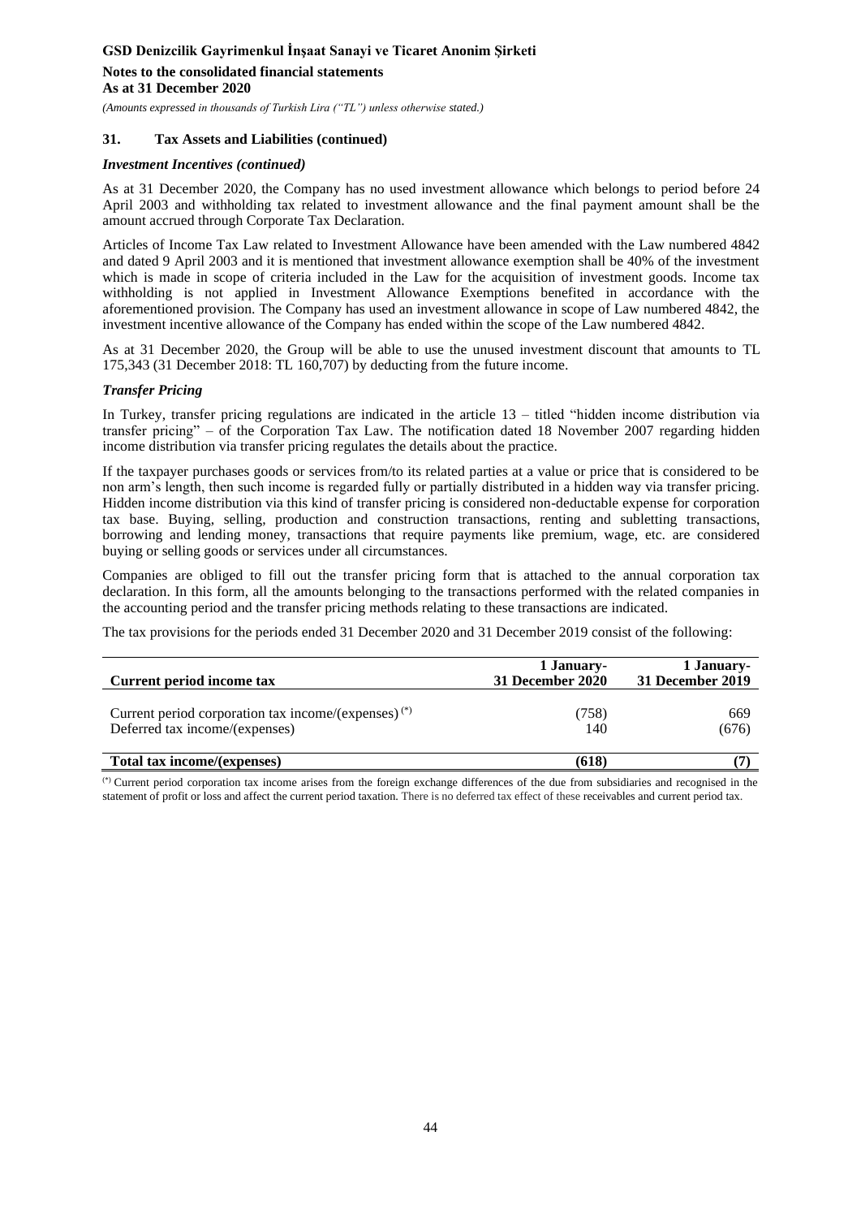## 31. Tax Assets and Liabilities (continued)

### *Investment Incentives (continued)*

As at 31 December 2020, the Company has no used investment allowance which belongs to period before 24 April 2003 and withholding tax related to investment allowance and the final payment amount shall be the amount accrued through Corporate Tax Declaration.

Articles of Income Tax Law related to Investment Allowance have been amended with the Law numbered 4842 and dated 9 April 2003 and it is mentioned that investment allowance exemption shall be 40% of the investment which is made in scope of criteria included in the Law for the acquisition of investment goods. Income tax withholding is not applied in Investment Allowance Exemptions benefited in accordance with the aforementioned provision. The Company has used an investment allowance in scope of Law numbered 4842, the investment incentive allowance of the Company has ended within the scope of the Law numbered 4842.

As at 31 December 2020, the Group will be able to use the unused investment discount that amounts to TL 175,343 (31 December 2018: TL 160,707) by deducting from the future income.

### *Transfer Pricing*

In Turkey, transfer pricing regulations are indicated in the article 13 – titled "hidden income distribution via transfer pricing" – of the Corporation Tax Law. The notification dated 18 November 2007 regarding hidden income distribution via transfer pricing regulates the details about the practice.

If the taxpayer purchases goods or services from/to its related parties at a value or price that is considered to be non arm's length, then such income is regarded fully or partially distributed in a hidden way via transfer pricing. Hidden income distribution via this kind of transfer pricing is considered non-deductable expense for corporation tax base. Buying, selling, production and construction transactions, renting and subletting transactions, borrowing and lending money, transactions that require payments like premium, wage, etc. are considered buying or selling goods or services under all circumstances.

Companies are obliged to fill out the transfer pricing form that is attached to the annual corporation tax declaration. In this form, all the amounts belonging to the transactions performed with the related companies in the accounting period and the transfer pricing methods relating to these transactions are indicated.

The tax provisions for the periods ended 31 December 2020 and 31 December 2019 consist of the following:

| Current period income tax | 1 January-31 December 2020 | 1 January-31 December 2019 |
|---|---|---|
| Current period corporation tax income/(expenses) (*) | (758) | 669 |
| Deferred tax income/(expenses) | 140 | (676) |
| **Total tax income/(expenses)** | **(618)** | **(7)** |

(*) Current period corporation tax income arises from the foreign exchange differences of the due from subsidiaries and recognised in the statement of profit or loss and affect the current period taxation. There is no deferred tax effect of these receivables and current period tax.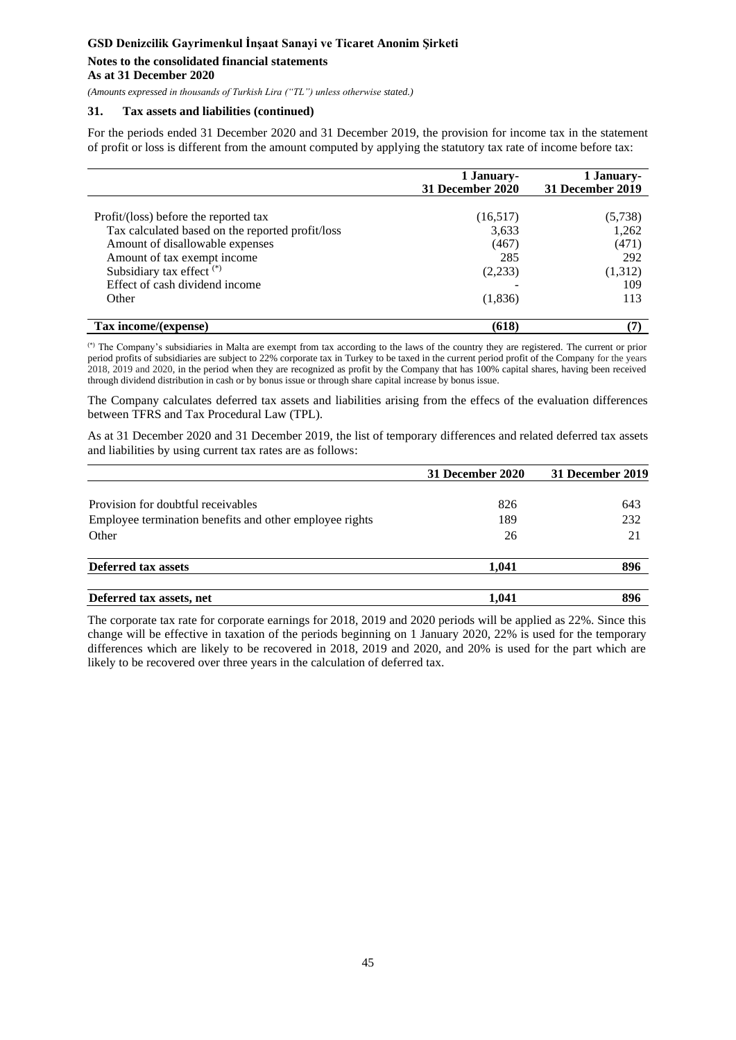## 31. Tax assets and liabilities (continued)

For the periods ended 31 December 2020 and 31 December 2019, the provision for income tax in the statement of profit or loss is different from the amount computed by applying the statutory tax rate of income before tax:

| | 1 January-31 December 2020 | 1 January-31 December 2019 |
|---|---|---|
| Profit/(loss) before the reported tax | (16,517) | (5,738) |
| Tax calculated based on the reported profit/loss | 3,633 | 1,262 |
| Amount of disallowable expenses | (467) | (471) |
| Amount of tax exempt income | 285 | 292 |
| Subsidiary tax effect (*) | (2,233) | (1,312) |
| Effect of cash dividend income | - | 109 |
| Other | (1,836) | 113 |
| **Tax income/(expense)** | **(618)** | **(7)** |

(*) The Company's subsidiaries in Malta are exempt from tax according to the laws of the country they are registered. The current or prior period profits of subsidiaries are subject to 22% corporate tax in Turkey to be taxed in the current period profit of the Company for the years 2018, 2019 and 2020, in the period when they are recognized as profit by the Company that has 100% capital shares, having been received through dividend distribution in cash or by bonus issue or through share capital increase by bonus issue.

The Company calculates deferred tax assets and liabilities arising from the effecs of the evaluation differences between TFRS and Tax Procedural Law (TPL).

As at 31 December 2020 and 31 December 2019, the list of temporary differences and related deferred tax assets and liabilities by using current tax rates are as follows:

| | 31 December 2020 | 31 December 2019 |
|---|---|---|
| Provision for doubtful receivables | 826 | 643 |
| Employee termination benefits and other employee rights | 189 | 232 |
| Other | 26 | 21 |
| **Deferred tax assets** | **1,041** | **896** |
| **Deferred tax assets, net** | **1,041** | **896** |

The corporate tax rate for corporate earnings for 2018, 2019 and 2020 periods will be applied as 22%. Since this change will be effective in taxation of the periods beginning on 1 January 2020, 22% is used for the temporary differences which are likely to be recovered in 2018, 2019 and 2020, and 20% is used for the part which are likely to be recovered over three years in the calculation of deferred tax.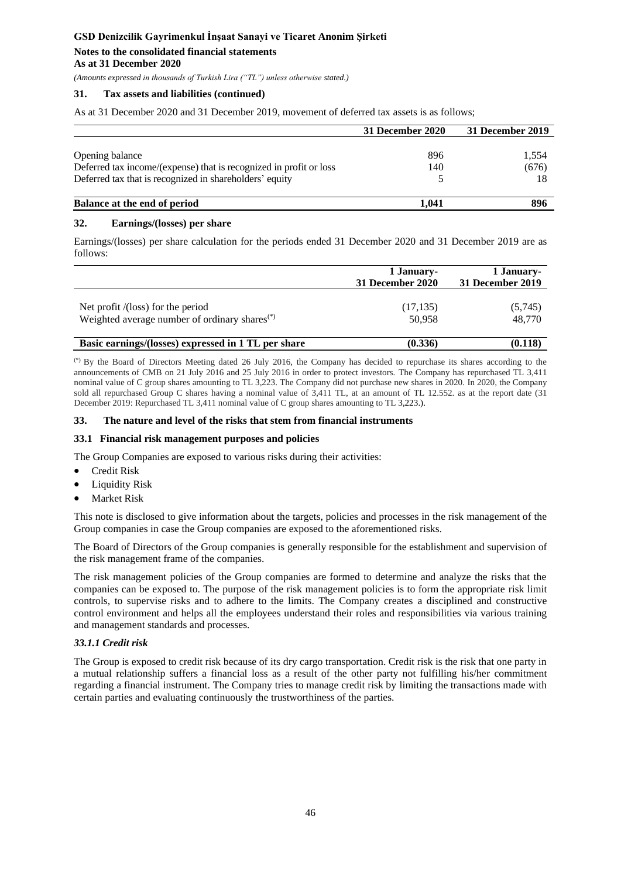## 31. Tax assets and liabilities (continued)

As at 31 December 2020 and 31 December 2019, movement of deferred tax assets is as follows;

| | 31 December 2020 | 31 December 2019 |
|---|---|---|
| Opening balance | 896 | 1,554 |
| Deferred tax income/(expense) that is recognized in profit or loss | 140 | (676) |
| Deferred tax that is recognized in shareholders' equity | 5 | 18 |
| **Balance at the end of period** | **1,041** | **896** |

## 32. Earnings/(losses) per share

Earnings/(losses) per share calculation for the periods ended 31 December 2020 and 31 December 2019 are as follows:

| | 1 January-31 December 2020 | 1 January-31 December 2019 |
|---|---|---|
| Net profit /(loss) for the period | (17,135) | (5,745) |
| Weighted average number of ordinary shares(*) | 50,958 | 48,770 |
| **Basic earnings/(losses) expressed in 1 TL per share** | **(0.336)** | **(0.118)** |

(*) By the Board of Directors Meeting dated 26 July 2016, the Company has decided to repurchase its shares according to the announcements of CMB on 21 July 2016 and 25 July 2016 in order to protect investors. The Company has repurchased TL 3,411 nominal value of C group shares amounting to TL 3,223. The Company did not purchase new shares in 2020. In 2020, the Company sold all repurchased Group C shares having a nominal value of 3,411 TL, at an amount of TL 12.552. as at the report date (31 December 2019: Repurchased TL 3,411 nominal value of C group shares amounting to TL 3,223.).

## 33. The nature and level of the risks that stem from financial instruments

### 33.1 Financial risk management purposes and policies

The Group Companies are exposed to various risks during their activities:

- Credit Risk
- Liquidity Risk
- Market Risk

This note is disclosed to give information about the targets, policies and processes in the risk management of the Group companies in case the Group companies are exposed to the aforementioned risks.

The Board of Directors of the Group companies is generally responsible for the establishment and supervision of the risk management frame of the companies.

The risk management policies of the Group companies are formed to determine and analyze the risks that the companies can be exposed to. The purpose of the risk management policies is to form the appropriate risk limit controls, to supervise risks and to adhere to the limits. The Company creates a disciplined and constructive control environment and helps all the employees understand their roles and responsibilities via various training and management standards and processes.

#### *33.1.1 Credit risk*

The Group is exposed to credit risk because of its dry cargo transportation. Credit risk is the risk that one party in a mutual relationship suffers a financial loss as a result of the other party not fulfilling his/her commitment regarding a financial instrument. The Company tries to manage credit risk by limiting the transactions made with certain parties and evaluating continuously the trustworthiness of the parties.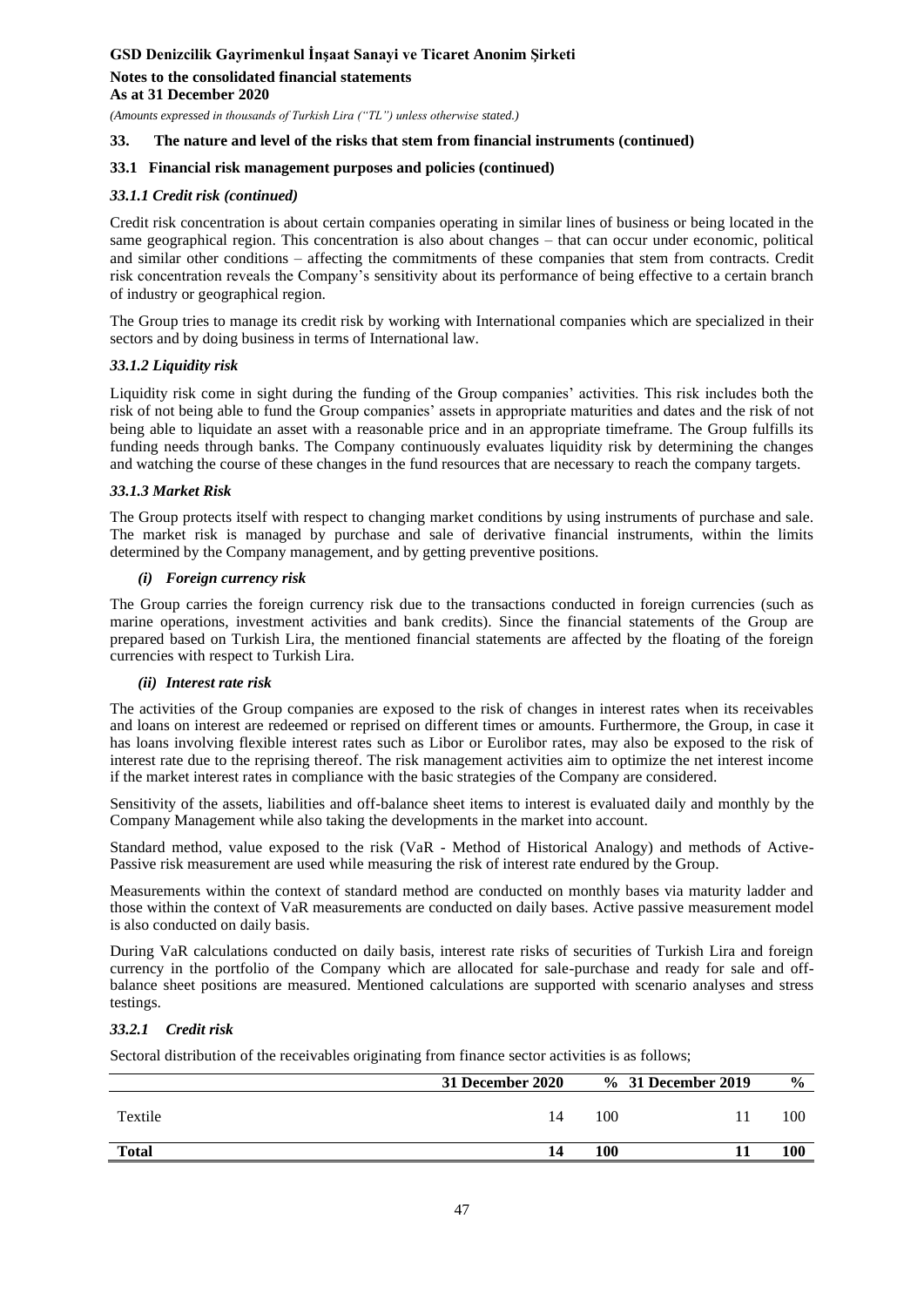### 33. The nature and level of the risks that stem from financial instruments (continued)

#### 33.1 Financial risk management purposes and policies (continued)

##### *33.1.1 Credit risk (continued)*

Credit risk concentration is about certain companies operating in similar lines of business or being located in the same geographical region. This concentration is also about changes – that can occur under economic, political and similar other conditions – affecting the commitments of these companies that stem from contracts. Credit risk concentration reveals the Company's sensitivity about its performance of being effective to a certain branch of industry or geographical region.

The Group tries to manage its credit risk by working with International companies which are specialized in their sectors and by doing business in terms of International law.

##### *33.1.2 Liquidity risk*

Liquidity risk come in sight during the funding of the Group companies' activities. This risk includes both the risk of not being able to fund the Group companies' assets in appropriate maturities and dates and the risk of not being able to liquidate an asset with a reasonable price and in an appropriate timeframe. The Group fulfills its funding needs through banks. The Company continuously evaluates liquidity risk by determining the changes and watching the course of these changes in the fund resources that are necessary to reach the company targets.

##### *33.1.3 Market Risk*

The Group protects itself with respect to changing market conditions by using instruments of purchase and sale. The market risk is managed by purchase and sale of derivative financial instruments, within the limits determined by the Company management, and by getting preventive positions.

***(i) Foreign currency risk***

The Group carries the foreign currency risk due to the transactions conducted in foreign currencies (such as marine operations, investment activities and bank credits). Since the financial statements of the Group are prepared based on Turkish Lira, the mentioned financial statements are affected by the floating of the foreign currencies with respect to Turkish Lira.

***(ii) Interest rate risk***

The activities of the Group companies are exposed to the risk of changes in interest rates when its receivables and loans on interest are redeemed or reprised on different times or amounts. Furthermore, the Group, in case it has loans involving flexible interest rates such as Libor or Eurolibor rates, may also be exposed to the risk of interest rate due to the repricing thereof. The risk management activities aim to optimize the net interest income if the market interest rates in compliance with the basic strategies of the Company are considered.

Sensitivity of the assets, liabilities and off-balance sheet items to interest is evaluated daily and monthly by the Company Management while also taking the developments in the market into account.

Standard method, value exposed to the risk (VaR - Method of Historical Analogy) and methods of Active-Passive risk measurement are used while measuring the risk of interest rate endured by the Group.

Measurements within the context of standard method are conducted on monthly bases via maturity ladder and those within the context of VaR measurements are conducted on daily bases. Active passive measurement model is also conducted on daily basis.

During VaR calculations conducted on daily basis, interest rate risks of securities of Turkish Lira and foreign currency in the portfolio of the Company which are allocated for sale-purchase and ready for sale and off-balance sheet positions are measured. Mentioned calculations are supported with scenario analyses and stress testings.

##### *33.2.1 Credit risk*

Sectoral distribution of the receivables originating from finance sector activities is as follows;

| | 31 December 2020 | % | 31 December 2019 | % |
|---|---|---|---|---|
| Textile | 14 | 100 | 11 | 100 |
| **Total** | **14** | **100** | **11** | **100** |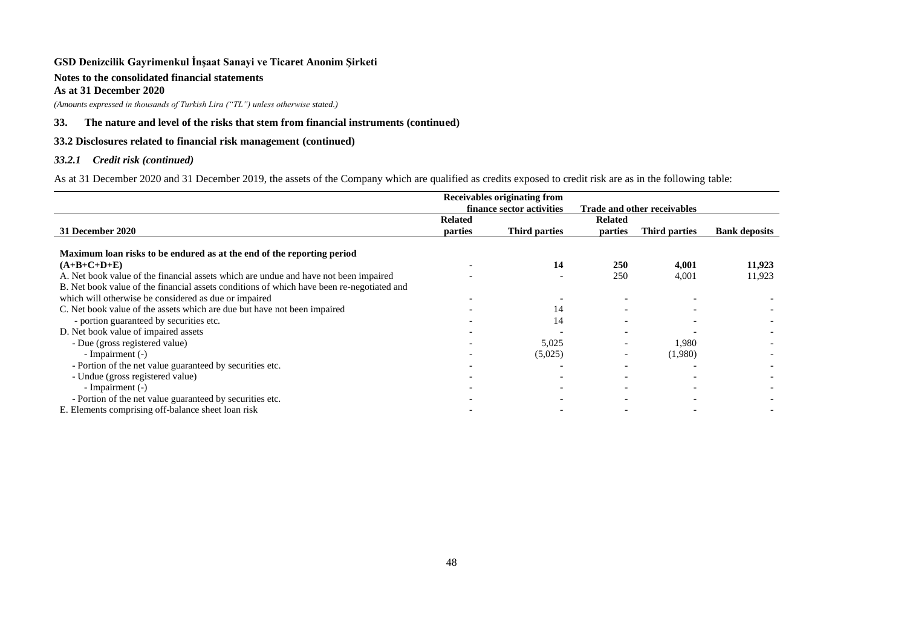**GSD Denizcilik Gayrimenkul İnşaat Sanayi ve Ticaret Anonim Şirketi**

**Notes to the consolidated financial statements**

**As at 31 December 2020**

*(Amounts expressed in thousands of Turkish Lira ("TL") unless otherwise stated.)*

## 33. The nature and level of the risks that stem from financial instruments (continued)

### 33.2 Disclosures related to financial risk management (continued)

#### *33.2.1 Credit risk (continued)*

As at 31 December 2020 and 31 December 2019, the assets of the Company which are qualified as credits exposed to credit risk are as in the following table:

| | **Receivables originating from finance sector activities** | | **Trade and other receivables** | | |
|---|---|---|---|---|---|
| **31 December 2020** | **Related parties** | **Third parties** | **Related parties** | **Third parties** | **Bank deposits** |
| **Maximum loan risks to be endured as at the end of the reporting period (A+B+C+D+E)** | **-** | **14** | **250** | **4,001** | **11,923** |
| A. Net book value of the financial assets which are undue and have not been impaired | - | - | 250 | 4,001 | 11,923 |
| B. Net book value of the financial assets conditions of which have been re-negotiated and which will otherwise be considered as due or impaired | - | - | - | - | - |
| C. Net book value of the assets which are due but have not been impaired | - | 14 | - | - | - |
| - portion guaranteed by securities etc. | - | 14 | - | - | - |
| D. Net book value of impaired assets | - | - | - | - | - |
| - Due (gross registered value) | - | 5,025 | - | 1,980 | - |
| - Impairment (-) | - | (5,025) | - | (1,980) | - |
| - Portion of the net value guaranteed by securities etc. | - | - | - | - | - |
| - Undue (gross registered value) | - | - | - | - | - |
| - Impairment (-) | - | - | - | - | - |
| - Portion of the net value guaranteed by securities etc. | - | - | - | - | - |
| E. Elements comprising off-balance sheet loan risk | - | - | - | - | - |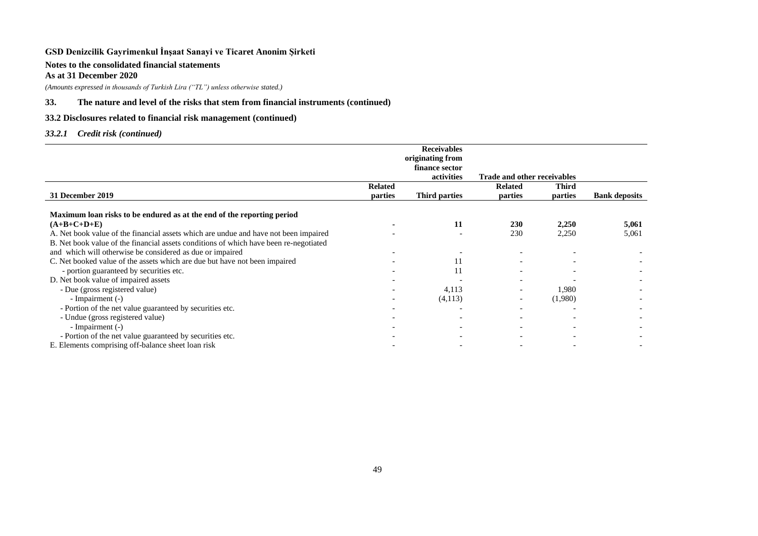**GSD Denizcilik Gayrimenkul İnşaat Sanayi ve Ticaret Anonim Şirketi**

**Notes to the consolidated financial statements**

**As at 31 December 2020**

*(Amounts expressed in thousands of Turkish Lira ("TL") unless otherwise stated.)*

## 33. The nature and level of the risks that stem from financial instruments (continued)

### 33.2 Disclosures related to financial risk management (continued)

#### *33.2.1 Credit risk (continued)*

| | Receivables originating from finance sector activities | | Trade and other receivables | | |
|---|---|---|---|---|---|
| **31 December 2019** | **Related parties** | **Third parties** | **Related parties** | **Third parties** | **Bank deposits** |
| **Maximum loan risks to be endured as at the end of the reporting period (A+B+C+D+E)** | **-** | **11** | **230** | **2,250** | **5,061** |
| A. Net book value of the financial assets which are undue and have not been impaired | - | - | 230 | 2,250 | 5,061 |
| B. Net book value of the financial assets conditions of which have been re-negotiated and which will otherwise be considered as due or impaired | - | - | - | - | - |
| C. Net booked value of the assets which are due but have not been impaired | - | 11 | - | - | - |
| - portion guaranteed by securities etc. | - | 11 | - | - | - |
| D. Net book value of impaired assets | - | - | - | - | - |
| - Due (gross registered value) | - | 4,113 | - | 1,980 | - |
| - Impairment (-) | - | (4,113) | - | (1,980) | - |
| - Portion of the net value guaranteed by securities etc. | - | - | - | - | - |
| - Undue (gross registered value) | - | - | - | - | - |
| - Impairment (-) | - | - | - | - | - |
| - Portion of the net value guaranteed by securities etc. | - | - | - | - | - |
| E. Elements comprising off-balance sheet loan risk | - | - | - | - | - |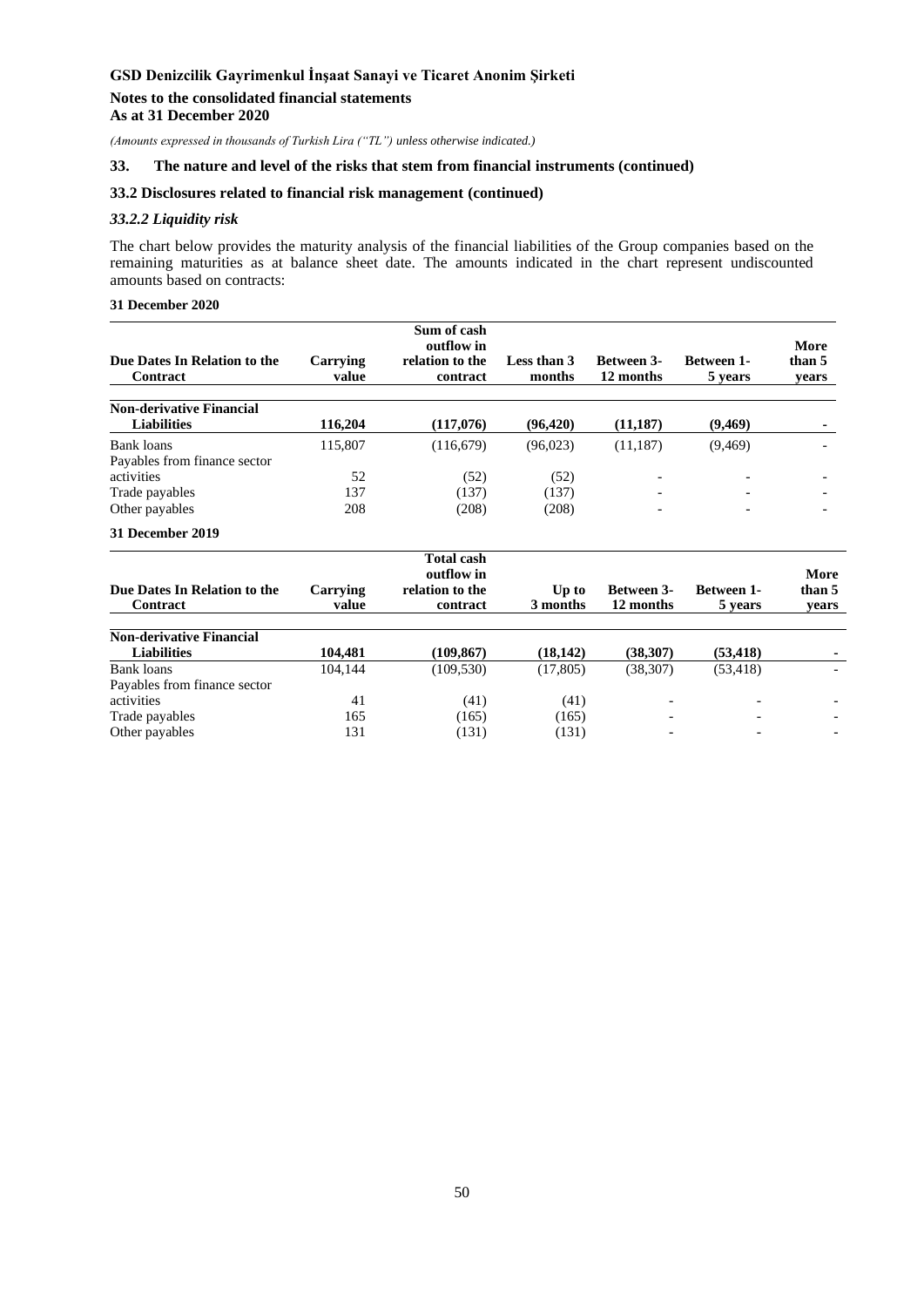**GSD Denizcilik Gayrimenkul İnşaat Sanayi ve Ticaret Anonim Şirketi**

**Notes to the consolidated financial statements**
**As at 31 December 2020**

*(Amounts expressed in thousands of Turkish Lira ("TL") unless otherwise indicated.)*

## 33. The nature and level of the risks that stem from financial instruments (continued)

### 33.2 Disclosures related to financial risk management (continued)

#### *33.2.2 Liquidity risk*

The chart below provides the maturity analysis of the financial liabilities of the Group companies based on the remaining maturities as at balance sheet date. The amounts indicated in the chart represent undiscounted amounts based on contracts:

**31 December 2020**

| Due Dates In Relation to the Contract | Carrying value | Sum of cash outflow in relation to the contract | Less than 3 months | Between 3-12 months | Between 1-5 years | More than 5 years |
|---|---|---|---|---|---|---|
| **Non-derivative Financial Liabilities** | **116,204** | **(117,076)** | **(96,420)** | **(11,187)** | **(9,469)** | **-** |
| Bank loans | 115,807 | (116,679) | (96,023) | (11,187) | (9,469) | - |
| Payables from finance sector activities | 52 | (52) | (52) | - | - | - |
| Trade payables | 137 | (137) | (137) | - | - | - |
| Other payables | 208 | (208) | (208) | - | - | - |

**31 December 2019**

| Due Dates In Relation to the Contract | Carrying value | Total cash outflow in relation to the contract | Up to 3 months | Between 3-12 months | Between 1-5 years | More than 5 years |
|---|---|---|---|---|---|---|
| **Non-derivative Financial Liabilities** | **104,481** | **(109,867)** | **(18,142)** | **(38,307)** | **(53,418)** | **-** |
| Bank loans | 104,144 | (109,530) | (17,805) | (38,307) | (53,418) | - |
| Payables from finance sector activities | 41 | (41) | (41) | - | - | - |
| Trade payables | 165 | (165) | (165) | - | - | - |
| Other payables | 131 | (131) | (131) | - | - | - |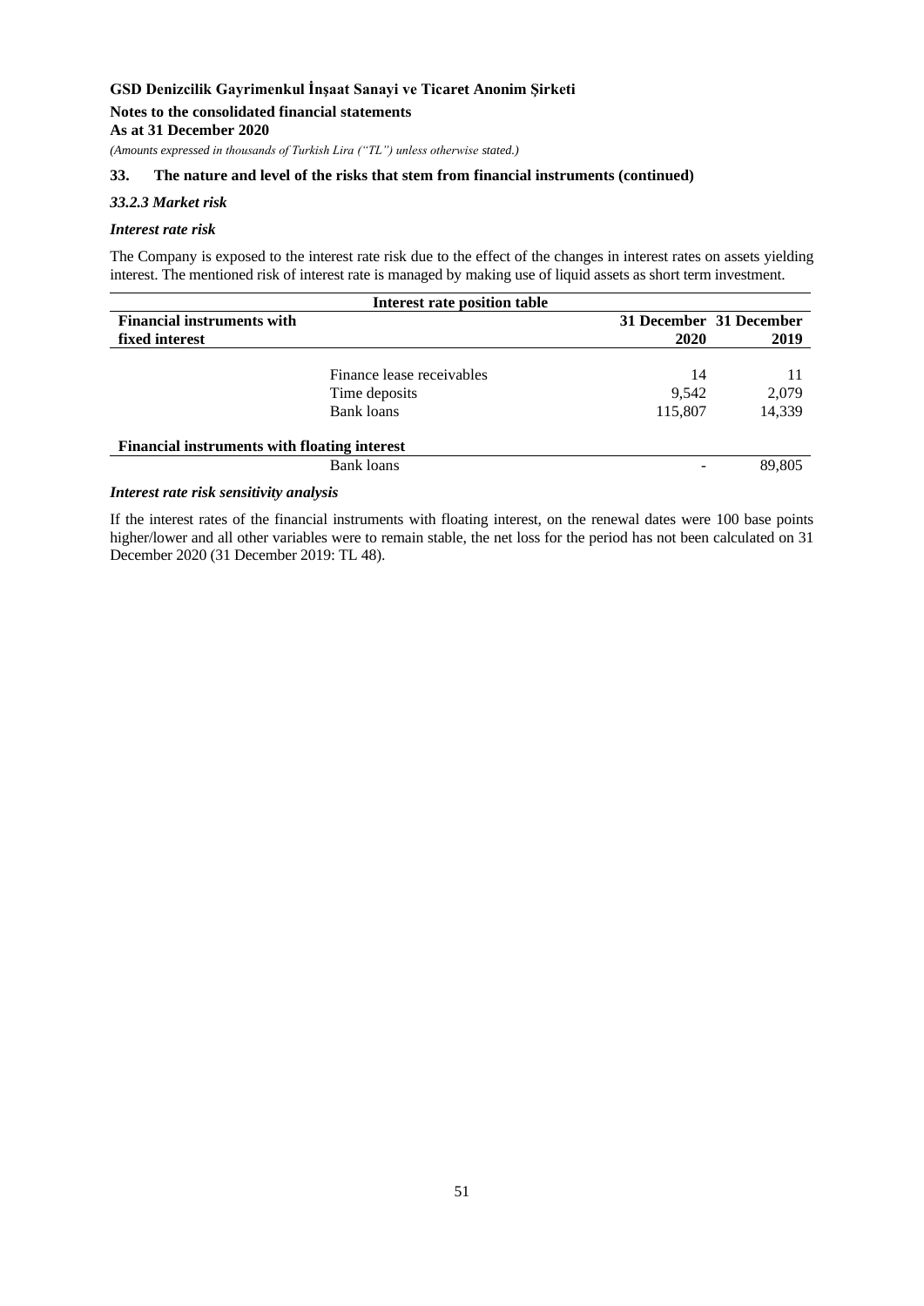### 33. The nature and level of the risks that stem from financial instruments (continued)

#### *33.2.3 Market risk*

***Interest rate risk***

The Company is exposed to the interest rate risk due to the effect of the changes in interest rates on assets yielding interest. The mentioned risk of interest rate is managed by making use of liquid assets as short term investment.

| Interest rate position table | | | |
|---|---|---|---|
| **Financial instruments with fixed interest** | | **31 December 2020** | **31 December 2019** |
| | Finance lease receivables | 14 | 11 |
| | Time deposits | 9,542 | 2,079 |
| | Bank loans | 115,807 | 14,339 |
| **Financial instruments with floating interest** | | | |
| | Bank loans | - | 89,805 |

***Interest rate risk sensitivity analysis***

If the interest rates of the financial instruments with floating interest, on the renewal dates were 100 base points higher/lower and all other variables were to remain stable, the net loss for the period has not been calculated on 31 December 2020 (31 December 2019: TL 48).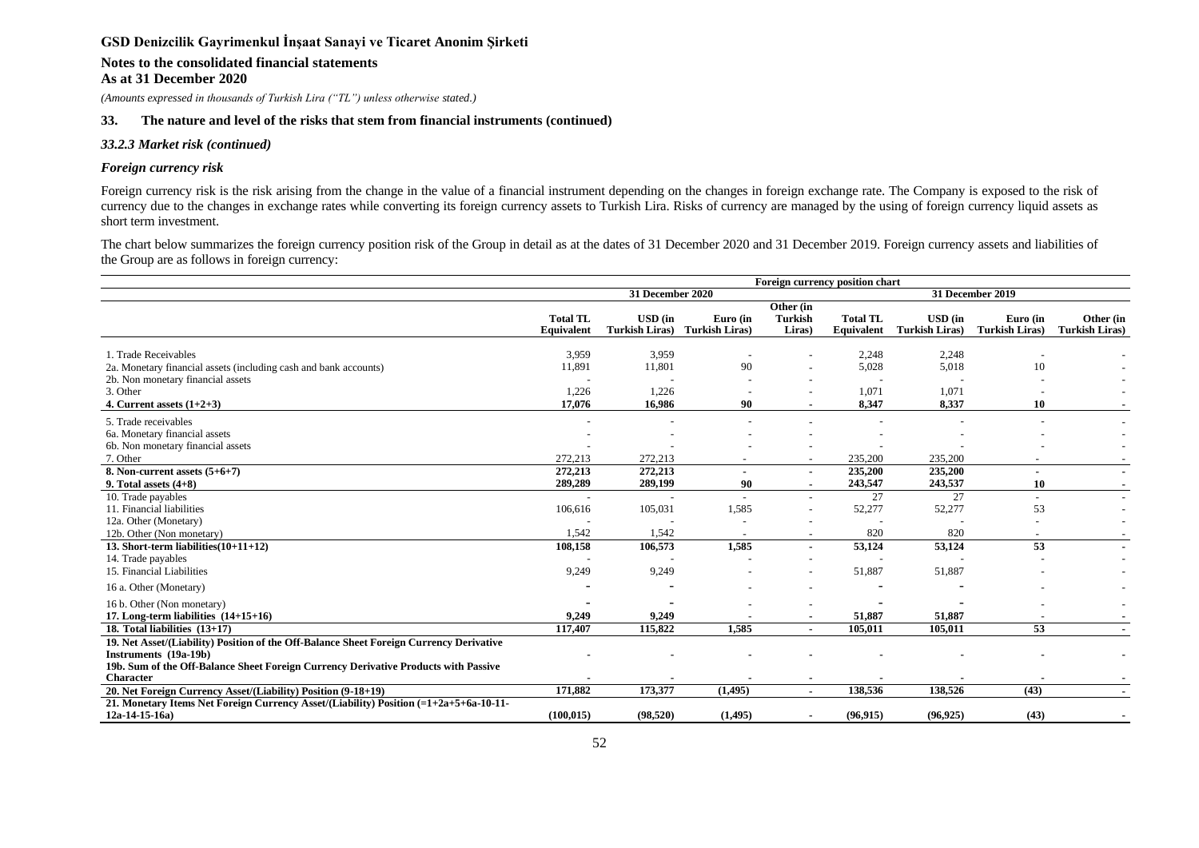# GSD Denizcilik Gayrimenkul İnşaat Sanayi ve Ticaret Anonim Şirketi

## Notes to the consolidated financial statements
## As at 31 December 2020

*(Amounts expressed in thousands of Turkish Lira ("TL") unless otherwise stated.)*

### 33. The nature and level of the risks that stem from financial instruments (continued)

*33.2.3 Market risk (continued)*

***Foreign currency risk***

Foreign currency risk is the risk arising from the change in the value of a financial instrument depending on the changes in foreign exchange rate. The Company is exposed to the risk of currency due to the changes in exchange rates while converting its foreign currency assets to Turkish Lira. Risks of currency are managed by the using of foreign currency liquid assets as short term investment.

The chart below summarizes the foreign currency position risk of the Group in detail as at the dates of 31 December 2020 and 31 December 2019. Foreign currency assets and liabilities of the Group are as follows in foreign currency:

| | Foreign currency position chart | | | | | | | |
|---|---|---|---|---|---|---|---|---|
| | 31 December 2020 | | | | 31 December 2019 | | | |
| | Total TL Equivalent | USD (in Turkish Liras) | Euro (in Turkish Liras) | Other (in Turkish Liras) | Total TL Equivalent | USD (in Turkish Liras) | Euro (in Turkish Liras) | Other (in Turkish Liras) |
| 1. Trade Receivables | 3,959 | 3,959 | - | - | 2,248 | 2,248 | - | - |
| 2a. Monetary financial assets (including cash and bank accounts) | 11,891 | 11,801 | 90 | - | 5,028 | 5,018 | 10 | - |
| 2b. Non monetary financial assets | - | - | - | - | - | - | - | - |
| 3. Other | 1,226 | 1,226 | - | - | 1,071 | 1,071 | - | - |
| **4. Current assets (1+2+3)** | **17,076** | **16,986** | **90** | **-** | **8,347** | **8,337** | **10** | **-** |
| 5. Trade receivables | - | - | - | - | - | - | - | - |
| 6a. Monetary financial assets | - | - | - | - | - | - | - | - |
| 6b. Non monetary financial assets | - | - | - | - | - | - | - | - |
| 7. Other | 272,213 | 272,213 | - | - | 235,200 | 235,200 | - | - |
| **8. Non-current assets (5+6+7)** | **272,213** | **272,213** | **-** | **-** | **235,200** | **235,200** | **-** | **-** |
| **9. Total assets (4+8)** | **289,289** | **289,199** | **90** | **-** | **243,547** | **243,537** | **10** | **-** |
| 10. Trade payables | - | - | - | - | 27 | 27 | - | - |
| 11. Financial liabilities | 106,616 | 105,031 | 1,585 | - | 52,277 | 52,277 | 53 | - |
| 12a. Other (Monetary) | - | - | - | - | - | - | - | - |
| 12b. Other (Non monetary) | 1,542 | 1,542 | - | - | 820 | 820 | - | - |
| **13. Short-term liabilities(10+11+12)** | **108,158** | **106,573** | **1,585** | **-** | **53,124** | **53,124** | **53** | **-** |
| 14. Trade payables | - | - | - | - | - | - | - | - |
| 15. Financial Liabilities | 9,249 | 9,249 | - | - | 51,887 | 51,887 | - | - |
| 16 a. Other (Monetary) | - | - | - | - | - | - | - | - |
| 16 b. Other (Non monetary) | - | - | - | - | - | - | - | - |
| **17. Long-term liabilities (14+15+16)** | **9,249** | **9,249** | **-** | **-** | **51,887** | **51,887** | **-** | **-** |
| **18. Total liabilities (13+17)** | **117,407** | **115,822** | **1,585** | **-** | **105,011** | **105,011** | **53** | **-** |
| **19. Net Asset/(Liability) Position of the Off-Balance Sheet Foreign Currency Derivative Instruments (19a-19b)** | **-** | **-** | **-** | **-** | **-** | **-** | **-** | **-** |
| **19b. Sum of the Off-Balance Sheet Foreign Currency Derivative Products with Passive Character** | **-** | **-** | **-** | **-** | **-** | **-** | **-** | **-** |
| **20. Net Foreign Currency Asset/(Liability) Position (9-18+19)** | **171,882** | **173,377** | **(1,495)** | **-** | **138,536** | **138,526** | **(43)** | **-** |
| **21. Monetary Items Net Foreign Currency Asset/(Liability) Position (=1+2a+5+6a-10-11-12a-14-15-16a)** | **(100,015)** | **(98,520)** | **(1,495)** | **-** | **(96,915)** | **(96,925)** | **(43)** | **-** |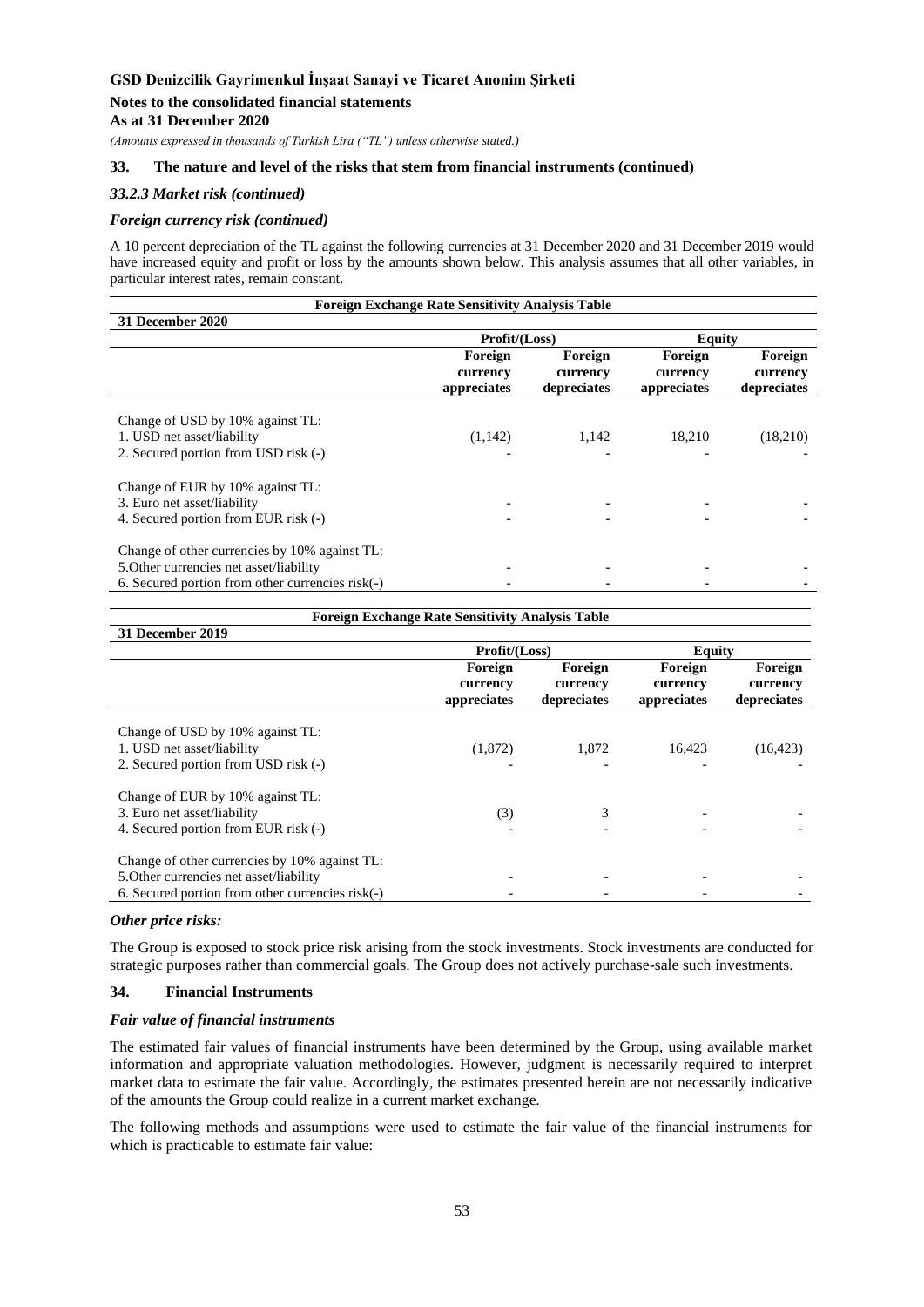## 33. The nature and level of the risks that stem from financial instruments (continued)

### *33.2.3 Market risk (continued)*

### *Foreign currency risk (continued)*

A 10 percent depreciation of the TL against the following currencies at 31 December 2020 and 31 December 2019 would have increased equity and profit or loss by the amounts shown below. This analysis assumes that all other variables, in particular interest rates, remain constant.

**Foreign Exchange Rate Sensitivity Analysis Table**

| **31 December 2020** | **Profit/(Loss)** | | **Equity** | |
|---|---|---|---|---|
| | **Foreign currency appreciates** | **Foreign currency depreciates** | **Foreign currency appreciates** | **Foreign currency depreciates** |
| Change of USD by 10% against TL: | | | | |
| 1. USD net asset/liability | (1,142) | 1,142 | 18,210 | (18,210) |
| 2. Secured portion from USD risk (-) | - | - | - | - |
| Change of EUR by 10% against TL: | | | | |
| 3. Euro net asset/liability | - | - | - | - |
| 4. Secured portion from EUR risk (-) | - | - | - | - |
| Change of other currencies by 10% against TL: | | | | |
| 5.Other currencies net asset/liability | - | - | - | - |
| 6. Secured portion from other currencies risk(-) | - | - | - | - |

**Foreign Exchange Rate Sensitivity Analysis Table**

| **31 December 2019** | **Profit/(Loss)** | | **Equity** | |
|---|---|---|---|---|
| | **Foreign currency appreciates** | **Foreign currency depreciates** | **Foreign currency appreciates** | **Foreign currency depreciates** |
| Change of USD by 10% against TL: | | | | |
| 1. USD net asset/liability | (1,872) | 1,872 | 16,423 | (16,423) |
| 2. Secured portion from USD risk (-) | - | - | - | - |
| Change of EUR by 10% against TL: | | | | |
| 3. Euro net asset/liability | (3) | 3 | - | - |
| 4. Secured portion from EUR risk (-) | - | - | - | - |
| Change of other currencies by 10% against TL: | | | | |
| 5.Other currencies net asset/liability | - | - | - | - |
| 6. Secured portion from other currencies risk(-) | - | - | - | - |

### *Other price risks:*

The Group is exposed to stock price risk arising from the stock investments. Stock investments are conducted for strategic purposes rather than commercial goals. The Group does not actively purchase-sale such investments.

## 34. Financial Instruments

### *Fair value of financial instruments*

The estimated fair values of financial instruments have been determined by the Group, using available market information and appropriate valuation methodologies. However, judgment is necessarily required to interpret market data to estimate the fair value. Accordingly, the estimates presented herein are not necessarily indicative of the amounts the Group could realize in a current market exchange.

The following methods and assumptions were used to estimate the fair value of the financial instruments for which is practicable to estimate fair value: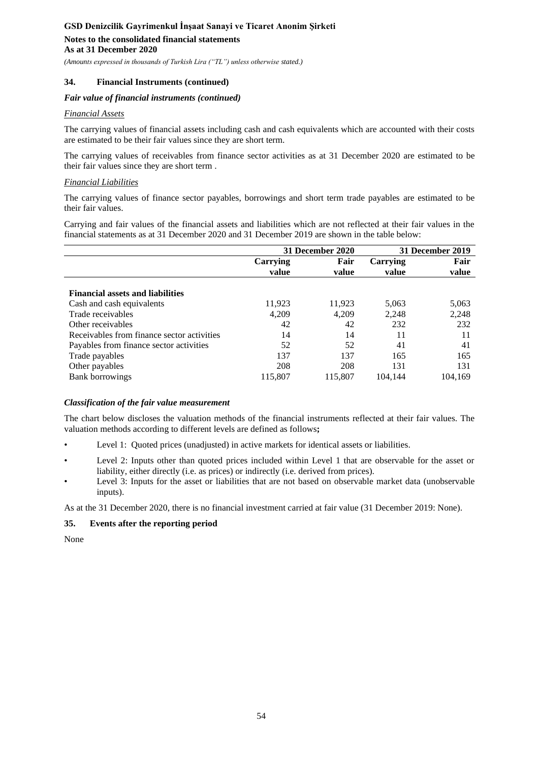## 34. Financial Instruments (continued)

### *Fair value of financial instruments (continued)*

*Financial Assets*

The carrying values of financial assets including cash and cash equivalents which are accounted with their costs are estimated to be their fair values since they are short term.

The carrying values of receivables from finance sector activities as at 31 December 2020 are estimated to be their fair values since they are short term .

*Financial Liabilities*

The carrying values of finance sector payables, borrowings and short term trade payables are estimated to be their fair values.

Carrying and fair values of the financial assets and liabilities which are not reflected at their fair values in the financial statements as at 31 December 2020 and 31 December 2019 are shown in the table below:

| | 31 December 2020 | | 31 December 2019 | |
|---|---|---|---|---|
| | **Carrying value** | **Fair value** | **Carrying value** | **Fair value** |
| **Financial assets and liabilities** | | | | |
| Cash and cash equivalents | 11,923 | 11,923 | 5,063 | 5,063 |
| Trade receivables | 4,209 | 4,209 | 2,248 | 2,248 |
| Other receivables | 42 | 42 | 232 | 232 |
| Receivables from finance sector activities | 14 | 14 | 11 | 11 |
| Payables from finance sector activities | 52 | 52 | 41 | 41 |
| Trade payables | 137 | 137 | 165 | 165 |
| Other payables | 208 | 208 | 131 | 131 |
| Bank borrowings | 115,807 | 115,807 | 104,144 | 104,169 |

### *Classification of the fair value measurement*

The chart below discloses the valuation methods of the financial instruments reflected at their fair values. The valuation methods according to different levels are defined as follows**;**

- Level 1: Quoted prices (unadjusted) in active markets for identical assets or liabilities.
- Level 2: Inputs other than quoted prices included within Level 1 that are observable for the asset or liability, either directly (i.e. as prices) or indirectly (i.e. derived from prices).
- Level 3: Inputs for the asset or liabilities that are not based on observable market data (unobservable inputs).

As at the 31 December 2020, there is no financial investment carried at fair value (31 December 2019: None).

## 35. Events after the reporting period

None